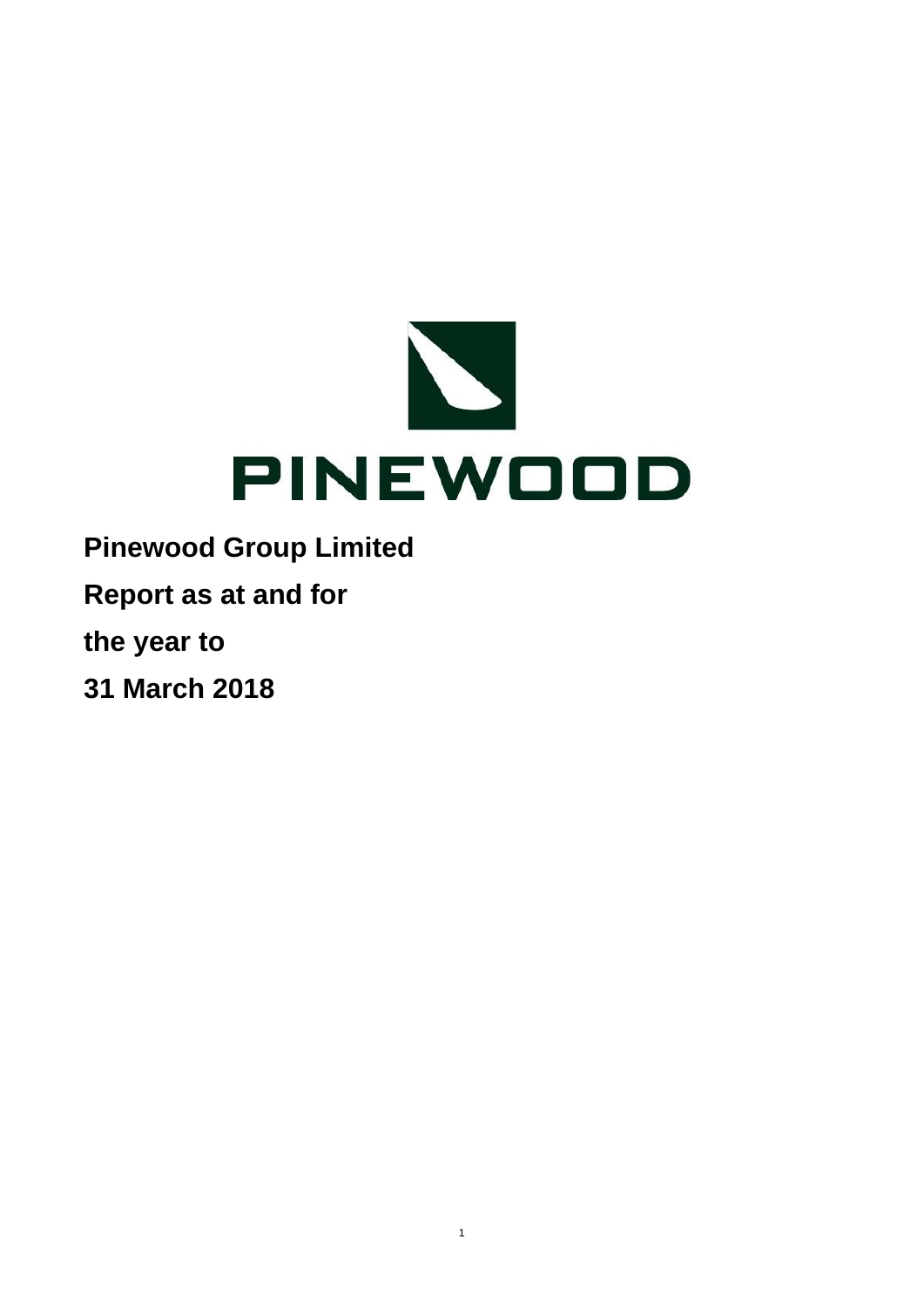PINEWOOD

**Pinewood Group Limited**

**Report as at and for**

**the year to**

**31 March 2018**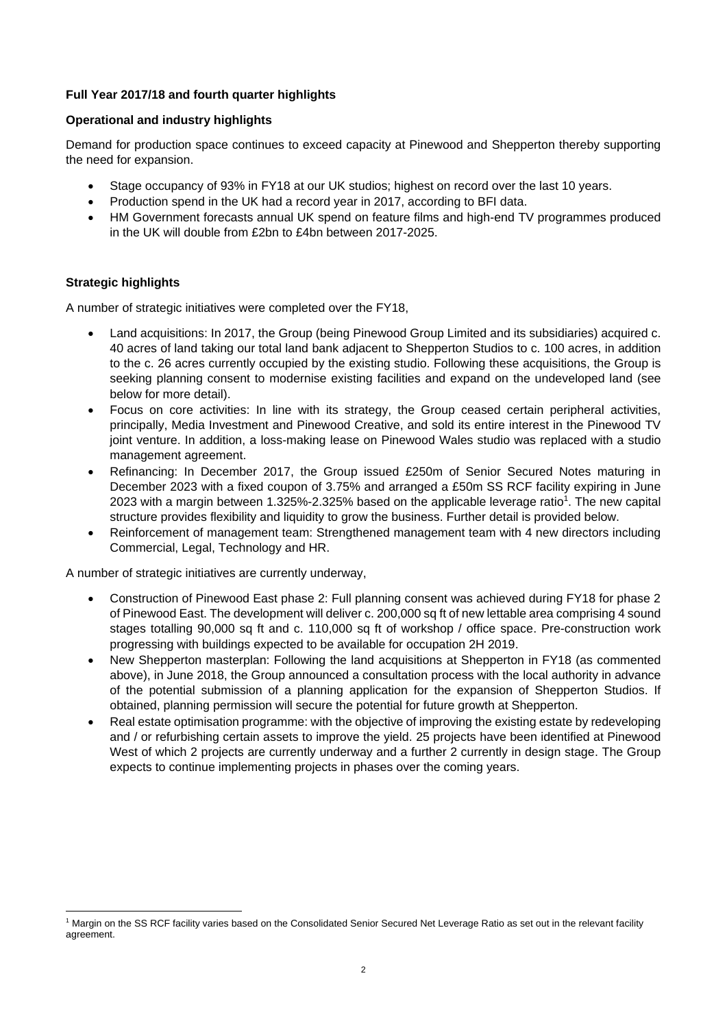**Full Year 2017/18 and fourth quarter highlights**

**Operational and industry highlights**

Demand for production space continues to exceed capacity at Pinewood and Shepperton thereby supporting the need for expansion.

- Stage occupancy of 93% in FY18 at our UK studios; highest on record over the last 10 years.
- Production spend in the UK had a record year in 2017, according to BFI data.
- HM Government forecasts annual UK spend on feature films and high-end TV programmes produced in the UK will double from £2bn to £4bn between 2017-2025.

**Strategic highlights**

A number of strategic initiatives were completed over the FY18,

- Land acquisitions: In 2017, the Group (being Pinewood Group Limited and its subsidiaries) acquired c. 40 acres of land taking our total land bank adjacent to Shepperton Studios to c. 100 acres, in addition to the c. 26 acres currently occupied by the existing studio. Following these acquisitions, the Group is seeking planning consent to modernise existing facilities and expand on the undeveloped land (see below for more detail).
- Focus on core activities: In line with its strategy, the Group ceased certain peripheral activities, principally, Media Investment and Pinewood Creative, and sold its entire interest in the Pinewood TV joint venture. In addition, a loss-making lease on Pinewood Wales studio was replaced with a studio management agreement.
- Refinancing: In December 2017, the Group issued £250m of Senior Secured Notes maturing in December 2023 with a fixed coupon of 3.75% and arranged a £50m SS RCF facility expiring in June 2023 with a margin between 1.325%-2.325% based on the applicable leverage ratio[1]. The new capital structure provides flexibility and liquidity to grow the business. Further detail is provided below.
- Reinforcement of management team: Strengthened management team with 4 new directors including Commercial, Legal, Technology and HR.

A number of strategic initiatives are currently underway,

- Construction of Pinewood East phase 2: Full planning consent was achieved during FY18 for phase 2 of Pinewood East. The development will deliver c. 200,000 sq ft of new lettable area comprising 4 sound stages totalling 90,000 sq ft and c. 110,000 sq ft of workshop / office space. Pre-construction work progressing with buildings expected to be available for occupation 2H 2019.
- New Shepperton masterplan: Following the land acquisitions at Shepperton in FY18 (as commented above), in June 2018, the Group announced a consultation process with the local authority in advance of the potential submission of a planning application for the expansion of Shepperton Studios. If obtained, planning permission will secure the potential for future growth at Shepperton.
- Real estate optimisation programme: with the objective of improving the existing estate by redeveloping and / or refurbishing certain assets to improve the yield. 25 projects have been identified at Pinewood West of which 2 projects are currently underway and a further 2 currently in design stage. The Group expects to continue implementing projects in phases over the coming years.

[1] Margin on the SS RCF facility varies based on the Consolidated Senior Secured Net Leverage Ratio as set out in the relevant facility agreement.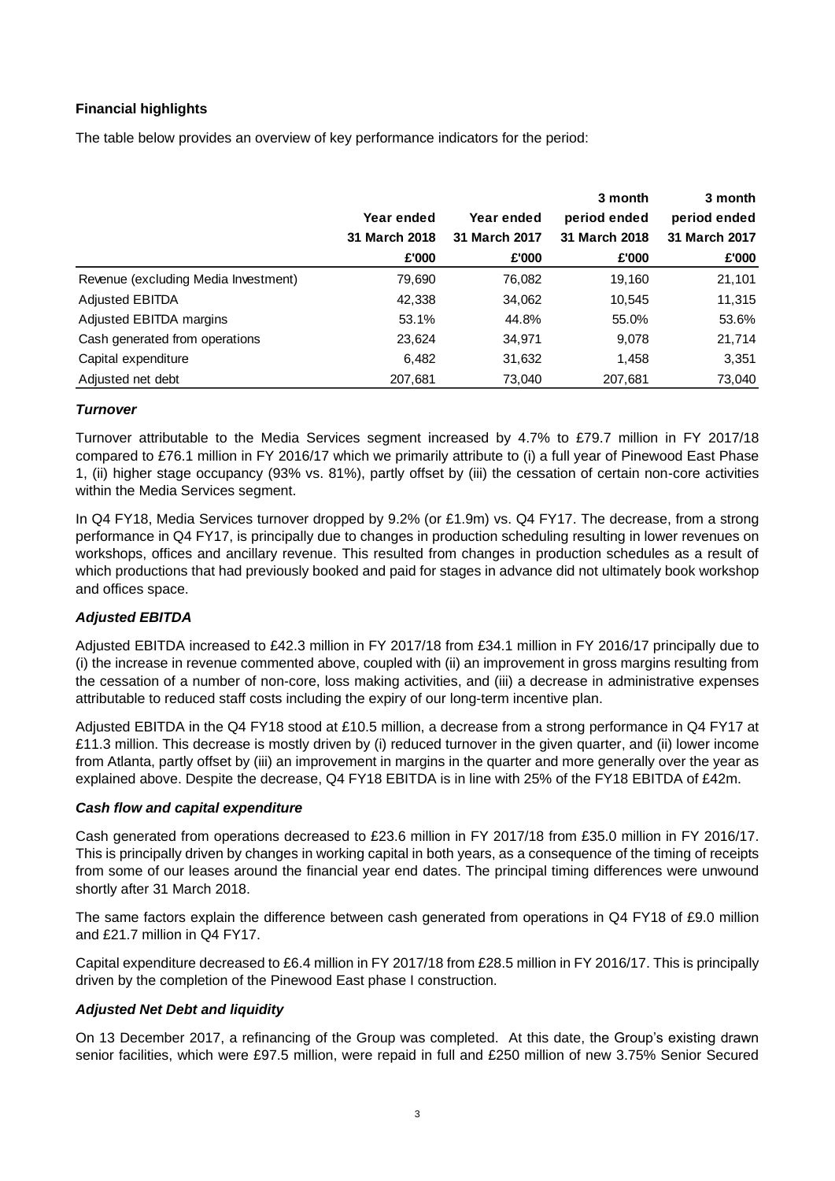**Financial highlights**

The table below provides an overview of key performance indicators for the period:

| | Year ended 31 March 2018 £'000 | Year ended 31 March 2017 £'000 | 3 month period ended 31 March 2018 £'000 | 3 month period ended 31 March 2017 £'000 |
|---|---|---|---|---|
| Revenue (excluding Media Investment) | 79,690 | 76,082 | 19,160 | 21,101 |
| Adjusted EBITDA | 42,338 | 34,062 | 10,545 | 11,315 |
| Adjusted EBITDA margins | 53.1% | 44.8% | 55.0% | 53.6% |
| Cash generated from operations | 23,624 | 34,971 | 9,078 | 21,714 |
| Capital expenditure | 6,482 | 31,632 | 1,458 | 3,351 |
| Adjusted net debt | 207,681 | 73,040 | 207,681 | 73,040 |

***Turnover***

Turnover attributable to the Media Services segment increased by 4.7% to £79.7 million in FY 2017/18 compared to £76.1 million in FY 2016/17 which we primarily attribute to (i) a full year of Pinewood East Phase 1, (ii) higher stage occupancy (93% vs. 81%), partly offset by (iii) the cessation of certain non-core activities within the Media Services segment.

In Q4 FY18, Media Services turnover dropped by 9.2% (or £1.9m) vs. Q4 FY17. The decrease, from a strong performance in Q4 FY17, is principally due to changes in production scheduling resulting in lower revenues on workshops, offices and ancillary revenue. This resulted from changes in production schedules as a result of which productions that had previously booked and paid for stages in advance did not ultimately book workshop and offices space.

***Adjusted EBITDA***

Adjusted EBITDA increased to £42.3 million in FY 2017/18 from £34.1 million in FY 2016/17 principally due to (i) the increase in revenue commented above, coupled with (ii) an improvement in gross margins resulting from the cessation of a number of non-core, loss making activities, and (iii) a decrease in administrative expenses attributable to reduced staff costs including the expiry of our long-term incentive plan.

Adjusted EBITDA in the Q4 FY18 stood at £10.5 million, a decrease from a strong performance in Q4 FY17 at £11.3 million. This decrease is mostly driven by (i) reduced turnover in the given quarter, and (ii) lower income from Atlanta, partly offset by (iii) an improvement in margins in the quarter and more generally over the year as explained above. Despite the decrease, Q4 FY18 EBITDA is in line with 25% of the FY18 EBITDA of £42m.

***Cash flow and capital expenditure***

Cash generated from operations decreased to £23.6 million in FY 2017/18 from £35.0 million in FY 2016/17. This is principally driven by changes in working capital in both years, as a consequence of the timing of receipts from some of our leases around the financial year end dates. The principal timing differences were unwound shortly after 31 March 2018.

The same factors explain the difference between cash generated from operations in Q4 FY18 of £9.0 million and £21.7 million in Q4 FY17.

Capital expenditure decreased to £6.4 million in FY 2017/18 from £28.5 million in FY 2016/17. This is principally driven by the completion of the Pinewood East phase I construction.

***Adjusted Net Debt and liquidity***

On 13 December 2017, a refinancing of the Group was completed. At this date, the Group's existing drawn senior facilities, which were £97.5 million, were repaid in full and £250 million of new 3.75% Senior Secured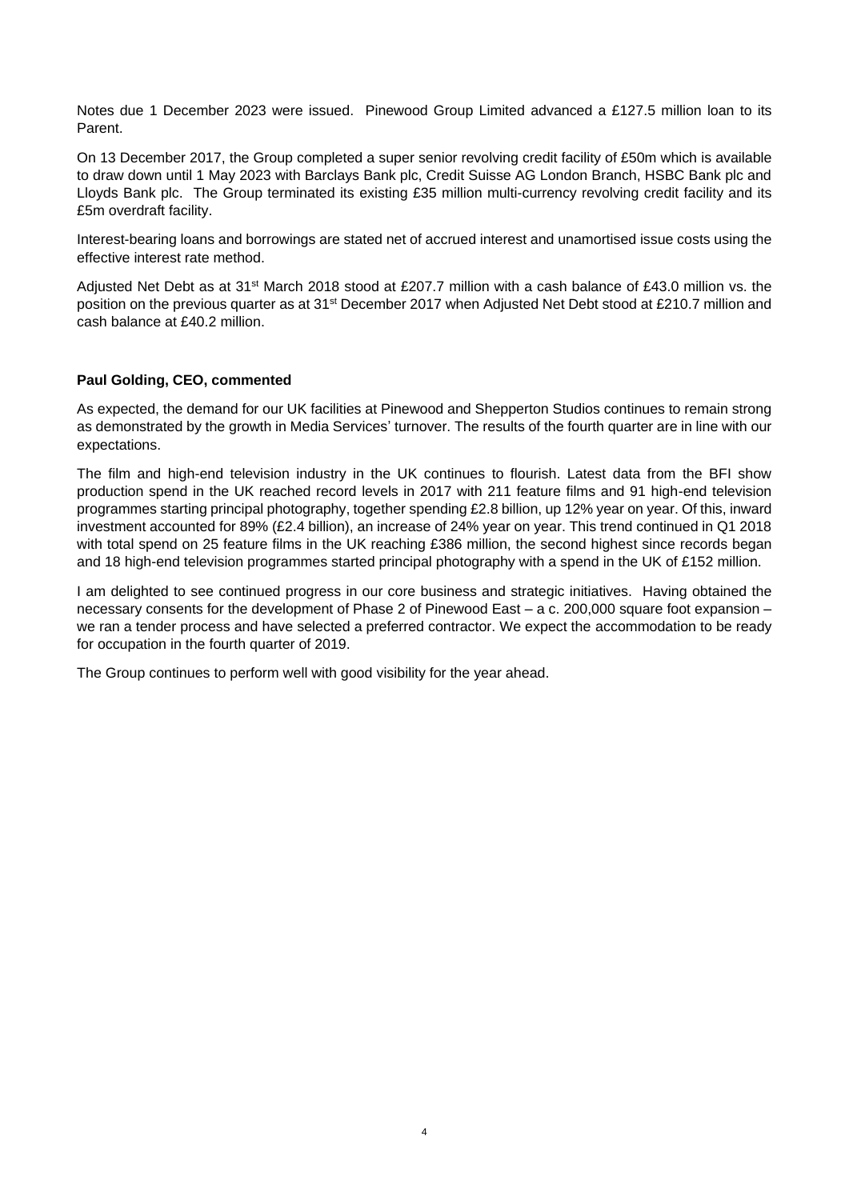Notes due 1 December 2023 were issued. Pinewood Group Limited advanced a £127.5 million loan to its Parent.

On 13 December 2017, the Group completed a super senior revolving credit facility of £50m which is available to draw down until 1 May 2023 with Barclays Bank plc, Credit Suisse AG London Branch, HSBC Bank plc and Lloyds Bank plc. The Group terminated its existing £35 million multi-currency revolving credit facility and its £5m overdraft facility.

Interest-bearing loans and borrowings are stated net of accrued interest and unamortised issue costs using the effective interest rate method.

Adjusted Net Debt as at 31st March 2018 stood at £207.7 million with a cash balance of £43.0 million vs. the position on the previous quarter as at 31st December 2017 when Adjusted Net Debt stood at £210.7 million and cash balance at £40.2 million.

**Paul Golding, CEO, commented**

As expected, the demand for our UK facilities at Pinewood and Shepperton Studios continues to remain strong as demonstrated by the growth in Media Services' turnover. The results of the fourth quarter are in line with our expectations.

The film and high-end television industry in the UK continues to flourish. Latest data from the BFI show production spend in the UK reached record levels in 2017 with 211 feature films and 91 high-end television programmes starting principal photography, together spending £2.8 billion, up 12% year on year. Of this, inward investment accounted for 89% (£2.4 billion), an increase of 24% year on year. This trend continued in Q1 2018 with total spend on 25 feature films in the UK reaching £386 million, the second highest since records began and 18 high-end television programmes started principal photography with a spend in the UK of £152 million.

I am delighted to see continued progress in our core business and strategic initiatives. Having obtained the necessary consents for the development of Phase 2 of Pinewood East – a c. 200,000 square foot expansion – we ran a tender process and have selected a preferred contractor. We expect the accommodation to be ready for occupation in the fourth quarter of 2019.

The Group continues to perform well with good visibility for the year ahead.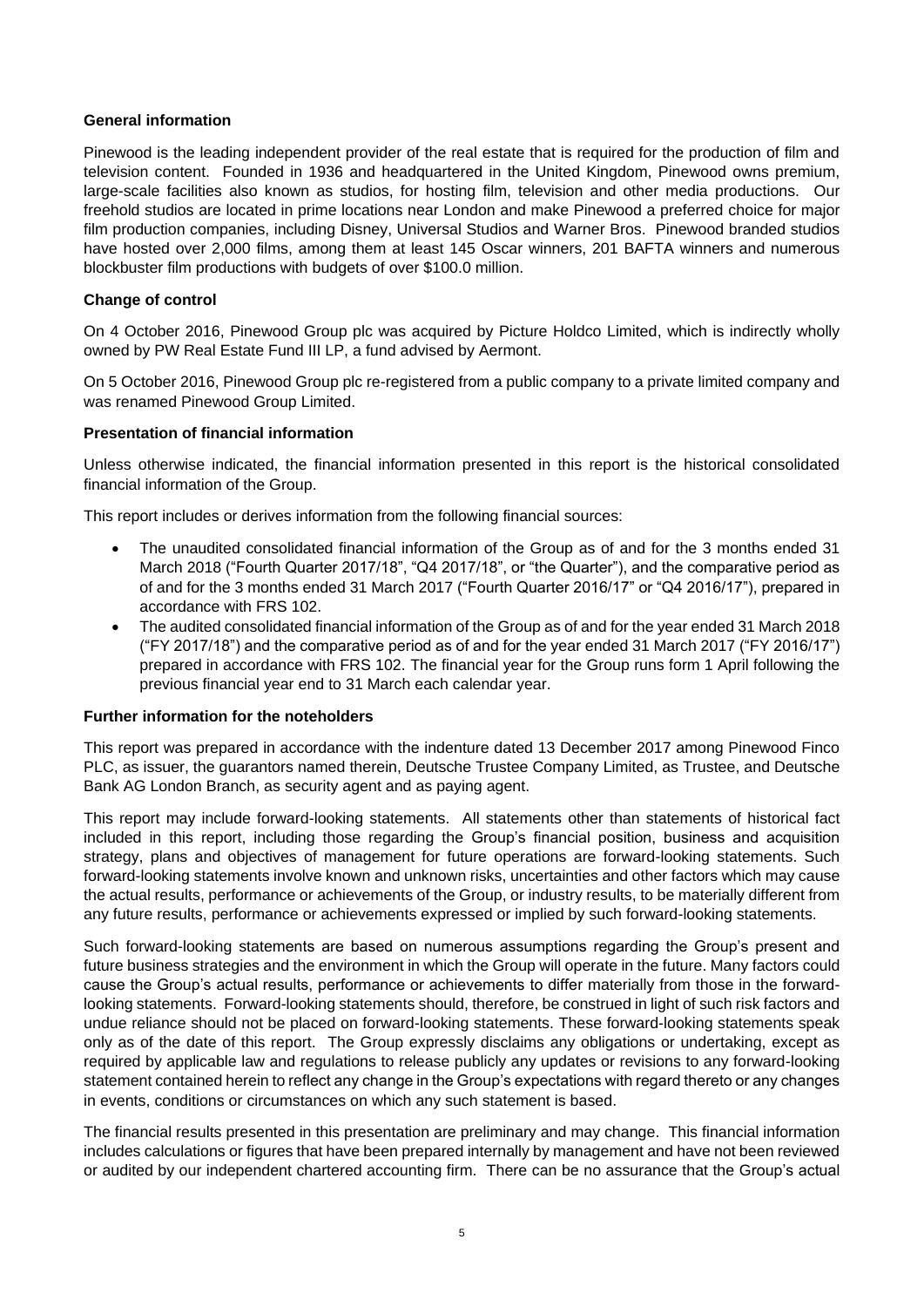### General information

Pinewood is the leading independent provider of the real estate that is required for the production of film and television content. Founded in 1936 and headquartered in the United Kingdom, Pinewood owns premium, large-scale facilities also known as studios, for hosting film, television and other media productions. Our freehold studios are located in prime locations near London and make Pinewood a preferred choice for major film production companies, including Disney, Universal Studios and Warner Bros. Pinewood branded studios have hosted over 2,000 films, among them at least 145 Oscar winners, 201 BAFTA winners and numerous blockbuster film productions with budgets of over $100.0 million.

### Change of control

On 4 October 2016, Pinewood Group plc was acquired by Picture Holdco Limited, which is indirectly wholly owned by PW Real Estate Fund III LP, a fund advised by Aermont.

On 5 October 2016, Pinewood Group plc re-registered from a public company to a private limited company and was renamed Pinewood Group Limited.

### Presentation of financial information

Unless otherwise indicated, the financial information presented in this report is the historical consolidated financial information of the Group.

This report includes or derives information from the following financial sources:

- The unaudited consolidated financial information of the Group as of and for the 3 months ended 31 March 2018 ("Fourth Quarter 2017/18", "Q4 2017/18", or "the Quarter"), and the comparative period as of and for the 3 months ended 31 March 2017 ("Fourth Quarter 2016/17" or "Q4 2016/17"), prepared in accordance with FRS 102.
- The audited consolidated financial information of the Group as of and for the year ended 31 March 2018 ("FY 2017/18") and the comparative period as of and for the year ended 31 March 2017 ("FY 2016/17") prepared in accordance with FRS 102. The financial year for the Group runs form 1 April following the previous financial year end to 31 March each calendar year.

### Further information for the noteholders

This report was prepared in accordance with the indenture dated 13 December 2017 among Pinewood Finco PLC, as issuer, the guarantors named therein, Deutsche Trustee Company Limited, as Trustee, and Deutsche Bank AG London Branch, as security agent and as paying agent.

This report may include forward-looking statements. All statements other than statements of historical fact included in this report, including those regarding the Group's financial position, business and acquisition strategy, plans and objectives of management for future operations are forward-looking statements. Such forward-looking statements involve known and unknown risks, uncertainties and other factors which may cause the actual results, performance or achievements of the Group, or industry results, to be materially different from any future results, performance or achievements expressed or implied by such forward-looking statements.

Such forward-looking statements are based on numerous assumptions regarding the Group's present and future business strategies and the environment in which the Group will operate in the future. Many factors could cause the Group's actual results, performance or achievements to differ materially from those in the forward-looking statements. Forward-looking statements should, therefore, be construed in light of such risk factors and undue reliance should not be placed on forward-looking statements. These forward-looking statements speak only as of the date of this report. The Group expressly disclaims any obligations or undertaking, except as required by applicable law and regulations to release publicly any updates or revisions to any forward-looking statement contained herein to reflect any change in the Group's expectations with regard thereto or any changes in events, conditions or circumstances on which any such statement is based.

The financial results presented in this presentation are preliminary and may change. This financial information includes calculations or figures that have been prepared internally by management and have not been reviewed or audited by our independent chartered accounting firm. There can be no assurance that the Group's actual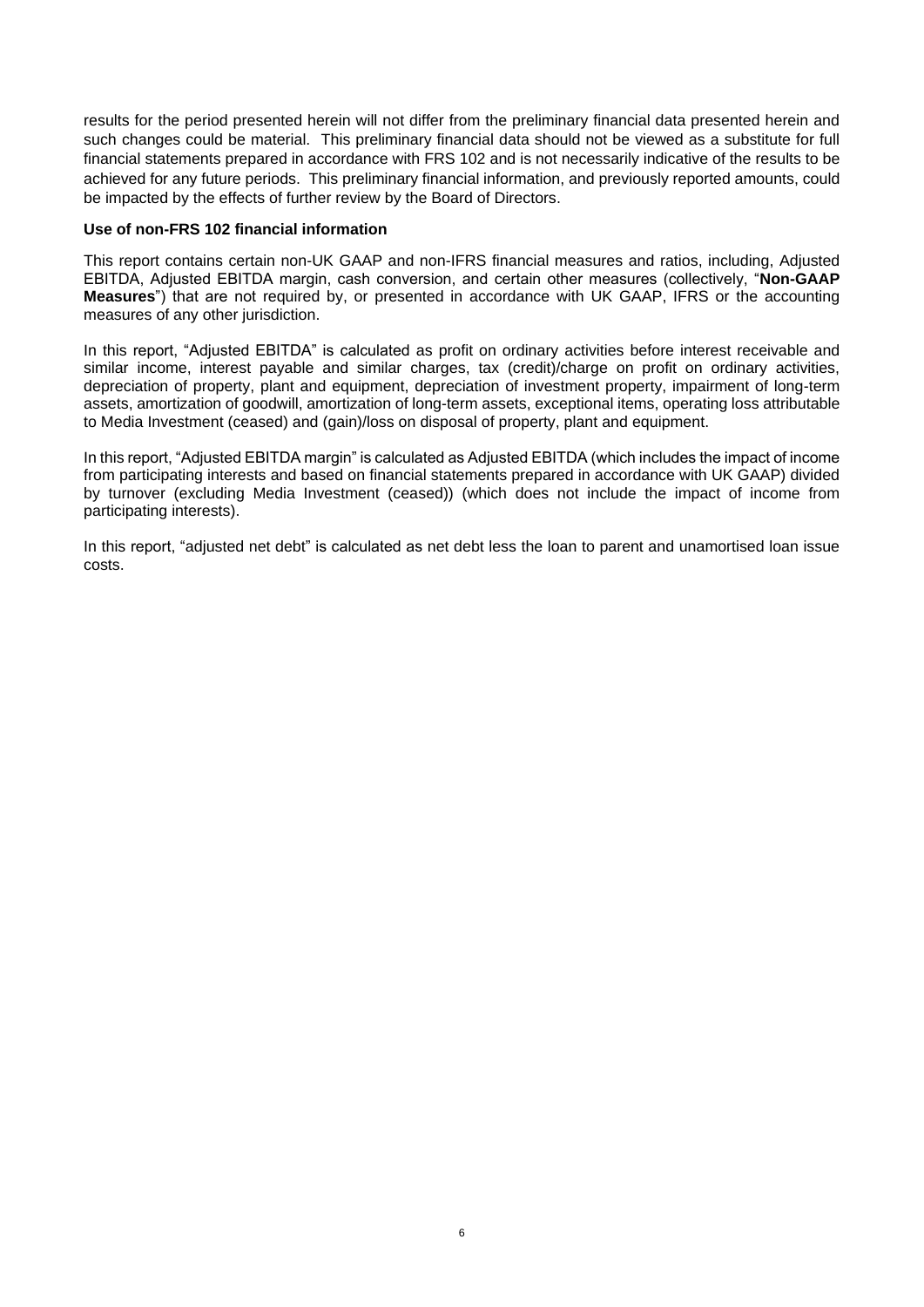results for the period presented herein will not differ from the preliminary financial data presented herein and such changes could be material. This preliminary financial data should not be viewed as a substitute for full financial statements prepared in accordance with FRS 102 and is not necessarily indicative of the results to be achieved for any future periods. This preliminary financial information, and previously reported amounts, could be impacted by the effects of further review by the Board of Directors.

**Use of non-FRS 102 financial information**

This report contains certain non-UK GAAP and non-IFRS financial measures and ratios, including, Adjusted EBITDA, Adjusted EBITDA margin, cash conversion, and certain other measures (collectively, "**Non-GAAP Measures**") that are not required by, or presented in accordance with UK GAAP, IFRS or the accounting measures of any other jurisdiction.

In this report, "Adjusted EBITDA" is calculated as profit on ordinary activities before interest receivable and similar income, interest payable and similar charges, tax (credit)/charge on profit on ordinary activities, depreciation of property, plant and equipment, depreciation of investment property, impairment of long-term assets, amortization of goodwill, amortization of long-term assets, exceptional items, operating loss attributable to Media Investment (ceased) and (gain)/loss on disposal of property, plant and equipment.

In this report, "Adjusted EBITDA margin" is calculated as Adjusted EBITDA (which includes the impact of income from participating interests and based on financial statements prepared in accordance with UK GAAP) divided by turnover (excluding Media Investment (ceased)) (which does not include the impact of income from participating interests).

In this report, "adjusted net debt" is calculated as net debt less the loan to parent and unamortised loan issue costs.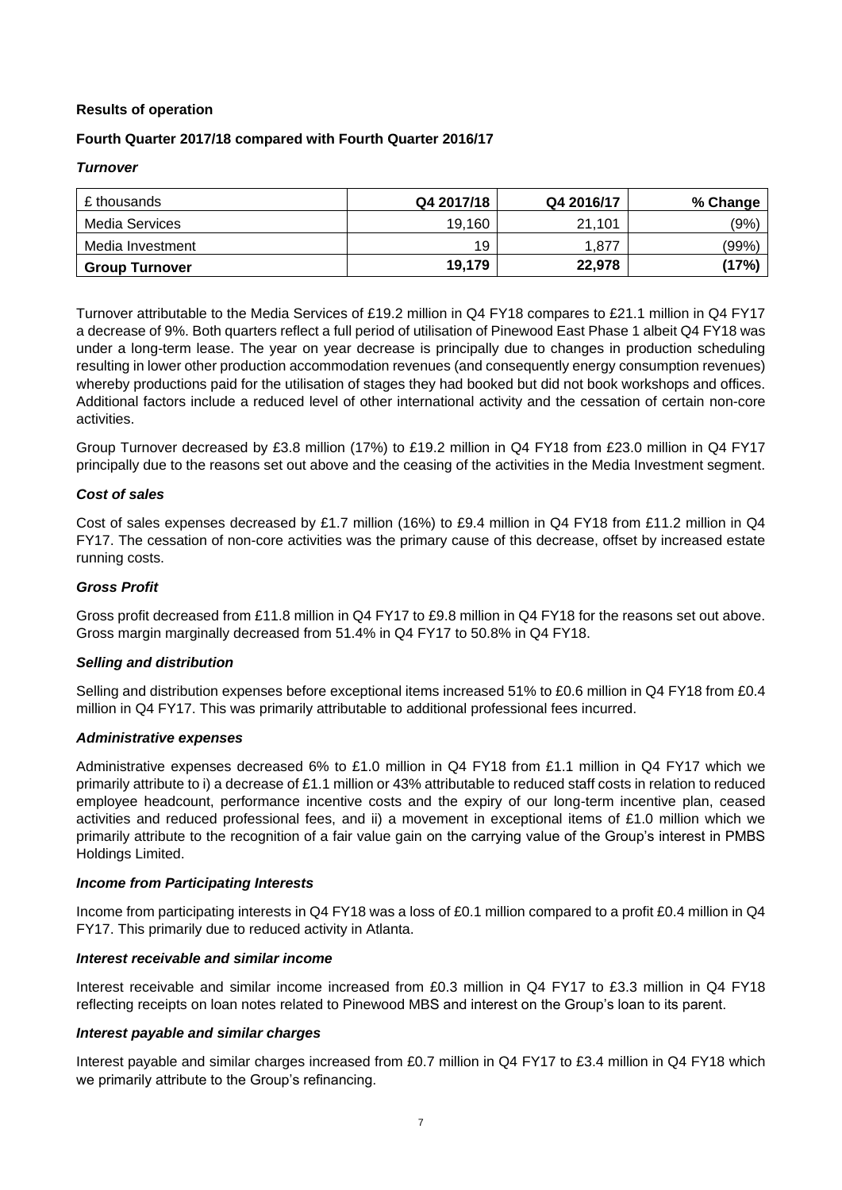**Results of operation**

**Fourth Quarter 2017/18 compared with Fourth Quarter 2016/17**

***Turnover***

| £ thousands | Q4 2017/18 | Q4 2016/17 | % Change |
|---|---|---|---|
| Media Services | 19,160 | 21,101 | (9%) |
| Media Investment | 19 | 1,877 | (99%) |
| **Group Turnover** | **19,179** | **22,978** | **(17%)** |

Turnover attributable to the Media Services of £19.2 million in Q4 FY18 compares to £21.1 million in Q4 FY17 a decrease of 9%. Both quarters reflect a full period of utilisation of Pinewood East Phase 1 albeit Q4 FY18 was under a long-term lease. The year on year decrease is principally due to changes in production scheduling resulting in lower other production accommodation revenues (and consequently energy consumption revenues) whereby productions paid for the utilisation of stages they had booked but did not book workshops and offices. Additional factors include a reduced level of other international activity and the cessation of certain non-core activities.

Group Turnover decreased by £3.8 million (17%) to £19.2 million in Q4 FY18 from £23.0 million in Q4 FY17 principally due to the reasons set out above and the ceasing of the activities in the Media Investment segment.

***Cost of sales***

Cost of sales expenses decreased by £1.7 million (16%) to £9.4 million in Q4 FY18 from £11.2 million in Q4 FY17. The cessation of non-core activities was the primary cause of this decrease, offset by increased estate running costs.

***Gross Profit***

Gross profit decreased from £11.8 million in Q4 FY17 to £9.8 million in Q4 FY18 for the reasons set out above. Gross margin marginally decreased from 51.4% in Q4 FY17 to 50.8% in Q4 FY18.

***Selling and distribution***

Selling and distribution expenses before exceptional items increased 51% to £0.6 million in Q4 FY18 from £0.4 million in Q4 FY17. This was primarily attributable to additional professional fees incurred.

***Administrative expenses***

Administrative expenses decreased 6% to £1.0 million in Q4 FY18 from £1.1 million in Q4 FY17 which we primarily attribute to i) a decrease of £1.1 million or 43% attributable to reduced staff costs in relation to reduced employee headcount, performance incentive costs and the expiry of our long-term incentive plan, ceased activities and reduced professional fees, and ii) a movement in exceptional items of £1.0 million which we primarily attribute to the recognition of a fair value gain on the carrying value of the Group's interest in PMBS Holdings Limited.

***Income from Participating Interests***

Income from participating interests in Q4 FY18 was a loss of £0.1 million compared to a profit £0.4 million in Q4 FY17. This primarily due to reduced activity in Atlanta.

***Interest receivable and similar income***

Interest receivable and similar income increased from £0.3 million in Q4 FY17 to £3.3 million in Q4 FY18 reflecting receipts on loan notes related to Pinewood MBS and interest on the Group's loan to its parent.

***Interest payable and similar charges***

Interest payable and similar charges increased from £0.7 million in Q4 FY17 to £3.4 million in Q4 FY18 which we primarily attribute to the Group's refinancing.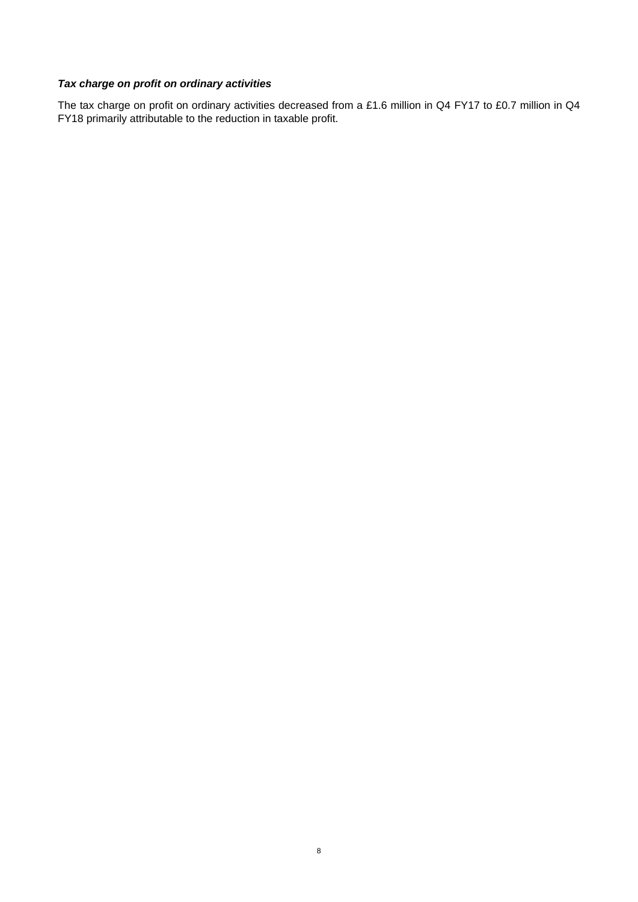***Tax charge on profit on ordinary activities***

The tax charge on profit on ordinary activities decreased from a £1.6 million in Q4 FY17 to £0.7 million in Q4 FY18 primarily attributable to the reduction in taxable profit.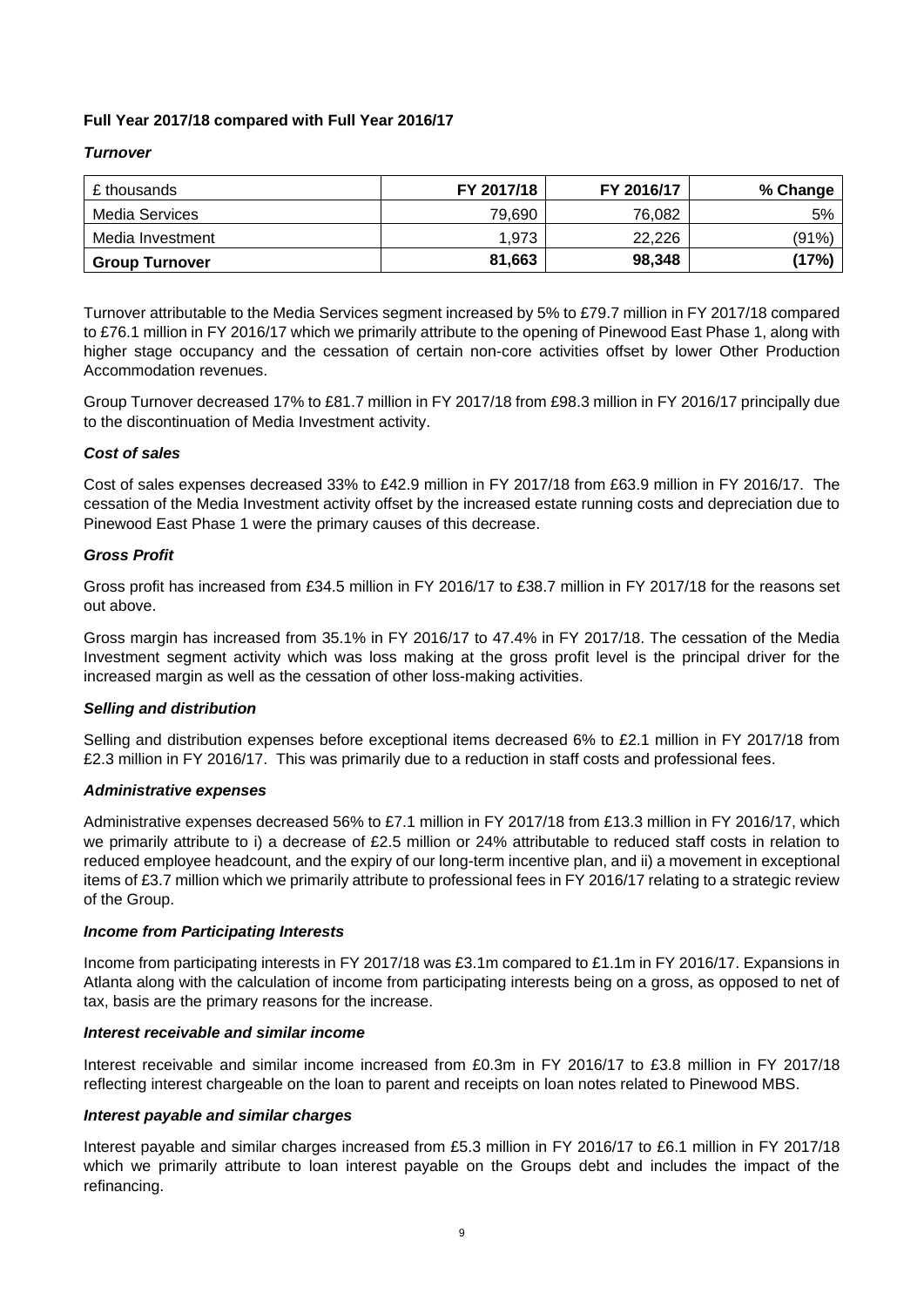**Full Year 2017/18 compared with Full Year 2016/17**

***Turnover***

| £ thousands | FY 2017/18 | FY 2016/17 | % Change |
|---|---|---|---|
| Media Services | 79,690 | 76,082 | 5% |
| Media Investment | 1,973 | 22,226 | (91%) |
| **Group Turnover** | **81,663** | **98,348** | **(17%)** |

Turnover attributable to the Media Services segment increased by 5% to £79.7 million in FY 2017/18 compared to £76.1 million in FY 2016/17 which we primarily attribute to the opening of Pinewood East Phase 1, along with higher stage occupancy and the cessation of certain non-core activities offset by lower Other Production Accommodation revenues.

Group Turnover decreased 17% to £81.7 million in FY 2017/18 from £98.3 million in FY 2016/17 principally due to the discontinuation of Media Investment activity.

***Cost of sales***

Cost of sales expenses decreased 33% to £42.9 million in FY 2017/18 from £63.9 million in FY 2016/17. The cessation of the Media Investment activity offset by the increased estate running costs and depreciation due to Pinewood East Phase 1 were the primary causes of this decrease.

***Gross Profit***

Gross profit has increased from £34.5 million in FY 2016/17 to £38.7 million in FY 2017/18 for the reasons set out above.

Gross margin has increased from 35.1% in FY 2016/17 to 47.4% in FY 2017/18. The cessation of the Media Investment segment activity which was loss making at the gross profit level is the principal driver for the increased margin as well as the cessation of other loss-making activities.

***Selling and distribution***

Selling and distribution expenses before exceptional items decreased 6% to £2.1 million in FY 2017/18 from £2.3 million in FY 2016/17. This was primarily due to a reduction in staff costs and professional fees.

***Administrative expenses***

Administrative expenses decreased 56% to £7.1 million in FY 2017/18 from £13.3 million in FY 2016/17, which we primarily attribute to i) a decrease of £2.5 million or 24% attributable to reduced staff costs in relation to reduced employee headcount, and the expiry of our long-term incentive plan, and ii) a movement in exceptional items of £3.7 million which we primarily attribute to professional fees in FY 2016/17 relating to a strategic review of the Group.

***Income from Participating Interests***

Income from participating interests in FY 2017/18 was £3.1m compared to £1.1m in FY 2016/17. Expansions in Atlanta along with the calculation of income from participating interests being on a gross, as opposed to net of tax, basis are the primary reasons for the increase.

***Interest receivable and similar income***

Interest receivable and similar income increased from £0.3m in FY 2016/17 to £3.8 million in FY 2017/18 reflecting interest chargeable on the loan to parent and receipts on loan notes related to Pinewood MBS.

***Interest payable and similar charges***

Interest payable and similar charges increased from £5.3 million in FY 2016/17 to £6.1 million in FY 2017/18 which we primarily attribute to loan interest payable on the Groups debt and includes the impact of the refinancing.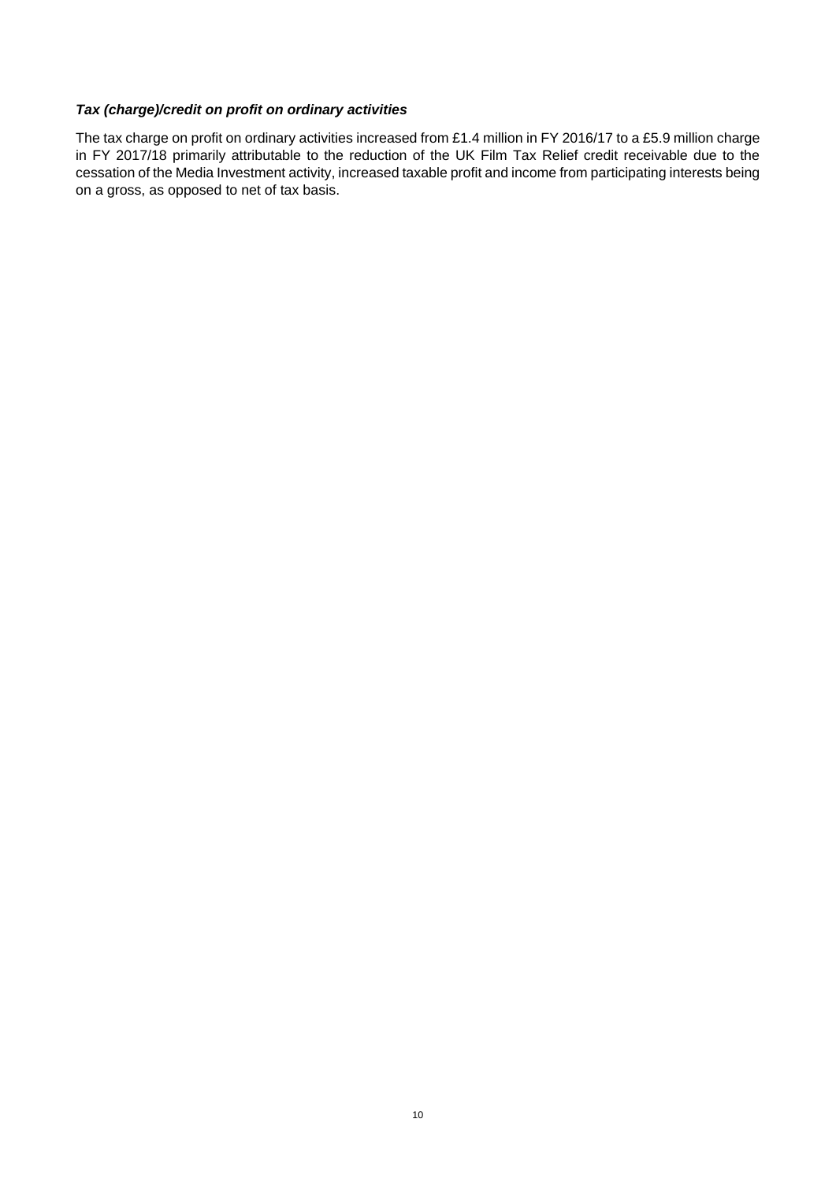***Tax (charge)/credit on profit on ordinary activities***

The tax charge on profit on ordinary activities increased from £1.4 million in FY 2016/17 to a £5.9 million charge in FY 2017/18 primarily attributable to the reduction of the UK Film Tax Relief credit receivable due to the cessation of the Media Investment activity, increased taxable profit and income from participating interests being on a gross, as opposed to net of tax basis.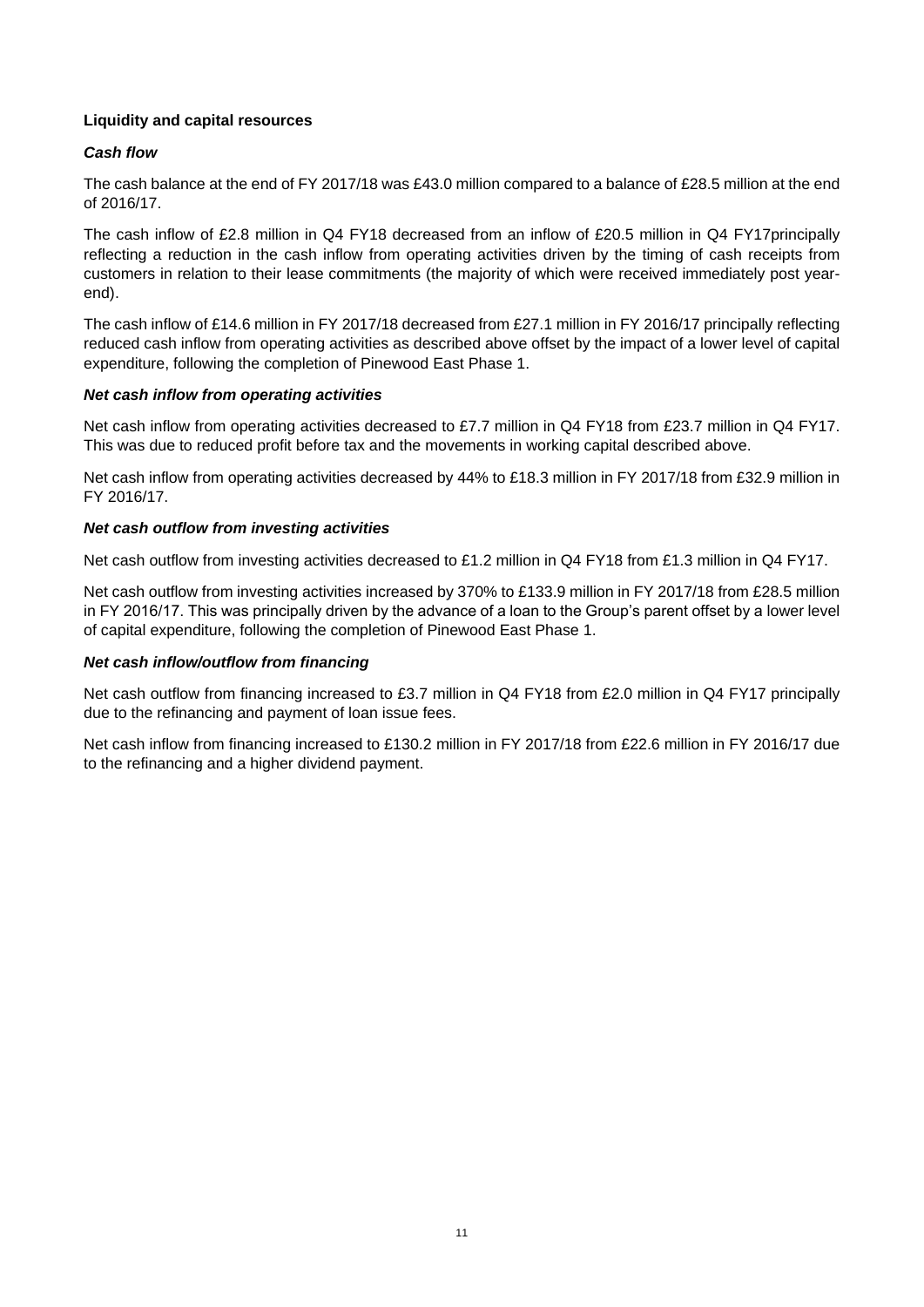**Liquidity and capital resources**

***Cash flow***

The cash balance at the end of FY 2017/18 was £43.0 million compared to a balance of £28.5 million at the end of 2016/17.

The cash inflow of £2.8 million in Q4 FY18 decreased from an inflow of £20.5 million in Q4 FY17principally reflecting a reduction in the cash inflow from operating activities driven by the timing of cash receipts from customers in relation to their lease commitments (the majority of which were received immediately post year-end).

The cash inflow of £14.6 million in FY 2017/18 decreased from £27.1 million in FY 2016/17 principally reflecting reduced cash inflow from operating activities as described above offset by the impact of a lower level of capital expenditure, following the completion of Pinewood East Phase 1.

***Net cash inflow from operating activities***

Net cash inflow from operating activities decreased to £7.7 million in Q4 FY18 from £23.7 million in Q4 FY17. This was due to reduced profit before tax and the movements in working capital described above.

Net cash inflow from operating activities decreased by 44% to £18.3 million in FY 2017/18 from £32.9 million in FY 2016/17.

***Net cash outflow from investing activities***

Net cash outflow from investing activities decreased to £1.2 million in Q4 FY18 from £1.3 million in Q4 FY17.

Net cash outflow from investing activities increased by 370% to £133.9 million in FY 2017/18 from £28.5 million in FY 2016/17. This was principally driven by the advance of a loan to the Group's parent offset by a lower level of capital expenditure, following the completion of Pinewood East Phase 1.

***Net cash inflow/outflow from financing***

Net cash outflow from financing increased to £3.7 million in Q4 FY18 from £2.0 million in Q4 FY17 principally due to the refinancing and payment of loan issue fees.

Net cash inflow from financing increased to £130.2 million in FY 2017/18 from £22.6 million in FY 2016/17 due to the refinancing and a higher dividend payment.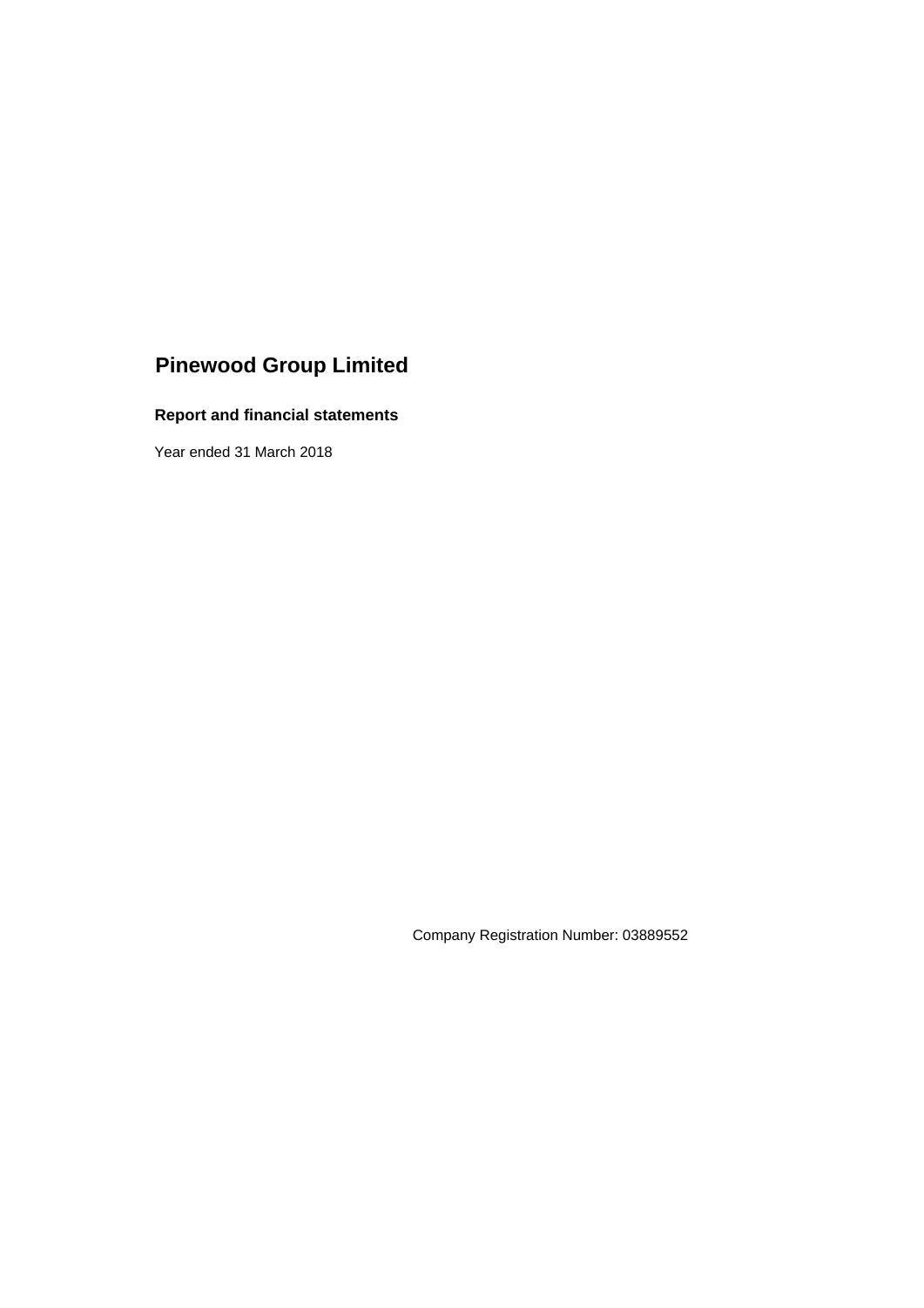# Pinewood Group Limited

## Report and financial statements

Year ended 31 March 2018

Company Registration Number: 03889552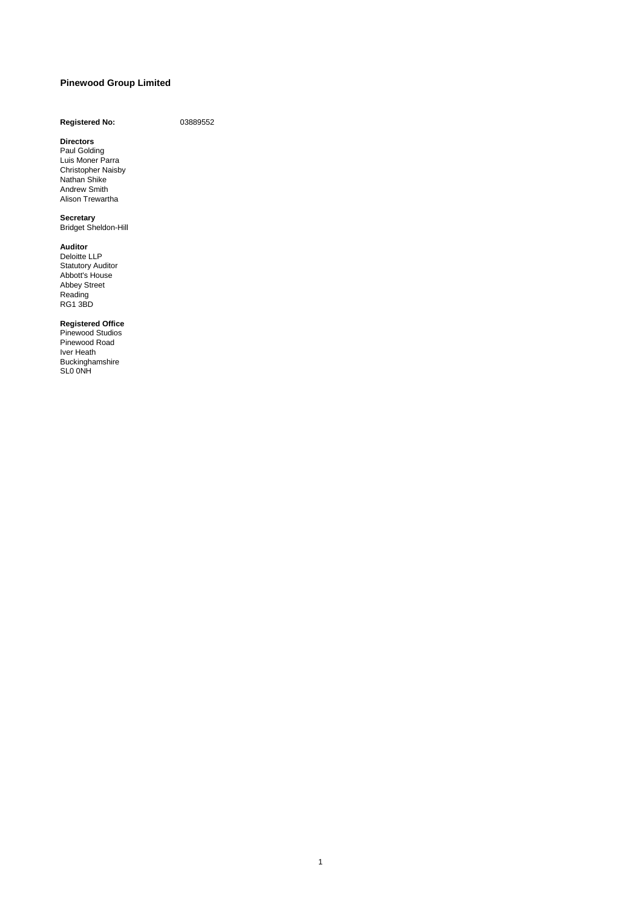# Pinewood Group Limited

**Registered No:** 03889552

**Directors**
Paul Golding
Luis Moner Parra
Christopher Naisby
Nathan Shike
Andrew Smith
Alison Trewartha

**Secretary**
Bridget Sheldon-Hill

**Auditor**
Deloitte LLP
Statutory Auditor
Abbott's House
Abbey Street
Reading
RG1 3BD

**Registered Office**
Pinewood Studios
Pinewood Road
Iver Heath
Buckinghamshire
SL0 0NH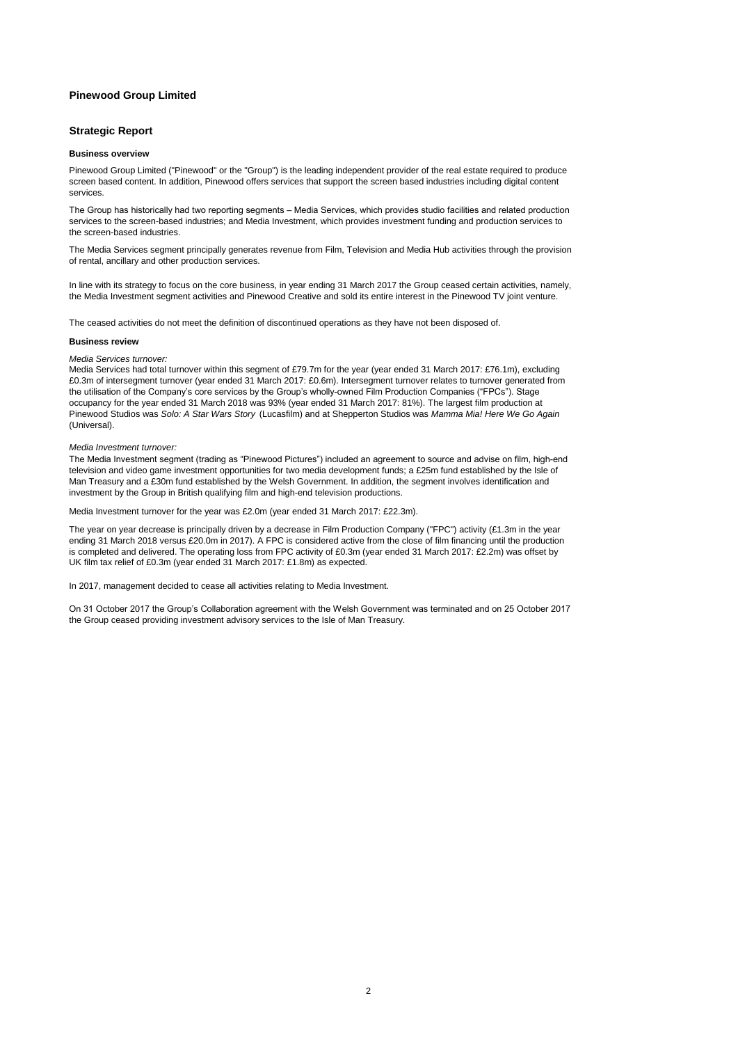# Pinewood Group Limited

## Strategic Report

### Business overview

Pinewood Group Limited ("Pinewood" or the "Group") is the leading independent provider of the real estate required to produce screen based content. In addition, Pinewood offers services that support the screen based industries including digital content services.

The Group has historically had two reporting segments – Media Services, which provides studio facilities and related production services to the screen-based industries; and Media Investment, which provides investment funding and production services to the screen-based industries.

The Media Services segment principally generates revenue from Film, Television and Media Hub activities through the provision of rental, ancillary and other production services.

In line with its strategy to focus on the core business, in year ending 31 March 2017 the Group ceased certain activities, namely, the Media Investment segment activities and Pinewood Creative and sold its entire interest in the Pinewood TV joint venture.

The ceased activities do not meet the definition of discontinued operations as they have not been disposed of.

### Business review

*Media Services turnover:*

Media Services had total turnover within this segment of £79.7m for the year (year ended 31 March 2017: £76.1m), excluding £0.3m of intersegment turnover (year ended 31 March 2017: £0.6m). Intersegment turnover relates to turnover generated from the utilisation of the Company's core services by the Group's wholly-owned Film Production Companies ("FPCs"). Stage occupancy for the year ended 31 March 2018 was 93% (year ended 31 March 2017: 81%). The largest film production at Pinewood Studios was *Solo: A Star Wars Story* (Lucasfilm) and at Shepperton Studios was *Mamma Mia! Here We Go Again* (Universal).

*Media Investment turnover:*

The Media Investment segment (trading as "Pinewood Pictures") included an agreement to source and advise on film, high-end television and video game investment opportunities for two media development funds; a £25m fund established by the Isle of Man Treasury and a £30m fund established by the Welsh Government. In addition, the segment involves identification and investment by the Group in British qualifying film and high-end television productions.

Media Investment turnover for the year was £2.0m (year ended 31 March 2017: £22.3m).

The year on year decrease is principally driven by a decrease in Film Production Company ("FPC") activity (£1.3m in the year ending 31 March 2018 versus £20.0m in 2017). A FPC is considered active from the close of film financing until the production is completed and delivered. The operating loss from FPC activity of £0.3m (year ended 31 March 2017: £2.2m) was offset by UK film tax relief of £0.3m (year ended 31 March 2017: £1.8m) as expected.

In 2017, management decided to cease all activities relating to Media Investment.

On 31 October 2017 the Group's Collaboration agreement with the Welsh Government was terminated and on 25 October 2017 the Group ceased providing investment advisory services to the Isle of Man Treasury.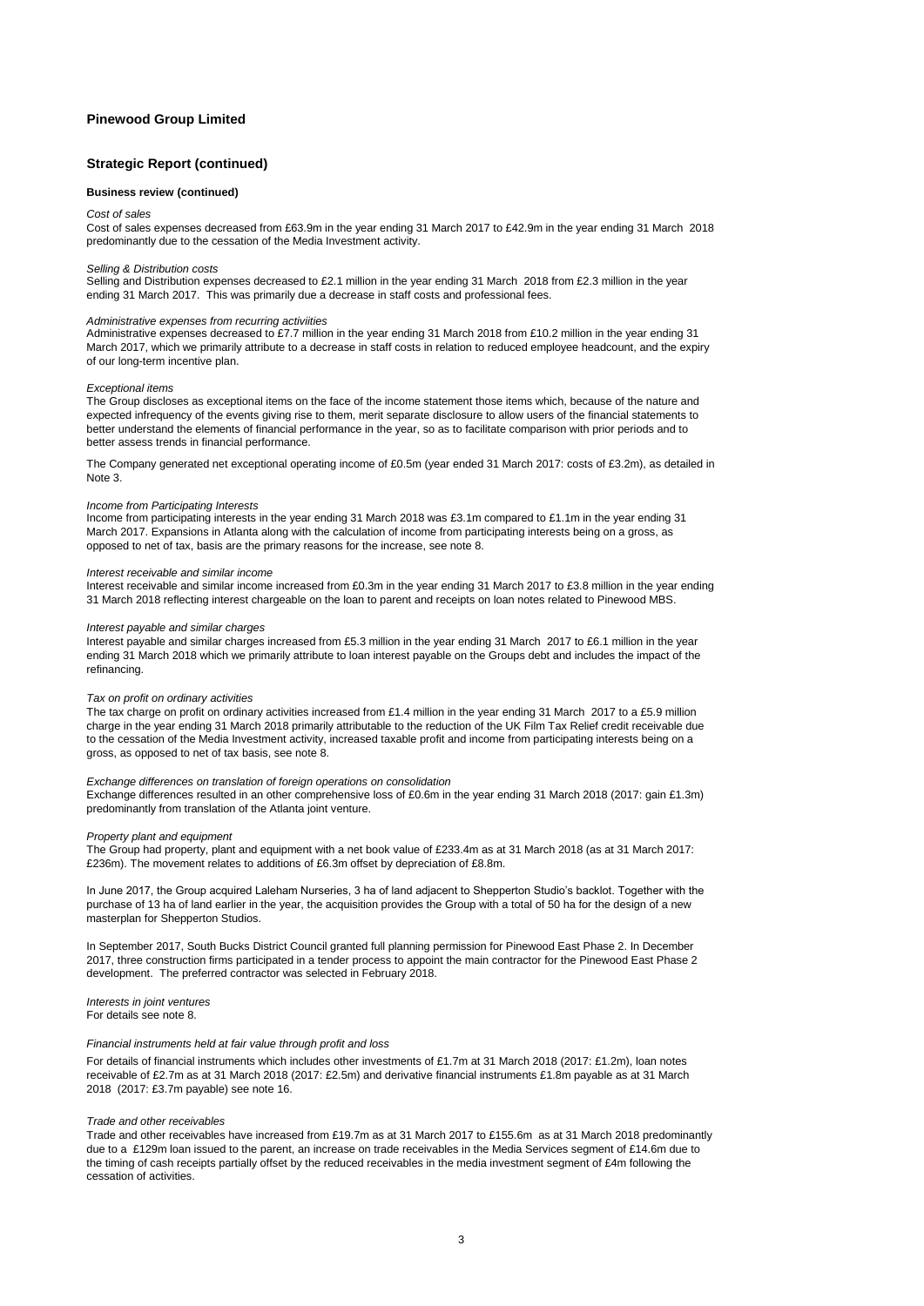# Pinewood Group Limited

## Strategic Report (continued)

### Business review (continued)

*Cost of sales*

Cost of sales expenses decreased from £63.9m in the year ending 31 March 2017 to £42.9m in the year ending 31 March 2018 predominantly due to the cessation of the Media Investment activity.

*Selling & Distribution costs*

Selling and Distribution expenses decreased to £2.1 million in the year ending 31 March 2018 from £2.3 million in the year ending 31 March 2017. This was primarily due a decrease in staff costs and professional fees.

*Administrative expenses from recurring activiities*

Administrative expenses decreased to £7.7 million in the year ending 31 March 2018 from £10.2 million in the year ending 31 March 2017, which we primarily attribute to a decrease in staff costs in relation to reduced employee headcount, and the expiry of our long-term incentive plan.

*Exceptional items*

The Group discloses as exceptional items on the face of the income statement those items which, because of the nature and expected infrequency of the events giving rise to them, merit separate disclosure to allow users of the financial statements to better understand the elements of financial performance in the year, so as to facilitate comparison with prior periods and to better assess trends in financial performance.

The Company generated net exceptional operating income of £0.5m (year ended 31 March 2017: costs of £3.2m), as detailed in Note 3.

*Income from Participating Interests*

Income from participating interests in the year ending 31 March 2018 was £3.1m compared to £1.1m in the year ending 31 March 2017. Expansions in Atlanta along with the calculation of income from participating interests being on a gross, as opposed to net of tax, basis are the primary reasons for the increase, see note 8.

*Interest receivable and similar income*

Interest receivable and similar income increased from £0.3m in the year ending 31 March 2017 to £3.8 million in the year ending 31 March 2018 reflecting interest chargeable on the loan to parent and receipts on loan notes related to Pinewood MBS.

*Interest payable and similar charges*

Interest payable and similar charges increased from £5.3 million in the year ending 31 March 2017 to £6.1 million in the year ending 31 March 2018 which we primarily attribute to loan interest payable on the Groups debt and includes the impact of the refinancing.

*Tax on profit on ordinary activities*

The tax charge on profit on ordinary activities increased from £1.4 million in the year ending 31 March 2017 to a £5.9 million charge in the year ending 31 March 2018 primarily attributable to the reduction of the UK Film Tax Relief credit receivable due to the cessation of the Media Investment activity, increased taxable profit and income from participating interests being on a gross, as opposed to net of tax basis, see note 8.

*Exchange differences on translation of foreign operations on consolidation*

Exchange differences resulted in an other comprehensive loss of £0.6m in the year ending 31 March 2018 (2017: gain £1.3m) predominantly from translation of the Atlanta joint venture.

*Property plant and equipment*

The Group had property, plant and equipment with a net book value of £233.4m as at 31 March 2018 (as at 31 March 2017: £236m). The movement relates to additions of £6.3m offset by depreciation of £8.8m.

In June 2017, the Group acquired Laleham Nurseries, 3 ha of land adjacent to Shepperton Studio's backlot. Together with the purchase of 13 ha of land earlier in the year, the acquisition provides the Group with a total of 50 ha for the design of a new masterplan for Shepperton Studios.

In September 2017, South Bucks District Council granted full planning permission for Pinewood East Phase 2. In December 2017, three construction firms participated in a tender process to appoint the main contractor for the Pinewood East Phase 2 development. The preferred contractor was selected in February 2018.

*Interests in joint ventures*

For details see note 8.

*Financial instruments held at fair value through profit and loss*

For details of financial instruments which includes other investments of £1.7m at 31 March 2018 (2017: £1.2m), loan notes receivable of £2.7m as at 31 March 2018 (2017: £2.5m) and derivative financial instruments £1.8m payable as at 31 March 2018 (2017: £3.7m payable) see note 16.

*Trade and other receivables*

Trade and other receivables have increased from £19.7m as at 31 March 2017 to £155.6m as at 31 March 2018 predominantly due to a £129m loan issued to the parent, an increase on trade receivables in the Media Services segment of £14.6m due to the timing of cash receipts partially offset by the reduced receivables in the media investment segment of £4m following the cessation of activities.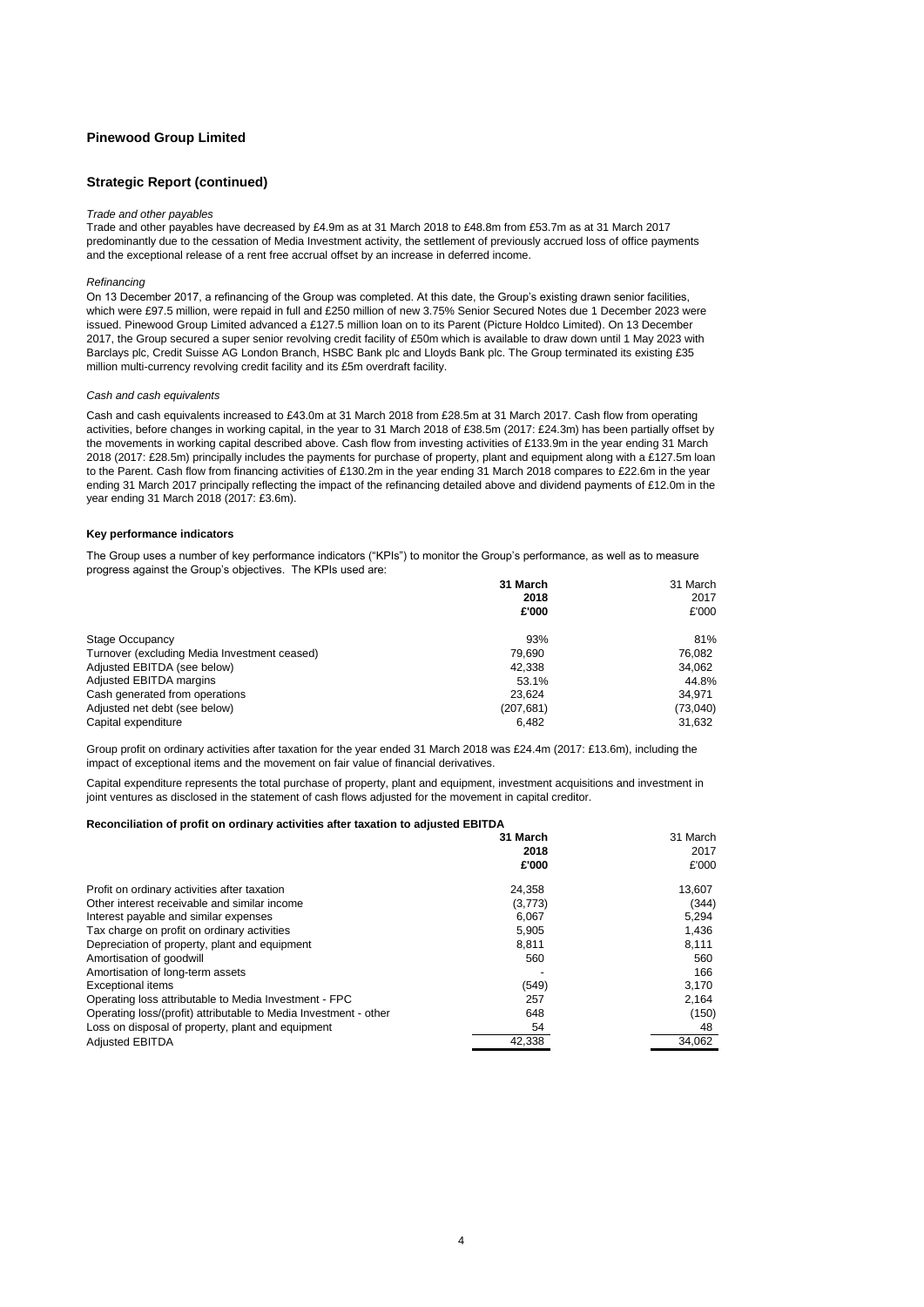**Pinewood Group Limited**

## Strategic Report (continued)

*Trade and other payables*

Trade and other payables have decreased by £4.9m as at 31 March 2018 to £48.8m from £53.7m as at 31 March 2017 predominantly due to the cessation of Media Investment activity, the settlement of previously accrued loss of office payments and the exceptional release of a rent free accrual offset by an increase in deferred income.

*Refinancing*

On 13 December 2017, a refinancing of the Group was completed. At this date, the Group's existing drawn senior facilities, which were £97.5 million, were repaid in full and £250 million of new 3.75% Senior Secured Notes due 1 December 2023 were issued. Pinewood Group Limited advanced a £127.5 million loan on to its Parent (Picture Holdco Limited). On 13 December 2017, the Group secured a super senior revolving credit facility of £50m which is available to draw down until 1 May 2023 with Barclays plc, Credit Suisse AG London Branch, HSBC Bank plc and Lloyds Bank plc. The Group terminated its existing £35 million multi-currency revolving credit facility and its £5m overdraft facility.

*Cash and cash equivalents*

Cash and cash equivalents increased to £43.0m at 31 March 2018 from £28.5m at 31 March 2017. Cash flow from operating activities, before changes in working capital, in the year to 31 March 2018 of £38.5m (2017: £24.3m) has been partially offset by the movements in working capital described above. Cash flow from investing activities of £133.9m in the year ending 31 March 2018 (2017: £28.5m) principally includes the payments for purchase of property, plant and equipment along with a £127.5m loan to the Parent. Cash flow from financing activities of £130.2m in the year ending 31 March 2018 compares to £22.6m in the year ending 31 March 2017 principally reflecting the impact of the refinancing detailed above and dividend payments of £12.0m in the year ending 31 March 2018 (2017: £3.6m).

**Key performance indicators**

The Group uses a number of key performance indicators ("KPIs") to monitor the Group's performance, as well as to measure progress against the Group's objectives. The KPIs used are:

| | **31 March 2018 £'000** | 31 March 2017 £'000 |
|---|---|---|
| Stage Occupancy | 93% | 81% |
| Turnover (excluding Media Investment ceased) | 79,690 | 76,082 |
| Adjusted EBITDA (see below) | 42,338 | 34,062 |
| Adjusted EBITDA margins | 53.1% | 44.8% |
| Cash generated from operations | 23,624 | 34,971 |
| Adjusted net debt (see below) | (207,681) | (73,040) |
| Capital expenditure | 6,482 | 31,632 |

Group profit on ordinary activities after taxation for the year ended 31 March 2018 was £24.4m (2017: £13.6m), including the impact of exceptional items and the movement on fair value of financial derivatives.

Capital expenditure represents the total purchase of property, plant and equipment, investment acquisitions and investment in joint ventures as disclosed in the statement of cash flows adjusted for the movement in capital creditor.

**Reconciliation of profit on ordinary activities after taxation to adjusted EBITDA**

| | **31 March 2018 £'000** | 31 March 2017 £'000 |
|---|---|---|
| Profit on ordinary activities after taxation | 24,358 | 13,607 |
| Other interest receivable and similar income | (3,773) | (344) |
| Interest payable and similar expenses | 6,067 | 5,294 |
| Tax charge on profit on ordinary activities | 5,905 | 1,436 |
| Depreciation of property, plant and equipment | 8,811 | 8,111 |
| Amortisation of goodwill | 560 | 560 |
| Amortisation of long-term assets | - | 166 |
| Exceptional items | (549) | 3,170 |
| Operating loss attributable to Media Investment - FPC | 257 | 2,164 |
| Operating loss/(profit) attributable to Media Investment - other | 648 | (150) |
| Loss on disposal of property, plant and equipment | 54 | 48 |
| Adjusted EBITDA | 42,338 | 34,062 |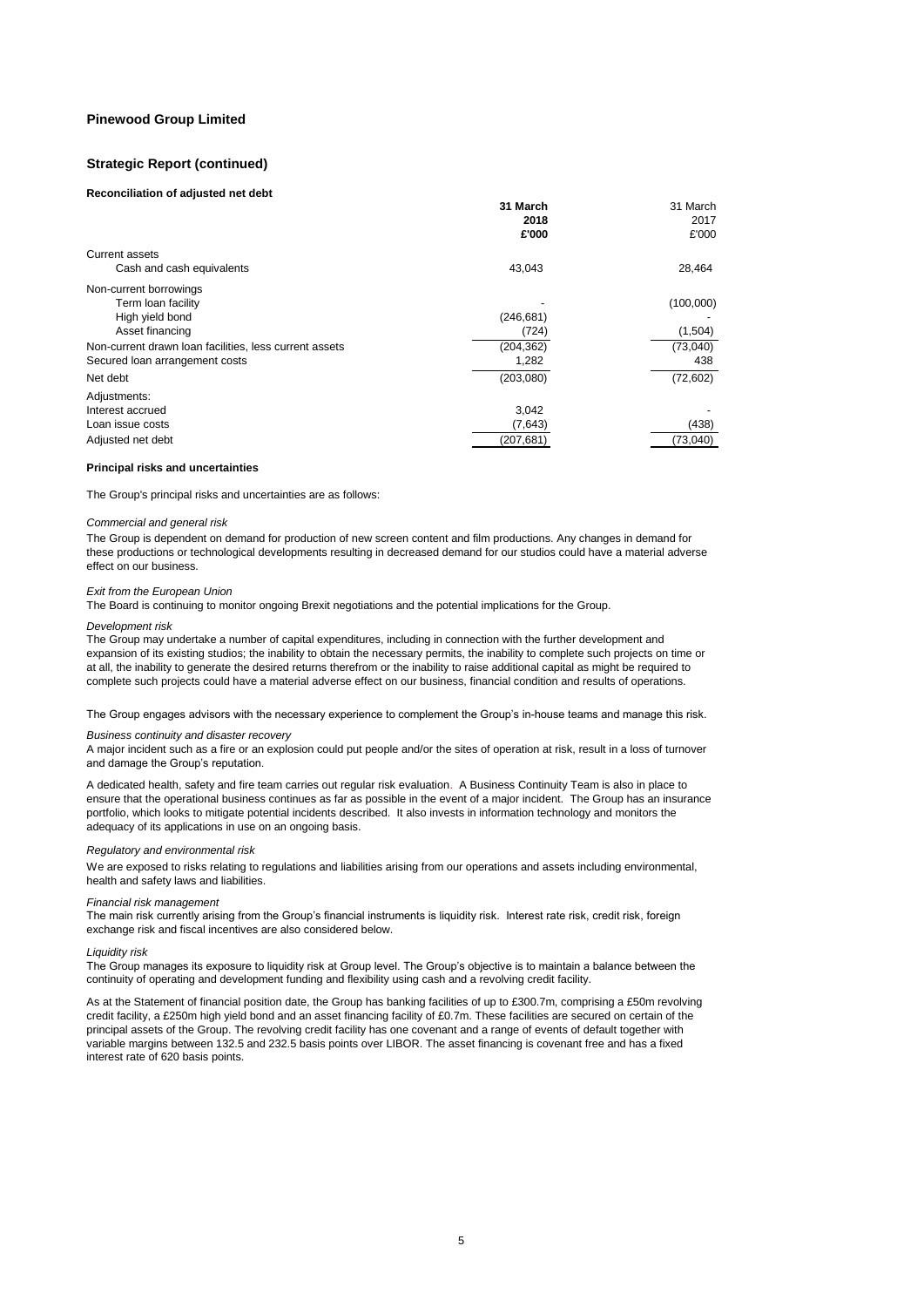**Pinewood Group Limited**

## Strategic Report (continued)

### Reconciliation of adjusted net debt

| | **31 March 2018 £'000** | 31 March 2017 £'000 |
|---|---|---|
| Current assets | | |
| Cash and cash equivalents | 43,043 | 28,464 |
| Non-current borrowings | | |
| Term loan facility | - | (100,000) |
| High yield bond | (246,681) | - |
| Asset financing | (724) | (1,504) |
| Non-current drawn loan facilities, less current assets | (204,362) | (73,040) |
| Secured loan arrangement costs | 1,282 | 438 |
| Net debt | (203,080) | (72,602) |
| Adjustments: | | |
| Interest accrued | 3,042 | - |
| Loan issue costs | (7,643) | (438) |
| Adjusted net debt | (207,681) | (73,040) |

### Principal risks and uncertainties

The Group's principal risks and uncertainties are as follows:

*Commercial and general risk*

The Group is dependent on demand for production of new screen content and film productions. Any changes in demand for these productions or technological developments resulting in decreased demand for our studios could have a material adverse effect on our business.

*Exit from the European Union*

The Board is continuing to monitor ongoing Brexit negotiations and the potential implications for the Group.

*Development risk*

The Group may undertake a number of capital expenditures, including in connection with the further development and expansion of its existing studios; the inability to obtain the necessary permits, the inability to complete such projects on time or at all, the inability to generate the desired returns therefrom or the inability to raise additional capital as might be required to complete such projects could have a material adverse effect on our business, financial condition and results of operations.

The Group engages advisors with the necessary experience to complement the Group's in-house teams and manage this risk.

*Business continuity and disaster recovery*

A major incident such as a fire or an explosion could put people and/or the sites of operation at risk, result in a loss of turnover and damage the Group's reputation.

A dedicated health, safety and fire team carries out regular risk evaluation. A Business Continuity Team is also in place to ensure that the operational business continues as far as possible in the event of a major incident. The Group has an insurance portfolio, which looks to mitigate potential incidents described. It also invests in information technology and monitors the adequacy of its applications in use on an ongoing basis.

*Regulatory and environmental risk*

We are exposed to risks relating to regulations and liabilities arising from our operations and assets including environmental, health and safety laws and liabilities.

*Financial risk management*

The main risk currently arising from the Group's financial instruments is liquidity risk. Interest rate risk, credit risk, foreign exchange risk and fiscal incentives are also considered below.

*Liquidity risk*

The Group manages its exposure to liquidity risk at Group level. The Group's objective is to maintain a balance between the continuity of operating and development funding and flexibility using cash and a revolving credit facility.

As at the Statement of financial position date, the Group has banking facilities of up to £300.7m, comprising a £50m revolving credit facility, a £250m high yield bond and an asset financing facility of £0.7m. These facilities are secured on certain of the principal assets of the Group. The revolving credit facility has one covenant and a range of events of default together with variable margins between 132.5 and 232.5 basis points over LIBOR. The asset financing is covenant free and has a fixed interest rate of 620 basis points.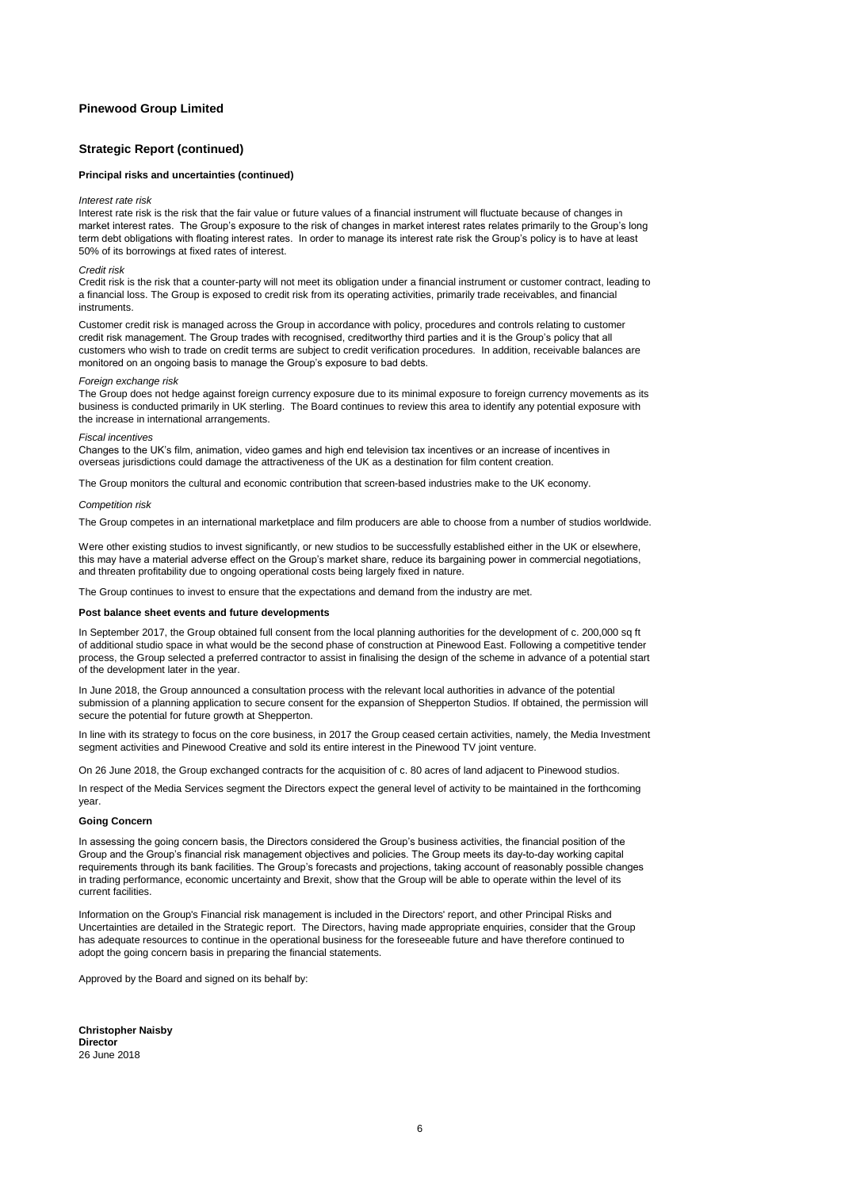# Pinewood Group Limited

## Strategic Report (continued)

### Principal risks and uncertainties (continued)

*Interest rate risk*

Interest rate risk is the risk that the fair value or future values of a financial instrument will fluctuate because of changes in market interest rates. The Group's exposure to the risk of changes in market interest rates relates primarily to the Group's long term debt obligations with floating interest rates. In order to manage its interest rate risk the Group's policy is to have at least 50% of its borrowings at fixed rates of interest.

*Credit risk*

Credit risk is the risk that a counter-party will not meet its obligation under a financial instrument or customer contract, leading to a financial loss. The Group is exposed to credit risk from its operating activities, primarily trade receivables, and financial instruments.

Customer credit risk is managed across the Group in accordance with policy, procedures and controls relating to customer credit risk management. The Group trades with recognised, creditworthy third parties and it is the Group's policy that all customers who wish to trade on credit terms are subject to credit verification procedures. In addition, receivable balances are monitored on an ongoing basis to manage the Group's exposure to bad debts.

*Foreign exchange risk*

The Group does not hedge against foreign currency exposure due to its minimal exposure to foreign currency movements as its business is conducted primarily in UK sterling. The Board continues to review this area to identify any potential exposure with the increase in international arrangements.

*Fiscal incentives*

Changes to the UK's film, animation, video games and high end television tax incentives or an increase of incentives in overseas jurisdictions could damage the attractiveness of the UK as a destination for film content creation.

The Group monitors the cultural and economic contribution that screen-based industries make to the UK economy.

*Competition risk*

The Group competes in an international marketplace and film producers are able to choose from a number of studios worldwide.

Were other existing studios to invest significantly, or new studios to be successfully established either in the UK or elsewhere, this may have a material adverse effect on the Group's market share, reduce its bargaining power in commercial negotiations, and threaten profitability due to ongoing operational costs being largely fixed in nature.

The Group continues to invest to ensure that the expectations and demand from the industry are met.

### Post balance sheet events and future developments

In September 2017, the Group obtained full consent from the local planning authorities for the development of c. 200,000 sq ft of additional studio space in what would be the second phase of construction at Pinewood East. Following a competitive tender process, the Group selected a preferred contractor to assist in finalising the design of the scheme in advance of a potential start of the development later in the year.

In June 2018, the Group announced a consultation process with the relevant local authorities in advance of the potential submission of a planning application to secure consent for the expansion of Shepperton Studios. If obtained, the permission will secure the potential for future growth at Shepperton.

In line with its strategy to focus on the core business, in 2017 the Group ceased certain activities, namely, the Media Investment segment activities and Pinewood Creative and sold its entire interest in the Pinewood TV joint venture.

On 26 June 2018, the Group exchanged contracts for the acquisition of c. 80 acres of land adjacent to Pinewood studios.

In respect of the Media Services segment the Directors expect the general level of activity to be maintained in the forthcoming year.

### Going Concern

In assessing the going concern basis, the Directors considered the Group's business activities, the financial position of the Group and the Group's financial risk management objectives and policies. The Group meets its day-to-day working capital requirements through its bank facilities. The Group's forecasts and projections, taking account of reasonably possible changes in trading performance, economic uncertainty and Brexit, show that the Group will be able to operate within the level of its current facilities.

Information on the Group's Financial risk management is included in the Directors' report, and other Principal Risks and Uncertainties are detailed in the Strategic report. The Directors, having made appropriate enquiries, consider that the Group has adequate resources to continue in the operational business for the foreseeable future and have therefore continued to adopt the going concern basis in preparing the financial statements.

Approved by the Board and signed on its behalf by:

**Christopher Naisby**
**Director**
26 June 2018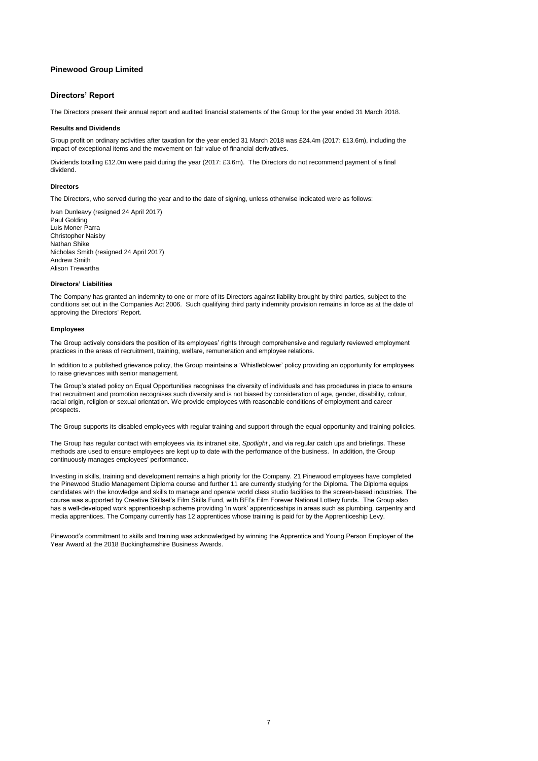# Pinewood Group Limited

## Directors' Report

The Directors present their annual report and audited financial statements of the Group for the year ended 31 March 2018.

### Results and Dividends

Group profit on ordinary activities after taxation for the year ended 31 March 2018 was £24.4m (2017: £13.6m), including the impact of exceptional items and the movement on fair value of financial derivatives.

Dividends totalling £12.0m were paid during the year (2017: £3.6m). The Directors do not recommend payment of a final dividend.

### Directors

The Directors, who served during the year and to the date of signing, unless otherwise indicated were as follows:

Ivan Dunleavy (resigned 24 April 2017)
Paul Golding
Luis Moner Parra
Christopher Naisby
Nathan Shike
Nicholas Smith (resigned 24 April 2017)
Andrew Smith
Alison Trewartha

### Directors' Liabilities

The Company has granted an indemnity to one or more of its Directors against liability brought by third parties, subject to the conditions set out in the Companies Act 2006. Such qualifying third party indemnity provision remains in force as at the date of approving the Directors' Report.

### Employees

The Group actively considers the position of its employees' rights through comprehensive and regularly reviewed employment practices in the areas of recruitment, training, welfare, remuneration and employee relations.

In addition to a published grievance policy, the Group maintains a 'Whistleblower' policy providing an opportunity for employees to raise grievances with senior management.

The Group's stated policy on Equal Opportunities recognises the diversity of individuals and has procedures in place to ensure that recruitment and promotion recognises such diversity and is not biased by consideration of age, gender, disability, colour, racial origin, religion or sexual orientation. We provide employees with reasonable conditions of employment and career prospects.

The Group supports its disabled employees with regular training and support through the equal opportunity and training policies.

The Group has regular contact with employees via its intranet site, *Spotlight*, and via regular catch ups and briefings. These methods are used to ensure employees are kept up to date with the performance of the business. In addition, the Group continuously manages employees' performance.

Investing in skills, training and development remains a high priority for the Company. 21 Pinewood employees have completed the Pinewood Studio Management Diploma course and further 11 are currently studying for the Diploma. The Diploma equips candidates with the knowledge and skills to manage and operate world class studio facilities to the screen-based industries. The course was supported by Creative Skillset's Film Skills Fund, with BFI's Film Forever National Lottery funds. The Group also has a well-developed work apprenticeship scheme providing 'in work' apprenticeships in areas such as plumbing, carpentry and media apprentices. The Company currently has 12 apprentices whose training is paid for by the Apprenticeship Levy.

Pinewood's commitment to skills and training was acknowledged by winning the Apprentice and Young Person Employer of the Year Award at the 2018 Buckinghamshire Business Awards.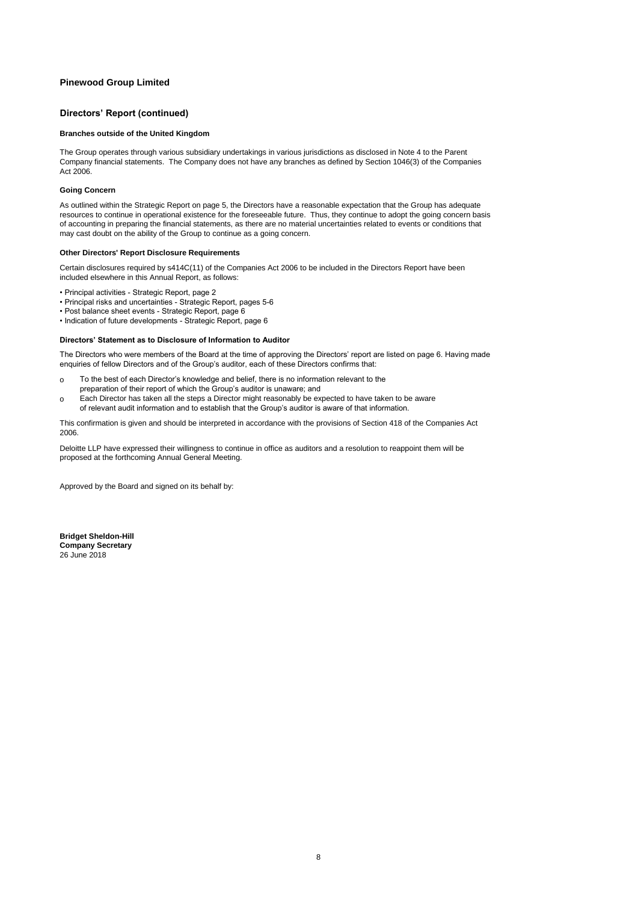**Pinewood Group Limited**

## Directors' Report (continued)

### Branches outside of the United Kingdom

The Group operates through various subsidiary undertakings in various jurisdictions as disclosed in Note 4 to the Parent Company financial statements. The Company does not have any branches as defined by Section 1046(3) of the Companies Act 2006.

### Going Concern

As outlined within the Strategic Report on page 5, the Directors have a reasonable expectation that the Group has adequate resources to continue in operational existence for the foreseeable future. Thus, they continue to adopt the going concern basis of accounting in preparing the financial statements, as there are no material uncertainties related to events or conditions that may cast doubt on the ability of the Group to continue as a going concern.

### Other Directors' Report Disclosure Requirements

Certain disclosures required by s414C(11) of the Companies Act 2006 to be included in the Directors Report have been included elsewhere in this Annual Report, as follows:

- Principal activities - Strategic Report, page 2
- Principal risks and uncertainties - Strategic Report, pages 5-6
- Post balance sheet events - Strategic Report, page 6
- Indication of future developments - Strategic Report, page 6

### Directors' Statement as to Disclosure of Information to Auditor

The Directors who were members of the Board at the time of approving the Directors' report are listed on page 6. Having made enquiries of fellow Directors and of the Group's auditor, each of these Directors confirms that:

- To the best of each Director's knowledge and belief, there is no information relevant to the preparation of their report of which the Group's auditor is unaware; and
- Each Director has taken all the steps a Director might reasonably be expected to have taken to be aware of relevant audit information and to establish that the Group's auditor is aware of that information.

This confirmation is given and should be interpreted in accordance with the provisions of Section 418 of the Companies Act 2006.

Deloitte LLP have expressed their willingness to continue in office as auditors and a resolution to reappoint them will be proposed at the forthcoming Annual General Meeting.

Approved by the Board and signed on its behalf by:

**Bridget Sheldon-Hill**
**Company Secretary**
26 June 2018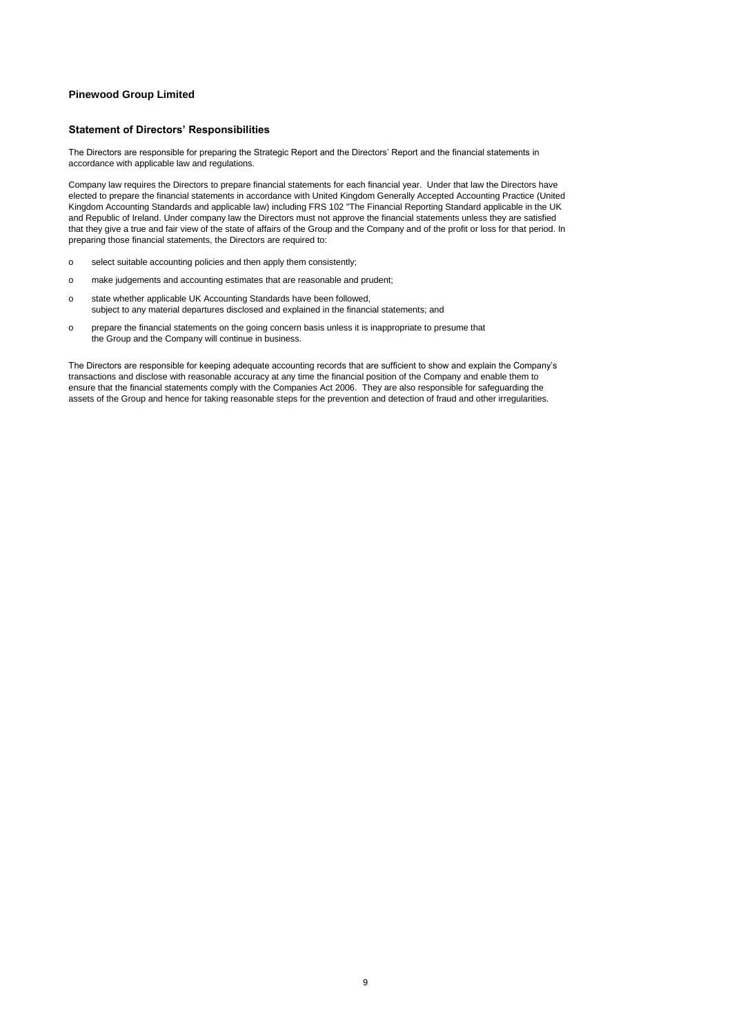**Pinewood Group Limited**

## Statement of Directors' Responsibilities

The Directors are responsible for preparing the Strategic Report and the Directors' Report and the financial statements in accordance with applicable law and regulations.

Company law requires the Directors to prepare financial statements for each financial year. Under that law the Directors have elected to prepare the financial statements in accordance with United Kingdom Generally Accepted Accounting Practice (United Kingdom Accounting Standards and applicable law) including FRS 102 "The Financial Reporting Standard applicable in the UK and Republic of Ireland. Under company law the Directors must not approve the financial statements unless they are satisfied that they give a true and fair view of the state of affairs of the Group and the Company and of the profit or loss for that period. In preparing those financial statements, the Directors are required to:

- select suitable accounting policies and then apply them consistently;
- make judgements and accounting estimates that are reasonable and prudent;
- state whether applicable UK Accounting Standards have been followed, subject to any material departures disclosed and explained in the financial statements; and
- prepare the financial statements on the going concern basis unless it is inappropriate to presume that the Group and the Company will continue in business.

The Directors are responsible for keeping adequate accounting records that are sufficient to show and explain the Company's transactions and disclose with reasonable accuracy at any time the financial position of the Company and enable them to ensure that the financial statements comply with the Companies Act 2006. They are also responsible for safeguarding the assets of the Group and hence for taking reasonable steps for the prevention and detection of fraud and other irregularities.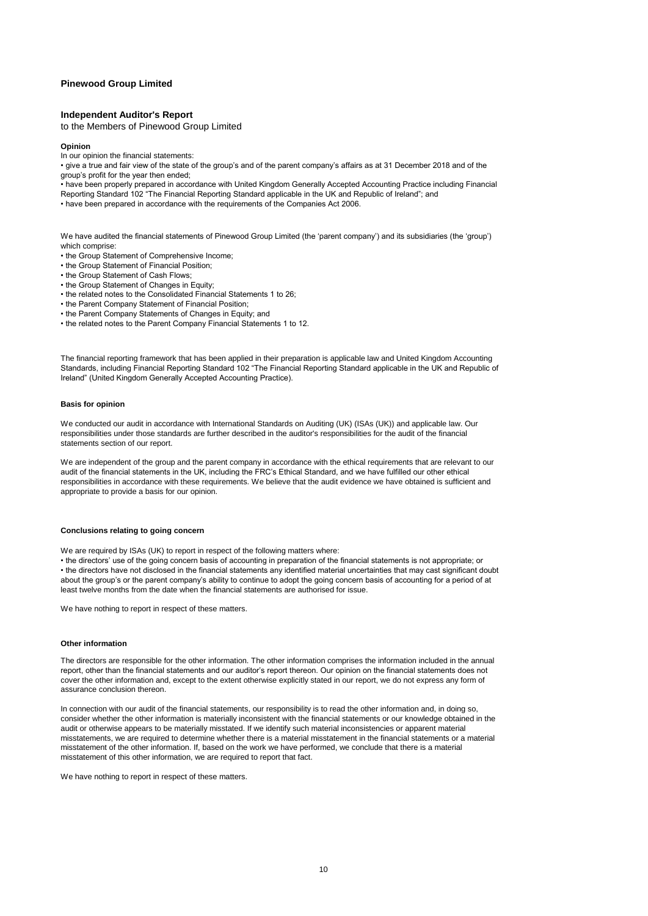**Pinewood Group Limited**

## Independent Auditor's Report

to the Members of Pinewood Group Limited

### Opinion

In our opinion the financial statements:

- give a true and fair view of the state of the group's and of the parent company's affairs as at 31 December 2018 and of the group's profit for the year then ended;
- have been properly prepared in accordance with United Kingdom Generally Accepted Accounting Practice including Financial Reporting Standard 102 "The Financial Reporting Standard applicable in the UK and Republic of Ireland"; and
- have been prepared in accordance with the requirements of the Companies Act 2006.

We have audited the financial statements of Pinewood Group Limited (the 'parent company') and its subsidiaries (the 'group') which comprise:

- the Group Statement of Comprehensive Income;
- the Group Statement of Financial Position;
- the Group Statement of Cash Flows;
- the Group Statement of Changes in Equity;
- the related notes to the Consolidated Financial Statements 1 to 26;
- the Parent Company Statement of Financial Position;
- the Parent Company Statements of Changes in Equity; and
- the related notes to the Parent Company Financial Statements 1 to 12.

The financial reporting framework that has been applied in their preparation is applicable law and United Kingdom Accounting Standards, including Financial Reporting Standard 102 "The Financial Reporting Standard applicable in the UK and Republic of Ireland" (United Kingdom Generally Accepted Accounting Practice).

### Basis for opinion

We conducted our audit in accordance with International Standards on Auditing (UK) (ISAs (UK)) and applicable law. Our responsibilities under those standards are further described in the auditor's responsibilities for the audit of the financial statements section of our report.

We are independent of the group and the parent company in accordance with the ethical requirements that are relevant to our audit of the financial statements in the UK, including the FRC's Ethical Standard, and we have fulfilled our other ethical responsibilities in accordance with these requirements. We believe that the audit evidence we have obtained is sufficient and appropriate to provide a basis for our opinion.

### Conclusions relating to going concern

We are required by ISAs (UK) to report in respect of the following matters where:

- the directors' use of the going concern basis of accounting in preparation of the financial statements is not appropriate; or
- the directors have not disclosed in the financial statements any identified material uncertainties that may cast significant doubt about the group's or the parent company's ability to continue to adopt the going concern basis of accounting for a period of at least twelve months from the date when the financial statements are authorised for issue.

We have nothing to report in respect of these matters.

### Other information

The directors are responsible for the other information. The other information comprises the information included in the annual report, other than the financial statements and our auditor's report thereon. Our opinion on the financial statements does not cover the other information and, except to the extent otherwise explicitly stated in our report, we do not express any form of assurance conclusion thereon.

In connection with our audit of the financial statements, our responsibility is to read the other information and, in doing so, consider whether the other information is materially inconsistent with the financial statements or our knowledge obtained in the audit or otherwise appears to be materially misstated. If we identify such material inconsistencies or apparent material misstatements, we are required to determine whether there is a material misstatement in the financial statements or a material misstatement of the other information. If, based on the work we have performed, we conclude that there is a material misstatement of this other information, we are required to report that fact.

We have nothing to report in respect of these matters.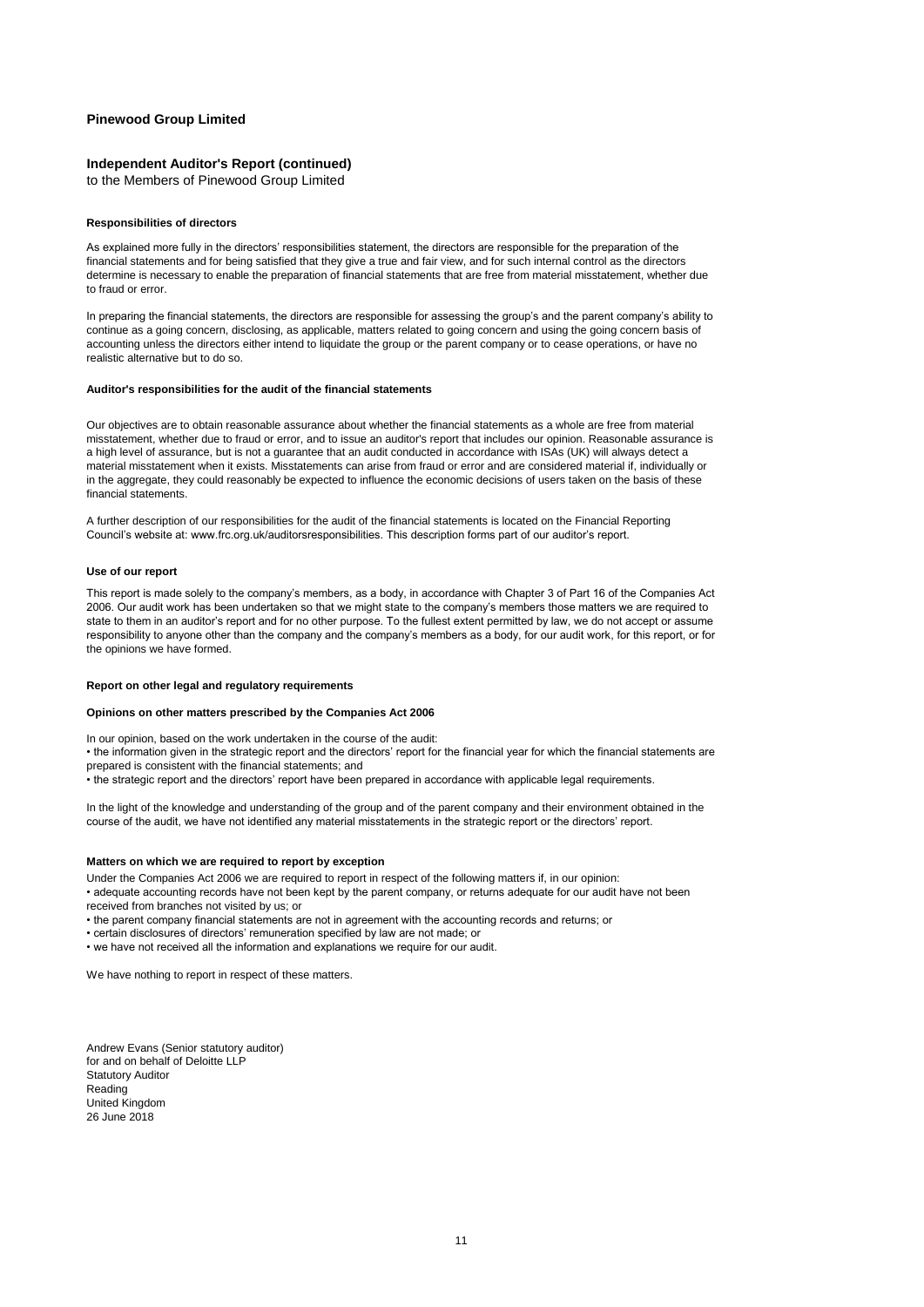**Pinewood Group Limited**

## Independent Auditor's Report (continued)

to the Members of Pinewood Group Limited

### Responsibilities of directors

As explained more fully in the directors' responsibilities statement, the directors are responsible for the preparation of the financial statements and for being satisfied that they give a true and fair view, and for such internal control as the directors determine is necessary to enable the preparation of financial statements that are free from material misstatement, whether due to fraud or error.

In preparing the financial statements, the directors are responsible for assessing the group's and the parent company's ability to continue as a going concern, disclosing, as applicable, matters related to going concern and using the going concern basis of accounting unless the directors either intend to liquidate the group or the parent company or to cease operations, or have no realistic alternative but to do so.

### Auditor's responsibilities for the audit of the financial statements

Our objectives are to obtain reasonable assurance about whether the financial statements as a whole are free from material misstatement, whether due to fraud or error, and to issue an auditor's report that includes our opinion. Reasonable assurance is a high level of assurance, but is not a guarantee that an audit conducted in accordance with ISAs (UK) will always detect a material misstatement when it exists. Misstatements can arise from fraud or error and are considered material if, individually or in the aggregate, they could reasonably be expected to influence the economic decisions of users taken on the basis of these financial statements.

A further description of our responsibilities for the audit of the financial statements is located on the Financial Reporting Council's website at: www.frc.org.uk/auditorsresponsibilities. This description forms part of our auditor's report.

### Use of our report

This report is made solely to the company's members, as a body, in accordance with Chapter 3 of Part 16 of the Companies Act 2006. Our audit work has been undertaken so that we might state to the company's members those matters we are required to state to them in an auditor's report and for no other purpose. To the fullest extent permitted by law, we do not accept or assume responsibility to anyone other than the company and the company's members as a body, for our audit work, for this report, or for the opinions we have formed.

### Report on other legal and regulatory requirements

### Opinions on other matters prescribed by the Companies Act 2006

In our opinion, based on the work undertaken in the course of the audit:

- the information given in the strategic report and the directors' report for the financial year for which the financial statements are prepared is consistent with the financial statements; and
- the strategic report and the directors' report have been prepared in accordance with applicable legal requirements.

In the light of the knowledge and understanding of the group and of the parent company and their environment obtained in the course of the audit, we have not identified any material misstatements in the strategic report or the directors' report.

### Matters on which we are required to report by exception

Under the Companies Act 2006 we are required to report in respect of the following matters if, in our opinion:

- adequate accounting records have not been kept by the parent company, or returns adequate for our audit have not been received from branches not visited by us; or
- the parent company financial statements are not in agreement with the accounting records and returns; or
- certain disclosures of directors' remuneration specified by law are not made; or
- we have not received all the information and explanations we require for our audit.

We have nothing to report in respect of these matters.

Andrew Evans (Senior statutory auditor)
for and on behalf of Deloitte LLP
Statutory Auditor
Reading
United Kingdom
26 June 2018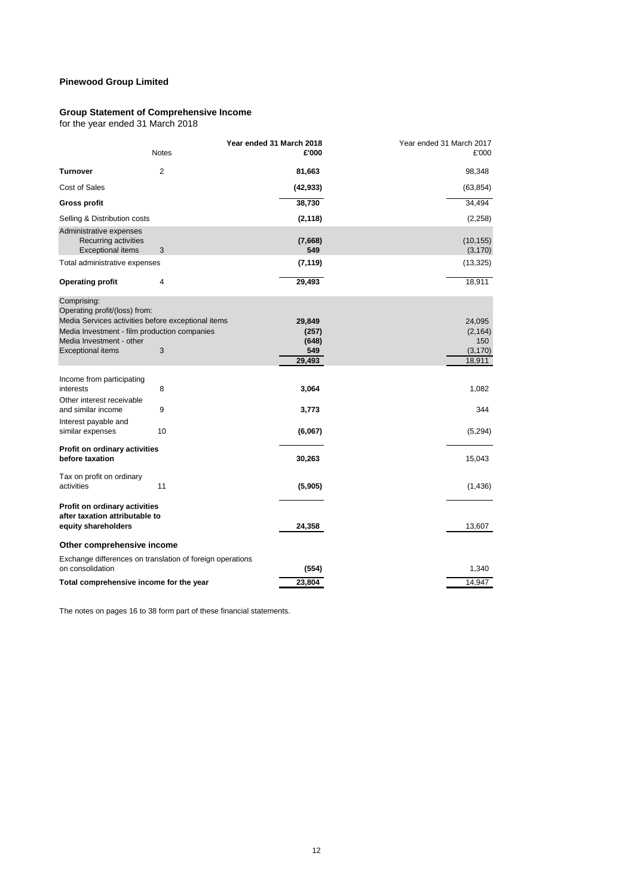# Pinewood Group Limited

## Group Statement of Comprehensive Income

for the year ended 31 March 2018

| | Notes | Year ended 31 March 2018 £'000 | Year ended 31 March 2017 £'000 |
|---|---|---|---|
| **Turnover** | 2 | **81,663** | 98,348 |
| Cost of Sales | | **(42,933)** | (63,854) |
| **Gross profit** | | **38,730** | 34,494 |
| Selling & Distribution costs | | **(2,118)** | (2,258) |
| Administrative expenses | | | |
| Recurring activities | | **(7,668)** | (10,155) |
| Exceptional items | 3 | **549** | (3,170) |
| Total administrative expenses | | **(7,119)** | (13,325) |
| **Operating profit** | 4 | **29,493** | 18,911 |
| Comprising: | | | |
| Operating profit/(loss) from: | | | |
| Media Services activities before exceptional items | | **29,849** | 24,095 |
| Media Investment - film production companies | | **(257)** | (2,164) |
| Media Investment - other | | **(648)** | 150 |
| Exceptional items | 3 | **549** | (3,170) |
| | | **29,493** | 18,911 |
| Income from participating interests | 8 | **3,064** | 1,082 |
| Other interest receivable and similar income | 9 | **3,773** | 344 |
| Interest payable and similar expenses | 10 | **(6,067)** | (5,294) |
| **Profit on ordinary activities before taxation** | | **30,263** | 15,043 |
| Tax on profit on ordinary activities | 11 | **(5,905)** | (1,436) |
| **Profit on ordinary activities after taxation attributable to equity shareholders** | | **24,358** | 13,607 |
| **Other comprehensive income** | | | |
| Exchange differences on translation of foreign operations on consolidation | | **(554)** | 1,340 |
| **Total comprehensive income for the year** | | **23,804** | 14,947 |

The notes on pages 16 to 38 form part of these financial statements.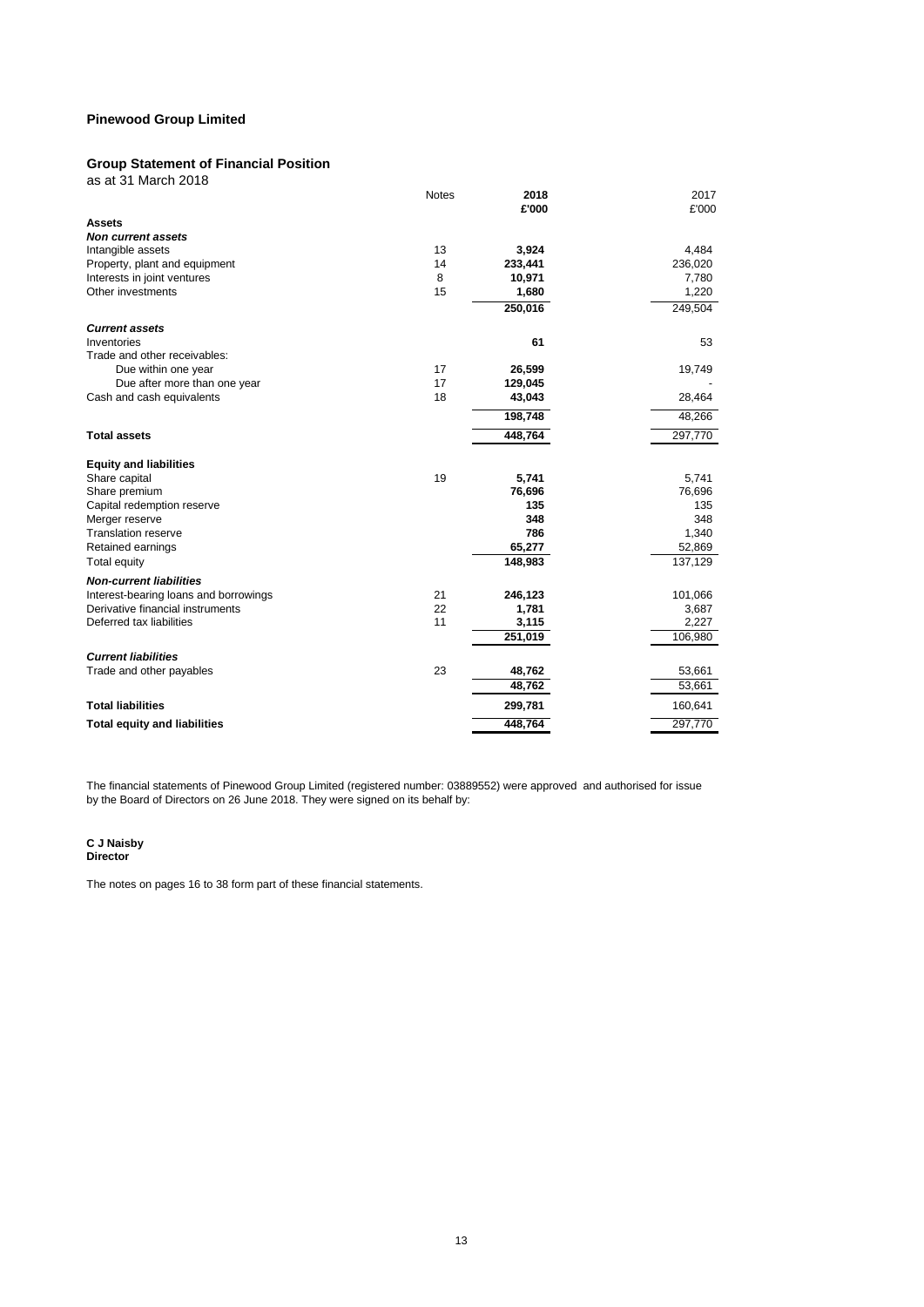**Pinewood Group Limited**

## Group Statement of Financial Position

as at 31 March 2018

| | Notes | 2018 £'000 | 2017 £'000 |
|---|---|---|---|
| **Assets** | | | |
| ***Non current assets*** | | | |
| Intangible assets | 13 | **3,924** | 4,484 |
| Property, plant and equipment | 14 | **233,441** | 236,020 |
| Interests in joint ventures | 8 | **10,971** | 7,780 |
| Other investments | 15 | **1,680** | 1,220 |
| | | **250,016** | 249,504 |
| ***Current assets*** | | | |
| Inventories | | **61** | 53 |
| Trade and other receivables: | | | |
| Due within one year | 17 | **26,599** | 19,749 |
| Due after more than one year | 17 | **129,045** | - |
| Cash and cash equivalents | 18 | **43,043** | 28,464 |
| | | **198,748** | 48,266 |
| **Total assets** | | **448,764** | 297,770 |
| **Equity and liabilities** | | | |
| Share capital | 19 | **5,741** | 5,741 |
| Share premium | | **76,696** | 76,696 |
| Capital redemption reserve | | **135** | 135 |
| Merger reserve | | **348** | 348 |
| Translation reserve | | **786** | 1,340 |
| Retained earnings | | **65,277** | 52,869 |
| Total equity | | **148,983** | 137,129 |
| ***Non-current liabilities*** | | | |
| Interest-bearing loans and borrowings | 21 | **246,123** | 101,066 |
| Derivative financial instruments | 22 | **1,781** | 3,687 |
| Deferred tax liabilities | 11 | **3,115** | 2,227 |
| | | **251,019** | 106,980 |
| ***Current liabilities*** | | | |
| Trade and other payables | 23 | **48,762** | 53,661 |
| | | **48,762** | 53,661 |
| **Total liabilities** | | **299,781** | 160,641 |
| **Total equity and liabilities** | | **448,764** | 297,770 |

The financial statements of Pinewood Group Limited (registered number: 03889552) were approved and authorised for issue by the Board of Directors on 26 June 2018. They were signed on its behalf by:

**C J Naisby**
**Director**

The notes on pages 16 to 38 form part of these financial statements.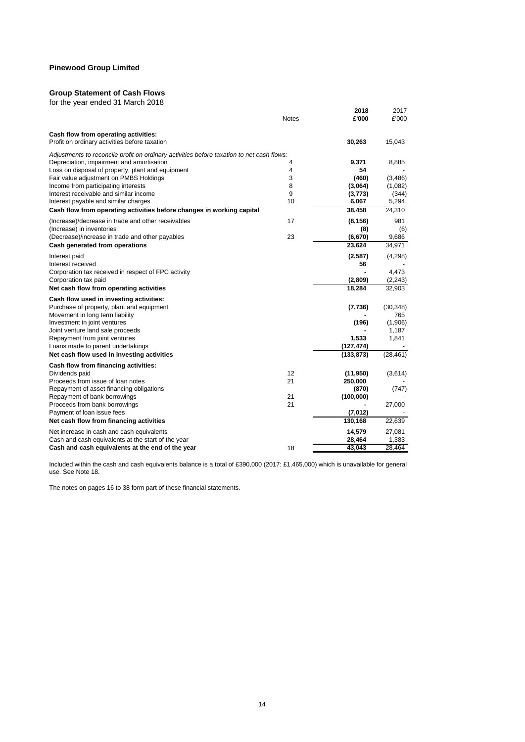**Pinewood Group Limited**

## Group Statement of Cash Flows

for the year ended 31 March 2018

| | Notes | 2018 £'000 | 2017 £'000 |
|---|---|---|---|
| **Cash flow from operating activities:** | | | |
| Profit on ordinary activities before taxation | | **30,263** | 15,043 |
| *Adjustments to reconcile profit on ordinary activities before taxation to net cash flows:* | | | |
| Depreciation, impairment and amortisation | 4 | **9,371** | 8,885 |
| Loss on disposal of property, plant and equipment | 4 | **54** | - |
| Fair value adjustment on PMBS Holdings | 3 | **(460)** | (3,486) |
| Income from participating interests | 8 | **(3,064)** | (1,082) |
| Interest receivable and similar income | 9 | **(3,773)** | (344) |
| Interest payable and similar charges | 10 | **6,067** | 5,294 |
| **Cash flow from operating activities before changes in working capital** | | **38,458** | 24,310 |
| (Increase)/decrease in trade and other receivables | 17 | **(8,156)** | 981 |
| (Increase) in inventories | | **(8)** | (6) |
| (Decrease)/increase in trade and other payables | 23 | **(6,670)** | 9,686 |
| **Cash generated from operations** | | **23,624** | 34,971 |
| Interest paid | | **(2,587)** | (4,298) |
| Interest received | | **56** | - |
| Corporation tax received in respect of FPC activity | | **-** | 4,473 |
| Corporation tax paid | | **(2,809)** | (2,243) |
| **Net cash flow from operating activities** | | **18,284** | 32,903 |
| **Cash flow used in investing activities:** | | | |
| Purchase of property, plant and equipment | | **(7,736)** | (30,348) |
| Movement in long term liability | | **-** | 765 |
| Investment in joint ventures | | **(196)** | (1,906) |
| Joint venture land sale proceeds | | **-** | 1,187 |
| Repayment from joint ventures | | **1,533** | 1,841 |
| Loans made to parent undertakings | | **(127,474)** | - |
| **Net cash flow used in investing activities** | | **(133,873)** | (28,461) |
| **Cash flow from financing activities:** | | | |
| Dividends paid | 12 | **(11,950)** | (3,614) |
| Proceeds from issue of loan notes | 21 | **250,000** | - |
| Repayment of asset financing obligations | | **(870)** | (747) |
| Repayment of bank borrowings | 21 | **(100,000)** | - |
| Proceeds from bank borrowings | 21 | **-** | 27,000 |
| Payment of loan issue fees | | **(7,012)** | - |
| **Net cash flow from financing activities** | | **130,168** | 22,639 |
| Net increase in cash and cash equivalents | | **14,579** | 27,081 |
| Cash and cash equivalents at the start of the year | | **28,464** | 1,383 |
| **Cash and cash equivalents at the end of the year** | 18 | **43,043** | 28,464 |

Included within the cash and cash equivalents balance is a total of £390,000 (2017: £1,465,000) which is unavailable for general use. See Note 18.

The notes on pages 16 to 38 form part of these financial statements.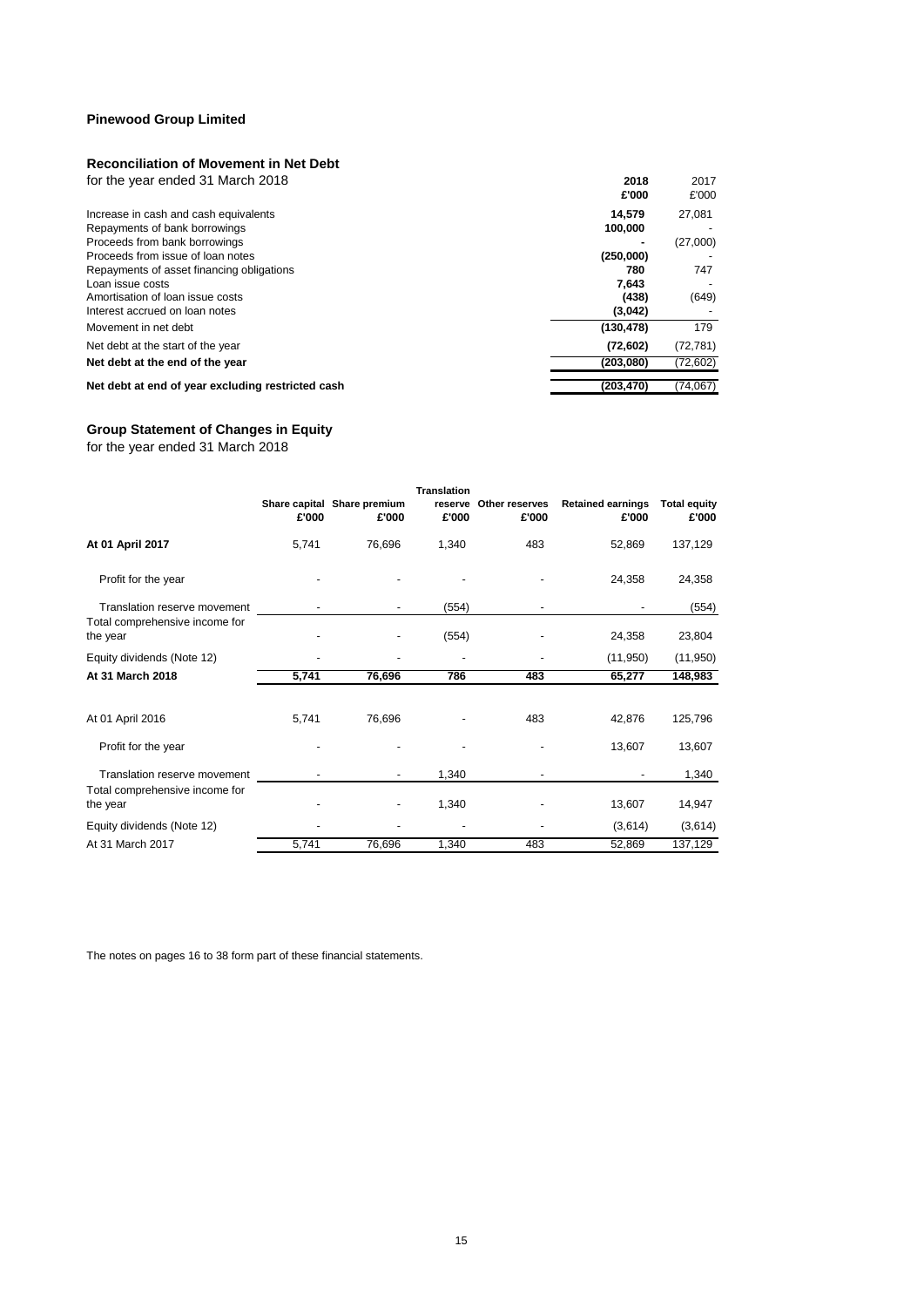**Pinewood Group Limited**

**Reconciliation of Movement in Net Debt**

for the year ended 31 March 2018

| | 2018 £'000 | 2017 £'000 |
|---|---|---|
| Increase in cash and cash equivalents | **14,579** | 27,081 |
| Repayments of bank borrowings | **100,000** | - |
| Proceeds from bank borrowings | **-** | (27,000) |
| Proceeds from issue of loan notes | **(250,000)** | - |
| Repayments of asset financing obligations | **780** | 747 |
| Loan issue costs | **7,643** | - |
| Amortisation of loan issue costs | **(438)** | (649) |
| Interest accrued on loan notes | **(3,042)** | - |
| Movement in net debt | **(130,478)** | 179 |
| Net debt at the start of the year | **(72,602)** | (72,781) |
| **Net debt at the end of the year** | **(203,080)** | (72,602) |
| **Net debt at end of year excluding restricted cash** | **(203,470)** | (74,067) |

**Group Statement of Changes in Equity**

for the year ended 31 March 2018

| | Share capital £'000 | Share premium £'000 | Translation reserve £'000 | Other reserves £'000 | Retained earnings £'000 | Total equity £'000 |
|---|---|---|---|---|---|---|
| **At 01 April 2017** | 5,741 | 76,696 | 1,340 | 483 | 52,869 | 137,129 |
| Profit for the year | - | - | - | - | 24,358 | 24,358 |
| Translation reserve movement | - | - | (554) | - | - | (554) |
| Total comprehensive income for the year | - | - | (554) | - | 24,358 | 23,804 |
| Equity dividends (Note 12) | - | - | - | - | (11,950) | (11,950) |
| **At 31 March 2018** | **5,741** | **76,696** | **786** | **483** | **65,277** | **148,983** |
| At 01 April 2016 | 5,741 | 76,696 | - | 483 | 42,876 | 125,796 |
| Profit for the year | - | - | - | - | 13,607 | 13,607 |
| Translation reserve movement | - | - | 1,340 | - | - | 1,340 |
| Total comprehensive income for the year | - | - | 1,340 | - | 13,607 | 14,947 |
| Equity dividends (Note 12) | - | - | - | - | (3,614) | (3,614) |
| At 31 March 2017 | 5,741 | 76,696 | 1,340 | 483 | 52,869 | 137,129 |

The notes on pages 16 to 38 form part of these financial statements.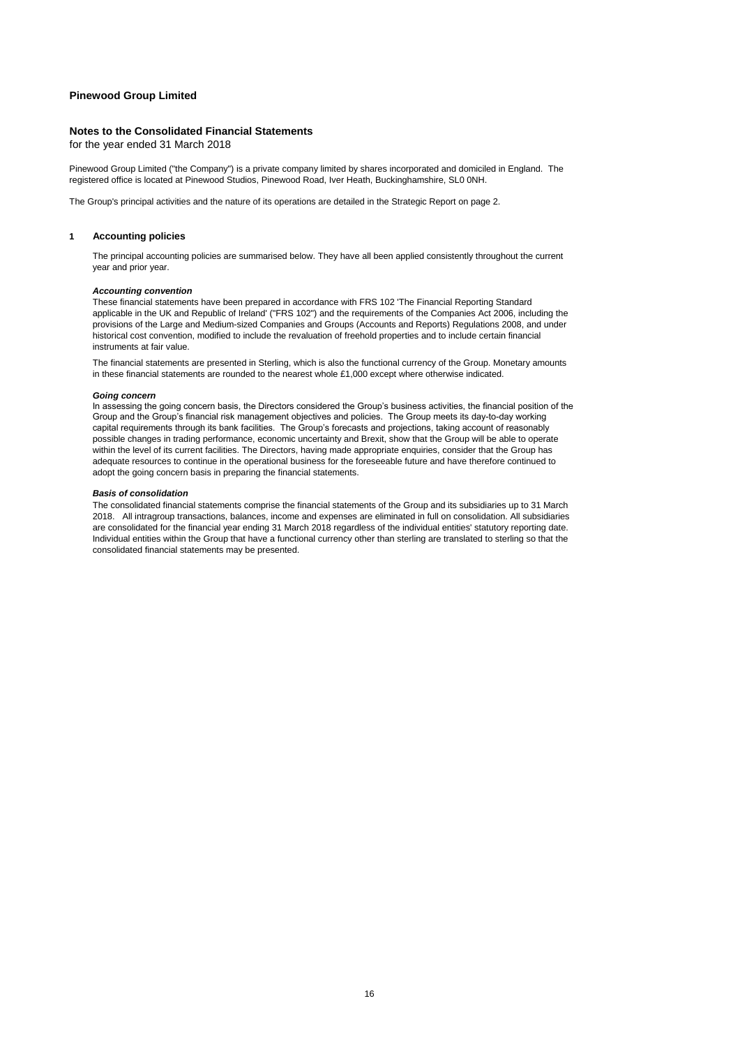**Pinewood Group Limited**

## Notes to the Consolidated Financial Statements

for the year ended 31 March 2018

Pinewood Group Limited ("the Company") is a private company limited by shares incorporated and domiciled in England. The registered office is located at Pinewood Studios, Pinewood Road, Iver Heath, Buckinghamshire, SL0 0NH.

The Group's principal activities and the nature of its operations are detailed in the Strategic Report on page 2.

### 1 Accounting policies

The principal accounting policies are summarised below. They have all been applied consistently throughout the current year and prior year.

***Accounting convention***

These financial statements have been prepared in accordance with FRS 102 'The Financial Reporting Standard applicable in the UK and Republic of Ireland' ("FRS 102") and the requirements of the Companies Act 2006, including the provisions of the Large and Medium-sized Companies and Groups (Accounts and Reports) Regulations 2008, and under historical cost convention, modified to include the revaluation of freehold properties and to include certain financial instruments at fair value.

The financial statements are presented in Sterling, which is also the functional currency of the Group. Monetary amounts in these financial statements are rounded to the nearest whole £1,000 except where otherwise indicated.

***Going concern***

In assessing the going concern basis, the Directors considered the Group's business activities, the financial position of the Group and the Group's financial risk management objectives and policies. The Group meets its day-to-day working capital requirements through its bank facilities. The Group's forecasts and projections, taking account of reasonably possible changes in trading performance, economic uncertainty and Brexit, show that the Group will be able to operate within the level of its current facilities. The Directors, having made appropriate enquiries, consider that the Group has adequate resources to continue in the operational business for the foreseeable future and have therefore continued to adopt the going concern basis in preparing the financial statements.

***Basis of consolidation***

The consolidated financial statements comprise the financial statements of the Group and its subsidiaries up to 31 March 2018. All intragroup transactions, balances, income and expenses are eliminated in full on consolidation. All subsidiaries are consolidated for the financial year ending 31 March 2018 regardless of the individual entities' statutory reporting date. Individual entities within the Group that have a functional currency other than sterling are translated to sterling so that the consolidated financial statements may be presented.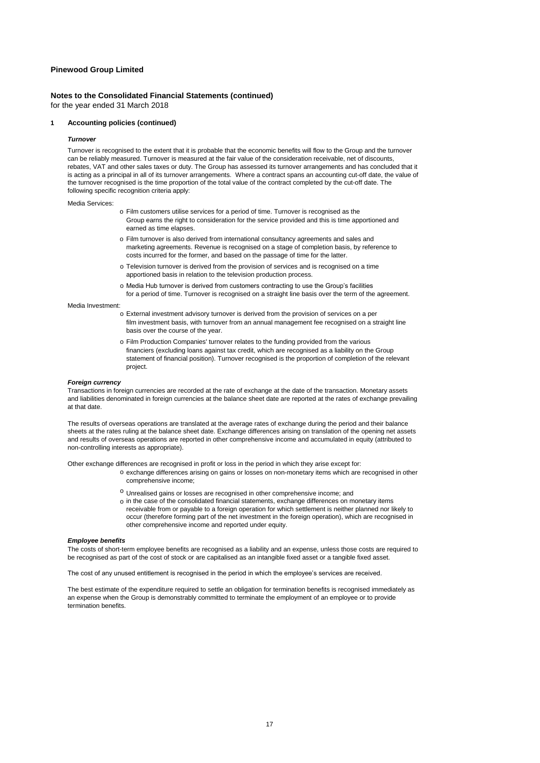**Pinewood Group Limited**

**Notes to the Consolidated Financial Statements (continued)**
for the year ended 31 March 2018

**1 Accounting policies (continued)**

***Turnover***

Turnover is recognised to the extent that it is probable that the economic benefits will flow to the Group and the turnover can be reliably measured. Turnover is measured at the fair value of the consideration receivable, net of discounts, rebates, VAT and other sales taxes or duty. The Group has assessed its turnover arrangements and has concluded that it is acting as a principal in all of its turnover arrangements. Where a contract spans an accounting cut-off date, the value of the turnover recognised is the time proportion of the total value of the contract completed by the cut-off date. The following specific recognition criteria apply:

Media Services:

- Film customers utilise services for a period of time. Turnover is recognised as the Group earns the right to consideration for the service provided and this is time apportioned and earned as time elapses.
- Film turnover is also derived from international consultancy agreements and sales and marketing agreements. Revenue is recognised on a stage of completion basis, by reference to costs incurred for the former, and based on the passage of time for the latter.
- Television turnover is derived from the provision of services and is recognised on a time apportioned basis in relation to the television production process.
- Media Hub turnover is derived from customers contracting to use the Group's facilities for a period of time. Turnover is recognised on a straight line basis over the term of the agreement.

Media Investment:

- External investment advisory turnover is derived from the provision of services on a per film investment basis, with turnover from an annual management fee recognised on a straight line basis over the course of the year.
- Film Production Companies' turnover relates to the funding provided from the various financiers (excluding loans against tax credit, which are recognised as a liability on the Group statement of financial position). Turnover recognised is the proportion of completion of the relevant project.

***Foreign currency***

Transactions in foreign currencies are recorded at the rate of exchange at the date of the transaction. Monetary assets and liabilities denominated in foreign currencies at the balance sheet date are reported at the rates of exchange prevailing at that date.

The results of overseas operations are translated at the average rates of exchange during the period and their balance sheets at the rates ruling at the balance sheet date. Exchange differences arising on translation of the opening net assets and results of overseas operations are reported in other comprehensive income and accumulated in equity (attributed to non-controlling interests as appropriate).

Other exchange differences are recognised in profit or loss in the period in which they arise except for:

- exchange differences arising on gains or losses on non-monetary items which are recognised in other comprehensive income;
- Unrealised gains or losses are recognised in other comprehensive income; and
- in the case of the consolidated financial statements, exchange differences on monetary items receivable from or payable to a foreign operation for which settlement is neither planned nor likely to occur (therefore forming part of the net investment in the foreign operation), which are recognised in other comprehensive income and reported under equity.

***Employee benefits***

The costs of short-term employee benefits are recognised as a liability and an expense, unless those costs are required to be recognised as part of the cost of stock or are capitalised as an intangible fixed asset or a tangible fixed asset.

The cost of any unused entitlement is recognised in the period in which the employee's services are received.

The best estimate of the expenditure required to settle an obligation for termination benefits is recognised immediately as an expense when the Group is demonstrably committed to terminate the employment of an employee or to provide termination benefits.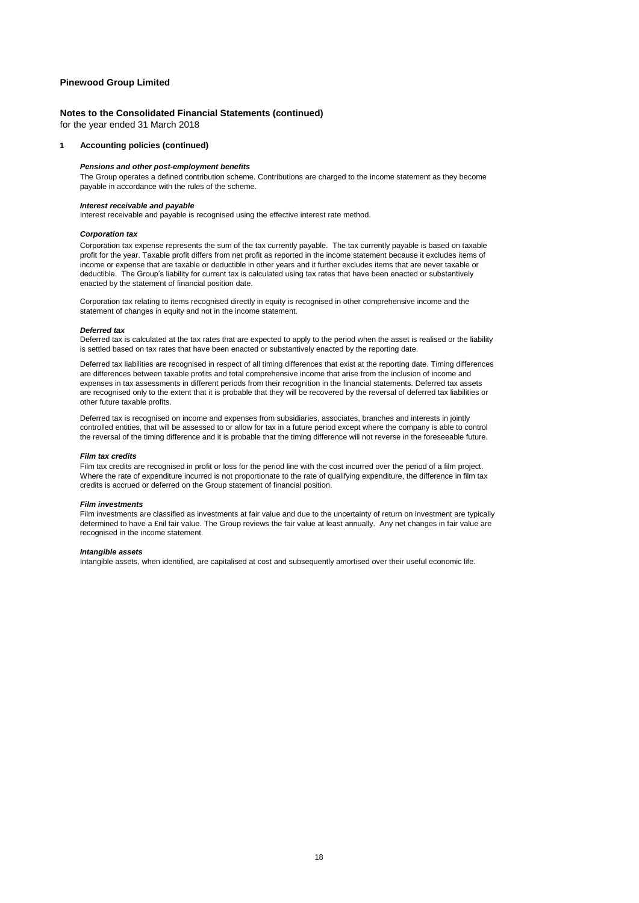**Pinewood Group Limited**

**Notes to the Consolidated Financial Statements (continued)**
for the year ended 31 March 2018

**1 Accounting policies (continued)**

***Pensions and other post-employment benefits***
The Group operates a defined contribution scheme. Contributions are charged to the income statement as they become payable in accordance with the rules of the scheme.

***Interest receivable and payable***
Interest receivable and payable is recognised using the effective interest rate method.

***Corporation tax***
Corporation tax expense represents the sum of the tax currently payable. The tax currently payable is based on taxable profit for the year. Taxable profit differs from net profit as reported in the income statement because it excludes items of income or expense that are taxable or deductible in other years and it further excludes items that are never taxable or deductible. The Group's liability for current tax is calculated using tax rates that have been enacted or substantively enacted by the statement of financial position date.

Corporation tax relating to items recognised directly in equity is recognised in other comprehensive income and the statement of changes in equity and not in the income statement.

***Deferred tax***
Deferred tax is calculated at the tax rates that are expected to apply to the period when the asset is realised or the liability is settled based on tax rates that have been enacted or substantively enacted by the reporting date.

Deferred tax liabilities are recognised in respect of all timing differences that exist at the reporting date. Timing differences are differences between taxable profits and total comprehensive income that arise from the inclusion of income and expenses in tax assessments in different periods from their recognition in the financial statements. Deferred tax assets are recognised only to the extent that it is probable that they will be recovered by the reversal of deferred tax liabilities or other future taxable profits.

Deferred tax is recognised on income and expenses from subsidiaries, associates, branches and interests in jointly controlled entities, that will be assessed to or allow for tax in a future period except where the company is able to control the reversal of the timing difference and it is probable that the timing difference will not reverse in the foreseeable future.

***Film tax credits***
Film tax credits are recognised in profit or loss for the period line with the cost incurred over the period of a film project. Where the rate of expenditure incurred is not proportionate to the rate of qualifying expenditure, the difference in film tax credits is accrued or deferred on the Group statement of financial position.

***Film investments***
Film investments are classified as investments at fair value and due to the uncertainty of return on investment are typically determined to have a £nil fair value. The Group reviews the fair value at least annually. Any net changes in fair value are recognised in the income statement.

***Intangible assets***
Intangible assets, when identified, are capitalised at cost and subsequently amortised over their useful economic life.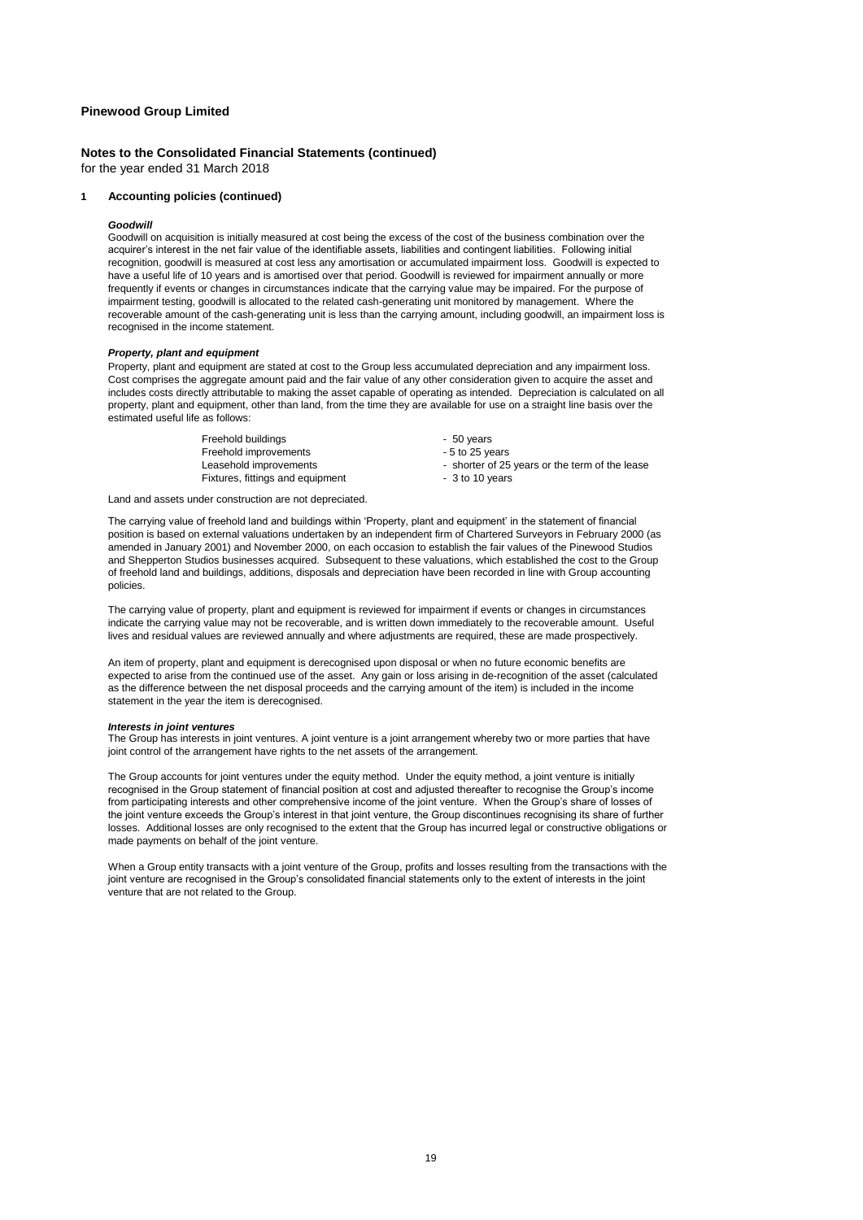**Pinewood Group Limited**

**Notes to the Consolidated Financial Statements (continued)**
for the year ended 31 March 2018

### 1 Accounting policies (continued)

***Goodwill***

Goodwill on acquisition is initially measured at cost being the excess of the cost of the business combination over the acquirer's interest in the net fair value of the identifiable assets, liabilities and contingent liabilities. Following initial recognition, goodwill is measured at cost less any amortisation or accumulated impairment loss. Goodwill is expected to have a useful life of 10 years and is amortised over that period. Goodwill is reviewed for impairment annually or more frequently if events or changes in circumstances indicate that the carrying value may be impaired. For the purpose of impairment testing, goodwill is allocated to the related cash-generating unit monitored by management. Where the recoverable amount of the cash-generating unit is less than the carrying amount, including goodwill, an impairment loss is recognised in the income statement.

***Property, plant and equipment***

Property, plant and equipment are stated at cost to the Group less accumulated depreciation and any impairment loss. Cost comprises the aggregate amount paid and the fair value of any other consideration given to acquire the asset and includes costs directly attributable to making the asset capable of operating as intended. Depreciation is calculated on all property, plant and equipment, other than land, from the time they are available for use on a straight line basis over the estimated useful life as follows:

| | |
|---|---|
| Freehold buildings | - 50 years |
| Freehold improvements | - 5 to 25 years |
| Leasehold improvements | - shorter of 25 years or the term of the lease |
| Fixtures, fittings and equipment | - 3 to 10 years |

Land and assets under construction are not depreciated.

The carrying value of freehold land and buildings within 'Property, plant and equipment' in the statement of financial position is based on external valuations undertaken by an independent firm of Chartered Surveyors in February 2000 (as amended in January 2001) and November 2000, on each occasion to establish the fair values of the Pinewood Studios and Shepperton Studios businesses acquired. Subsequent to these valuations, which established the cost to the Group of freehold land and buildings, additions, disposals and depreciation have been recorded in line with Group accounting policies.

The carrying value of property, plant and equipment is reviewed for impairment if events or changes in circumstances indicate the carrying value may not be recoverable, and is written down immediately to the recoverable amount. Useful lives and residual values are reviewed annually and where adjustments are required, these are made prospectively.

An item of property, plant and equipment is derecognised upon disposal or when no future economic benefits are expected to arise from the continued use of the asset. Any gain or loss arising in de-recognition of the asset (calculated as the difference between the net disposal proceeds and the carrying amount of the item) is included in the income statement in the year the item is derecognised.

***Interests in joint ventures***

The Group has interests in joint ventures. A joint venture is a joint arrangement whereby two or more parties that have joint control of the arrangement have rights to the net assets of the arrangement.

The Group accounts for joint ventures under the equity method. Under the equity method, a joint venture is initially recognised in the Group statement of financial position at cost and adjusted thereafter to recognise the Group's income from participating interests and other comprehensive income of the joint venture. When the Group's share of losses of the joint venture exceeds the Group's interest in that joint venture, the Group discontinues recognising its share of further losses. Additional losses are only recognised to the extent that the Group has incurred legal or constructive obligations or made payments on behalf of the joint venture.

When a Group entity transacts with a joint venture of the Group, profits and losses resulting from the transactions with the joint venture are recognised in the Group's consolidated financial statements only to the extent of interests in the joint venture that are not related to the Group.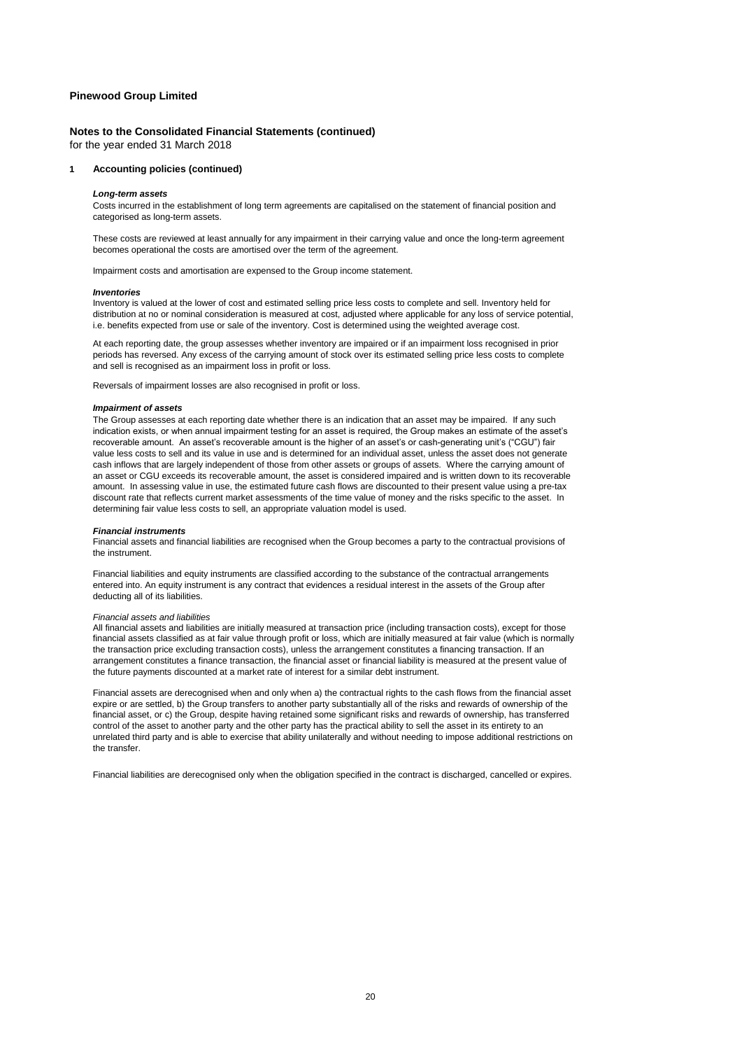**Pinewood Group Limited**

## Notes to the Consolidated Financial Statements (continued)

for the year ended 31 March 2018

### 1 Accounting policies (continued)

***Long-term assets***

Costs incurred in the establishment of long term agreements are capitalised on the statement of financial position and categorised as long-term assets.

These costs are reviewed at least annually for any impairment in their carrying value and once the long-term agreement becomes operational the costs are amortised over the term of the agreement.

Impairment costs and amortisation are expensed to the Group income statement.

***Inventories***

Inventory is valued at the lower of cost and estimated selling price less costs to complete and sell. Inventory held for distribution at no or nominal consideration is measured at cost, adjusted where applicable for any loss of service potential, i.e. benefits expected from use or sale of the inventory. Cost is determined using the weighted average cost.

At each reporting date, the group assesses whether inventory are impaired or if an impairment loss recognised in prior periods has reversed. Any excess of the carrying amount of stock over its estimated selling price less costs to complete and sell is recognised as an impairment loss in profit or loss.

Reversals of impairment losses are also recognised in profit or loss.

***Impairment of assets***

The Group assesses at each reporting date whether there is an indication that an asset may be impaired. If any such indication exists, or when annual impairment testing for an asset is required, the Group makes an estimate of the asset's recoverable amount. An asset's recoverable amount is the higher of an asset's or cash-generating unit's ("CGU") fair value less costs to sell and its value in use and is determined for an individual asset, unless the asset does not generate cash inflows that are largely independent of those from other assets or groups of assets. Where the carrying amount of an asset or CGU exceeds its recoverable amount, the asset is considered impaired and is written down to its recoverable amount. In assessing value in use, the estimated future cash flows are discounted to their present value using a pre-tax discount rate that reflects current market assessments of the time value of money and the risks specific to the asset. In determining fair value less costs to sell, an appropriate valuation model is used.

***Financial instruments***

Financial assets and financial liabilities are recognised when the Group becomes a party to the contractual provisions of the instrument.

Financial liabilities and equity instruments are classified according to the substance of the contractual arrangements entered into. An equity instrument is any contract that evidences a residual interest in the assets of the Group after deducting all of its liabilities.

*Financial assets and liabilities*

All financial assets and liabilities are initially measured at transaction price (including transaction costs), except for those financial assets classified as at fair value through profit or loss, which are initially measured at fair value (which is normally the transaction price excluding transaction costs), unless the arrangement constitutes a financing transaction. If an arrangement constitutes a finance transaction, the financial asset or financial liability is measured at the present value of the future payments discounted at a market rate of interest for a similar debt instrument.

Financial assets are derecognised when and only when a) the contractual rights to the cash flows from the financial asset expire or are settled, b) the Group transfers to another party substantially all of the risks and rewards of ownership of the financial asset, or c) the Group, despite having retained some significant risks and rewards of ownership, has transferred control of the asset to another party and the other party has the practical ability to sell the asset in its entirety to an unrelated third party and is able to exercise that ability unilaterally and without needing to impose additional restrictions on the transfer.

Financial liabilities are derecognised only when the obligation specified in the contract is discharged, cancelled or expires.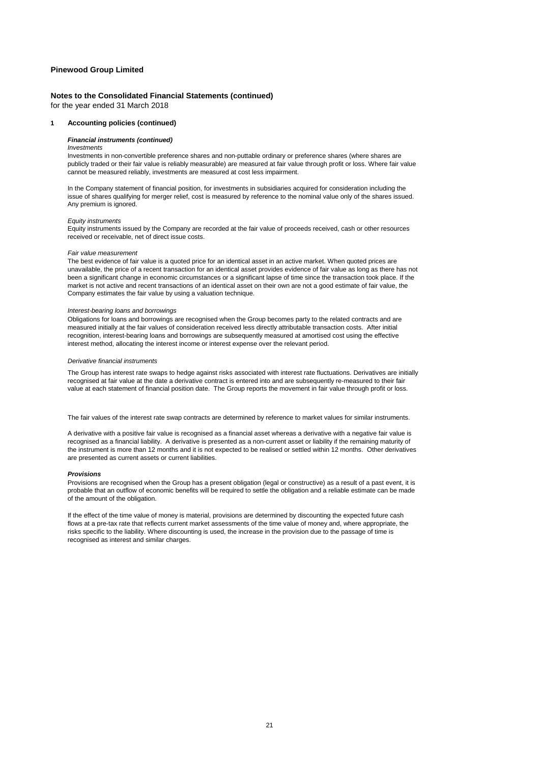**Pinewood Group Limited**

**Notes to the Consolidated Financial Statements (continued)**
for the year ended 31 March 2018

## 1 Accounting policies (continued)

***Financial instruments (continued)***

*Investments*

Investments in non-convertible preference shares and non-puttable ordinary or preference shares (where shares are publicly traded or their fair value is reliably measurable) are measured at fair value through profit or loss. Where fair value cannot be measured reliably, investments are measured at cost less impairment.

In the Company statement of financial position, for investments in subsidiaries acquired for consideration including the issue of shares qualifying for merger relief, cost is measured by reference to the nominal value only of the shares issued. Any premium is ignored.

*Equity instruments*

Equity instruments issued by the Company are recorded at the fair value of proceeds received, cash or other resources received or receivable, net of direct issue costs.

*Fair value measurement*

The best evidence of fair value is a quoted price for an identical asset in an active market. When quoted prices are unavailable, the price of a recent transaction for an identical asset provides evidence of fair value as long as there has not been a significant change in economic circumstances or a significant lapse of time since the transaction took place. If the market is not active and recent transactions of an identical asset on their own are not a good estimate of fair value, the Company estimates the fair value by using a valuation technique.

*Interest-bearing loans and borrowings*

Obligations for loans and borrowings are recognised when the Group becomes party to the related contracts and are measured initially at the fair values of consideration received less directly attributable transaction costs. After initial recognition, interest-bearing loans and borrowings are subsequently measured at amortised cost using the effective interest method, allocating the interest income or interest expense over the relevant period.

*Derivative financial instruments*

The Group has interest rate swaps to hedge against risks associated with interest rate fluctuations. Derivatives are initially recognised at fair value at the date a derivative contract is entered into and are subsequently re-measured to their fair value at each statement of financial position date. The Group reports the movement in fair value through profit or loss.

The fair values of the interest rate swap contracts are determined by reference to market values for similar instruments.

A derivative with a positive fair value is recognised as a financial asset whereas a derivative with a negative fair value is recognised as a financial liability. A derivative is presented as a non-current asset or liability if the remaining maturity of the instrument is more than 12 months and it is not expected to be realised or settled within 12 months. Other derivatives are presented as current assets or current liabilities.

***Provisions***

Provisions are recognised when the Group has a present obligation (legal or constructive) as a result of a past event, it is probable that an outflow of economic benefits will be required to settle the obligation and a reliable estimate can be made of the amount of the obligation.

If the effect of the time value of money is material, provisions are determined by discounting the expected future cash flows at a pre-tax rate that reflects current market assessments of the time value of money and, where appropriate, the risks specific to the liability. Where discounting is used, the increase in the provision due to the passage of time is recognised as interest and similar charges.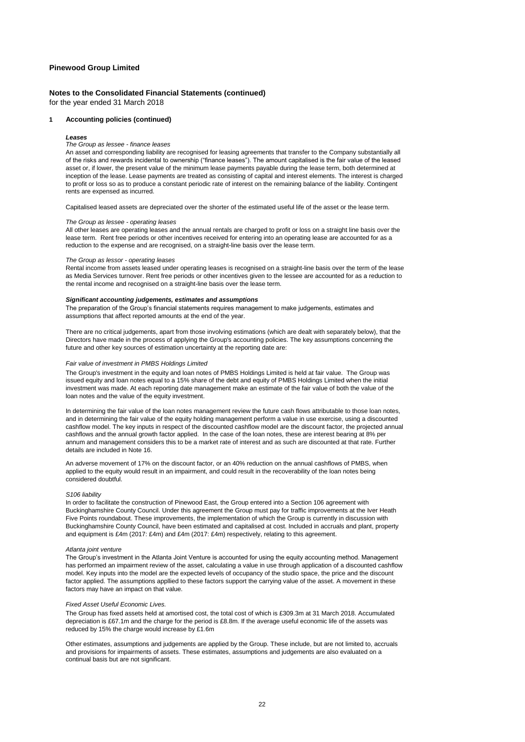**Pinewood Group Limited**

**Notes to the Consolidated Financial Statements (continued)**
for the year ended 31 March 2018

**1 Accounting policies (continued)**

***Leases***

*The Group as lessee - finance leases*

An asset and corresponding liability are recognised for leasing agreements that transfer to the Company substantially all of the risks and rewards incidental to ownership ("finance leases"). The amount capitalised is the fair value of the leased asset or, if lower, the present value of the minimum lease payments payable during the lease term, both determined at inception of the lease. Lease payments are treated as consisting of capital and interest elements. The interest is charged to profit or loss so as to produce a constant periodic rate of interest on the remaining balance of the liability. Contingent rents are expensed as incurred.

Capitalised leased assets are depreciated over the shorter of the estimated useful life of the asset or the lease term.

*The Group as lessee - operating leases*

All other leases are operating leases and the annual rentals are charged to profit or loss on a straight line basis over the lease term. Rent free periods or other incentives received for entering into an operating lease are accounted for as a reduction to the expense and are recognised, on a straight-line basis over the lease term.

*The Group as lessor - operating leases*

Rental income from assets leased under operating leases is recognised on a straight-line basis over the term of the lease as Media Services turnover. Rent free periods or other incentives given to the lessee are accounted for as a reduction to the rental income and recognised on a straight-line basis over the lease term.

***Significant accounting judgements, estimates and assumptions***

The preparation of the Group's financial statements requires management to make judgements, estimates and assumptions that affect reported amounts at the end of the year.

There are no critical judgements, apart from those involving estimations (which are dealt with separately below), that the Directors have made in the process of applying the Group's accounting policies. The key assumptions concerning the future and other key sources of estimation uncertainty at the reporting date are:

*Fair value of investment in PMBS Holdings Limited*

The Group's investment in the equity and loan notes of PMBS Holdings Limited is held at fair value. The Group was issued equity and loan notes equal to a 15% share of the debt and equity of PMBS Holdings Limited when the initial investment was made. At each reporting date management make an estimate of the fair value of both the value of the loan notes and the value of the equity investment.

In determining the fair value of the loan notes management review the future cash flows attributable to those loan notes, and in determining the fair value of the equity holding management perform a value in use exercise, using a discounted cashflow model. The key inputs in respect of the discounted cashflow model are the discount factor, the projected annual cashflows and the annual growth factor applied. In the case of the loan notes, these are interest bearing at 8% per annum and management considers this to be a market rate of interest and as such are discounted at that rate. Further details are included in Note 16.

An adverse movement of 17% on the discount factor, or an 40% reduction on the annual cashflows of PMBS, when applied to the equity would result in an impairment, and could result in the recoverability of the loan notes being considered doubtful.

*S106 liability*

In order to facilitate the construction of Pinewood East, the Group entered into a Section 106 agreement with Buckinghamshire County Council. Under this agreement the Group must pay for traffic improvements at the Iver Heath Five Points roundabout. These improvements, the implementation of which the Group is currently in discussion with Buckinghamshire County Council, have been estimated and capitalised at cost. Included in accruals and plant, property and equipment is £4m (2017: £4m) and £4m (2017: £4m) respectively, relating to this agreement.

*Atlanta joint venture*

The Group's investment in the Atlanta Joint Venture is accounted for using the equity accounting method. Management has performed an impairment review of the asset, calculating a value in use through application of a discounted cashflow model. Key inputs into the model are the expected levels of occupancy of the studio space, the price and the discount factor applied. The assumptions appllied to these factors support the carrying value of the asset. A movement in these factors may have an impact on that value.

*Fixed Asset Useful Economic Lives.*

The Group has fixed assets held at amortised cost, the total cost of which is £309.3m at 31 March 2018. Accumulated depreciation is £67.1m and the charge for the period is £8.8m. If the average useful economic life of the assets was reduced by 15% the charge would increase by £1.6m

Other estimates, assumptions and judgements are applied by the Group. These include, but are not limited to, accruals and provisions for impairments of assets. These estimates, assumptions and judgements are also evaluated on a continual basis but are not significant.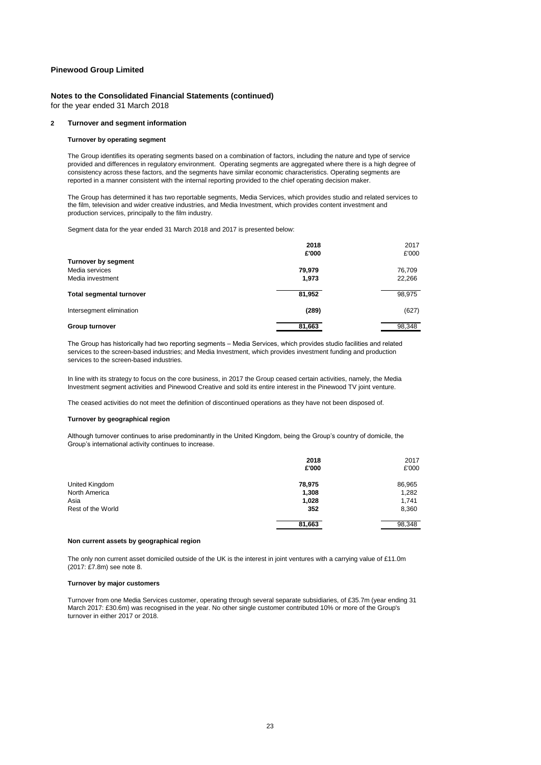**Pinewood Group Limited**

**Notes to the Consolidated Financial Statements (continued)**
for the year ended 31 March 2018

## 2 Turnover and segment information

### Turnover by operating segment

The Group identifies its operating segments based on a combination of factors, including the nature and type of service provided and differences in regulatory environment. Operating segments are aggregated where there is a high degree of consistency across these factors, and the segments have similar economic characteristics. Operating segments are reported in a manner consistent with the internal reporting provided to the chief operating decision maker.

The Group has determined it has two reportable segments, Media Services, which provides studio and related services to the film, television and wider creative industries, and Media Investment, which provides content investment and production services, principally to the film industry.

Segment data for the year ended 31 March 2018 and 2017 is presented below:

| | **2018** | 2017 |
|---|---|---|
| | **£'000** | £'000 |
| **Turnover by segment** | | |
| Media services | **79,979** | 76,709 |
| Media investment | **1,973** | 22,266 |
| **Total segmental turnover** | **81,952** | 98,975 |
| Intersegment elimination | **(289)** | (627) |
| **Group turnover** | **81,663** | 98,348 |

The Group has historically had two reporting segments – Media Services, which provides studio facilities and related services to the screen-based industries; and Media Investment, which provides investment funding and production services to the screen-based industries.

In line with its strategy to focus on the core business, in 2017 the Group ceased certain activities, namely, the Media Investment segment activities and Pinewood Creative and sold its entire interest in the Pinewood TV joint venture.

The ceased activities do not meet the definition of discontinued operations as they have not been disposed of.

### Turnover by geographical region

Although turnover continues to arise predominantly in the United Kingdom, being the Group's country of domicile, the Group's international activity continues to increase.

| | **2018** | 2017 |
|---|---|---|
| | **£'000** | £'000 |
| United Kingdom | **78,975** | 86,965 |
| North America | **1,308** | 1,282 |
| Asia | **1,028** | 1,741 |
| Rest of the World | **352** | 8,360 |
| | **81,663** | 98,348 |

### Non current assets by geographical region

The only non current asset domiciled outside of the UK is the interest in joint ventures with a carrying value of £11.0m (2017: £7.8m) see note 8.

### Turnover by major customers

Turnover from one Media Services customer, operating through several separate subsidiaries, of £35.7m (year ending 31 March 2017: £30.6m) was recognised in the year. No other single customer contributed 10% or more of the Group's turnover in either 2017 or 2018.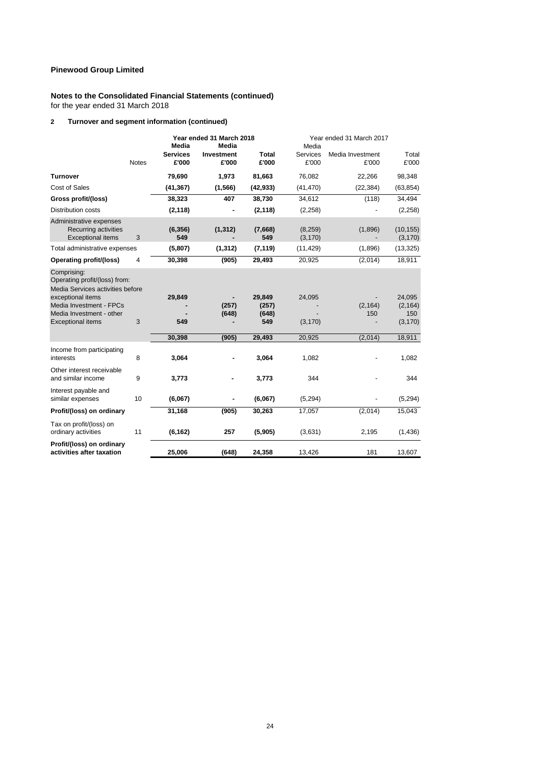**Pinewood Group Limited**

**Notes to the Consolidated Financial Statements (continued)**
for the year ended 31 March 2018

**2 Turnover and segment information (continued)**

| | Notes | Year ended 31 March 2018 | | | Year ended 31 March 2017 | | |
|---|---|---|---|---|---|---|---|
| | | **Media Services £'000** | **Media Investment £'000** | **Total £'000** | Media Services £'000 | Media Investment £'000 | Total £'000 |
| **Turnover** | | **79,690** | **1,973** | **81,663** | 76,082 | 22,266 | 98,348 |
| Cost of Sales | | **(41,367)** | **(1,566)** | **(42,933)** | (41,470) | (22,384) | (63,854) |
| **Gross profit/(loss)** | | **38,323** | **407** | **38,730** | 34,612 | (118) | 34,494 |
| Distribution costs | | **(2,118)** | **-** | **(2,118)** | (2,258) | - | (2,258) |
| Administrative expenses | | | | | | | |
| Recurring activities | | **(6,356)** | **(1,312)** | **(7,668)** | (8,259) | (1,896) | (10,155) |
| Exceptional items | 3 | **549** | **-** | **549** | (3,170) | - | (3,170) |
| Total administrative expenses | | **(5,807)** | **(1,312)** | **(7,119)** | (11,429) | (1,896) | (13,325) |
| **Operating profit/(loss)** | 4 | **30,398** | **(905)** | **29,493** | 20,925 | (2,014) | 18,911 |
| Comprising: | | | | | | | |
| Operating profit/(loss) from: | | | | | | | |
| Media Services activities before exceptional items | | **29,849** | **-** | **29,849** | 24,095 | - | 24,095 |
| Media Investment - FPCs | | **-** | **(257)** | **(257)** | - | (2,164) | (2,164) |
| Media Investment - other | | **-** | **(648)** | **(648)** | - | 150 | 150 |
| Exceptional items | 3 | **549** | **-** | **549** | (3,170) | - | (3,170) |
| | | **30,398** | **(905)** | **29,493** | 20,925 | (2,014) | 18,911 |
| Income from participating interests | 8 | **3,064** | **-** | **3,064** | 1,082 | - | 1,082 |
| Other interest receivable and similar income | 9 | **3,773** | **-** | **3,773** | 344 | - | 344 |
| Interest payable and similar expenses | 10 | **(6,067)** | **-** | **(6,067)** | (5,294) | - | (5,294) |
| **Profit/(loss) on ordinary** | | **31,168** | **(905)** | **30,263** | 17,057 | (2,014) | 15,043 |
| Tax on profit/(loss) on ordinary activities | 11 | **(6,162)** | **257** | **(5,905)** | (3,631) | 2,195 | (1,436) |
| **Profit/(loss) on ordinary activities after taxation** | | **25,006** | **(648)** | **24,358** | 13,426 | 181 | 13,607 |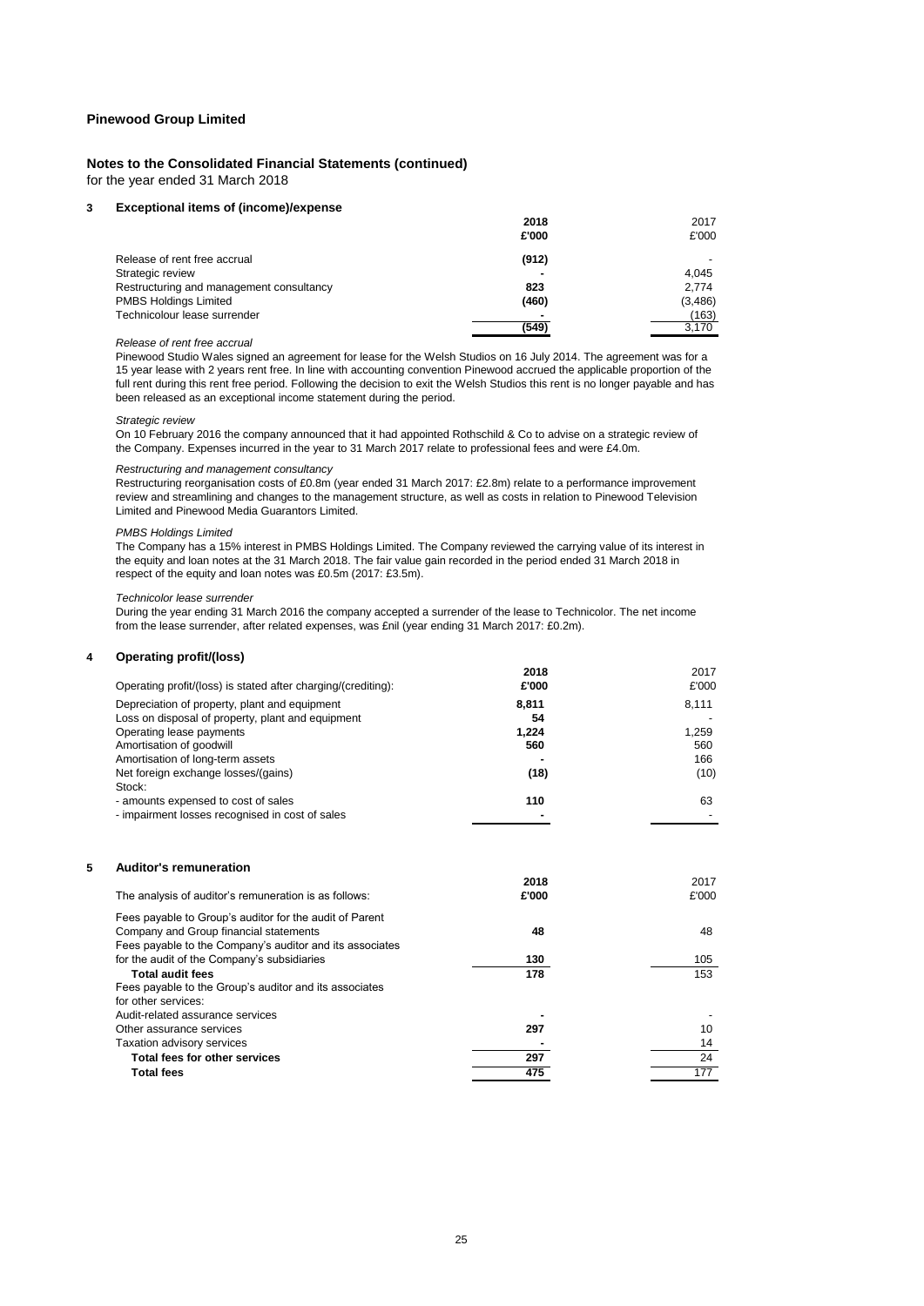**Pinewood Group Limited**

**Notes to the Consolidated Financial Statements (continued)**
for the year ended 31 March 2018

## 3 Exceptional items of (income)/expense

| | 2018 £'000 | 2017 £'000 |
|---|---|---|
| Release of rent free accrual | (912) | - |
| Strategic review | - | 4,045 |
| Restructuring and management consultancy | 823 | 2,774 |
| PMBS Holdings Limited | (460) | (3,486) |
| Technicolour lease surrender | - | (163) |
| | (549) | 3,170 |

*Release of rent free accrual*

Pinewood Studio Wales signed an agreement for lease for the Welsh Studios on 16 July 2014. The agreement was for a 15 year lease with 2 years rent free. In line with accounting convention Pinewood accrued the applicable proportion of the full rent during this rent free period. Following the decision to exit the Welsh Studios this rent is no longer payable and has been released as an exceptional income statement during the period.

*Strategic review*

On 10 February 2016 the company announced that it had appointed Rothschild & Co to advise on a strategic review of the Company. Expenses incurred in the year to 31 March 2017 relate to professional fees and were £4.0m.

*Restructuring and management consultancy*

Restructuring reorganisation costs of £0.8m (year ended 31 March 2017: £2.8m) relate to a performance improvement review and streamlining and changes to the management structure, as well as costs in relation to Pinewood Television Limited and Pinewood Media Guarantors Limited.

*PMBS Holdings Limited*

The Company has a 15% interest in PMBS Holdings Limited. The Company reviewed the carrying value of its interest in the equity and loan notes at the 31 March 2018. The fair value gain recorded in the period ended 31 March 2018 in respect of the equity and loan notes was £0.5m (2017: £3.5m).

*Technicolor lease surrender*

During the year ending 31 March 2016 the company accepted a surrender of the lease to Technicolor. The net income from the lease surrender, after related expenses, was £nil (year ending 31 March 2017: £0.2m).

## 4 Operating profit/(loss)

| Operating profit/(loss) is stated after charging/(crediting): | 2018 £'000 | 2017 £'000 |
|---|---|---|
| Depreciation of property, plant and equipment | 8,811 | 8,111 |
| Loss on disposal of property, plant and equipment | 54 | - |
| Operating lease payments | 1,224 | 1,259 |
| Amortisation of goodwill | 560 | 560 |
| Amortisation of long-term assets | - | 166 |
| Net foreign exchange losses/(gains) | (18) | (10) |
| Stock: | | |
| - amounts expensed to cost of sales | 110 | 63 |
| - impairment losses recognised in cost of sales | - | - |

## 5 Auditor's remuneration

| The analysis of auditor's remuneration is as follows: | 2018 £'000 | 2017 £'000 |
|---|---|---|
| Fees payable to Group's auditor for the audit of Parent Company and Group financial statements | 48 | 48 |
| Fees payable to the Company's auditor and its associates for the audit of the Company's subsidiaries | 130 | 105 |
| **Total audit fees** | 178 | 153 |
| Fees payable to the Group's auditor and its associates for other services: | | |
| Audit-related assurance services | - | - |
| Other assurance services | 297 | 10 |
| Taxation advisory services | - | 14 |
| **Total fees for other services** | 297 | 24 |
| **Total fees** | 475 | 177 |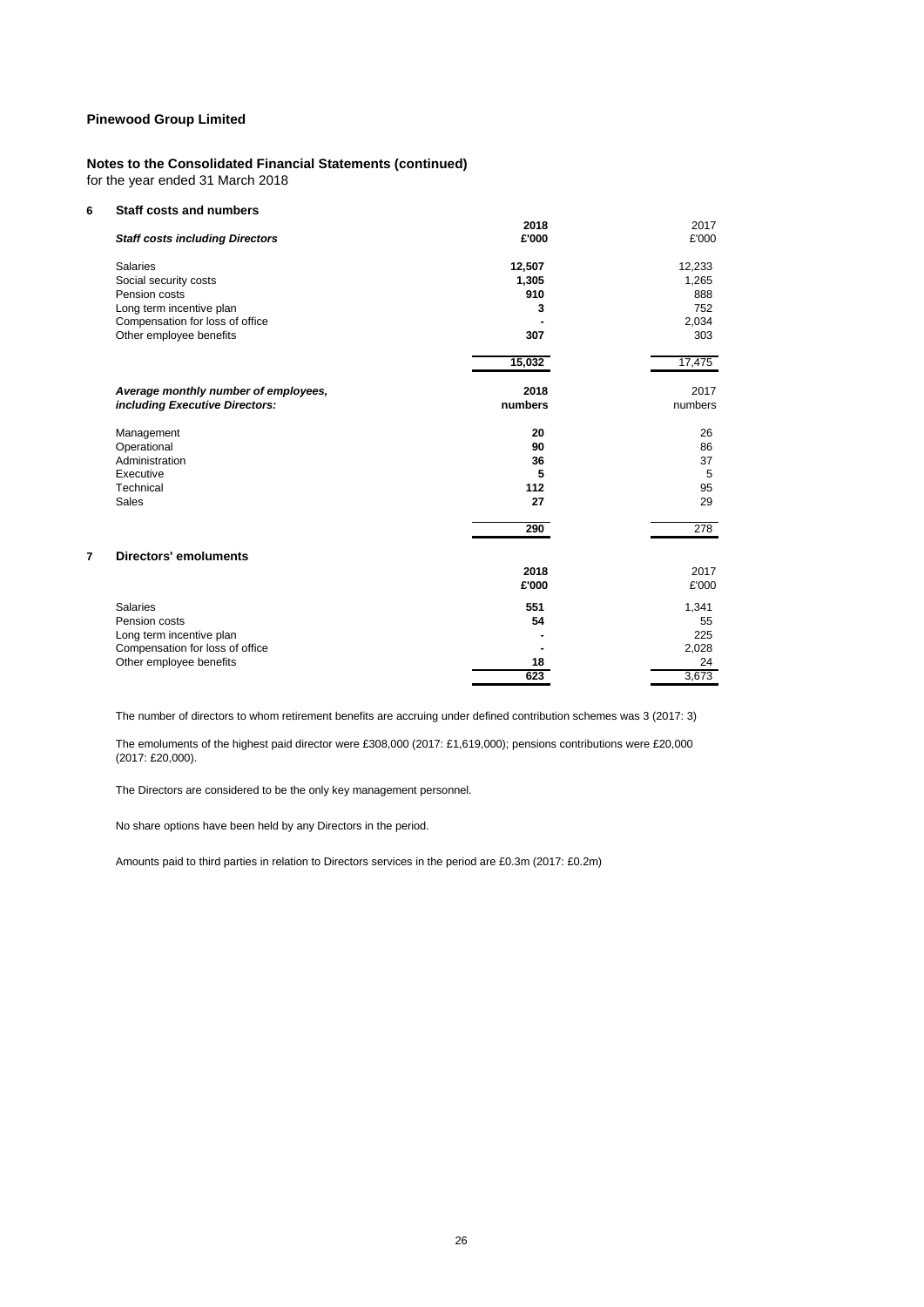**Pinewood Group Limited**

**Notes to the Consolidated Financial Statements (continued)**
for the year ended 31 March 2018

## 6 Staff costs and numbers

| *Staff costs including Directors* | 2018 £'000 | 2017 £'000 |
|---|---|---|
| Salaries | 12,507 | 12,233 |
| Social security costs | 1,305 | 1,265 |
| Pension costs | 910 | 888 |
| Long term incentive plan | 3 | 752 |
| Compensation for loss of office | - | 2,034 |
| Other employee benefits | 307 | 303 |
| | 15,032 | 17,475 |

| *Average monthly number of employees, including Executive Directors:* | 2018 numbers | 2017 numbers |
|---|---|---|
| Management | 20 | 26 |
| Operational | 90 | 86 |
| Administration | 36 | 37 |
| Executive | 5 | 5 |
| Technical | 112 | 95 |
| Sales | 27 | 29 |
| | 290 | 278 |

## 7 Directors' emoluments

| | 2018 £'000 | 2017 £'000 |
|---|---|---|
| Salaries | 551 | 1,341 |
| Pension costs | 54 | 55 |
| Long term incentive plan | - | 225 |
| Compensation for loss of office | - | 2,028 |
| Other employee benefits | 18 | 24 |
| | 623 | 3,673 |

The number of directors to whom retirement benefits are accruing under defined contribution schemes was 3 (2017: 3)

The emoluments of the highest paid director were £308,000 (2017: £1,619,000); pensions contributions were £20,000 (2017: £20,000).

The Directors are considered to be the only key management personnel.

No share options have been held by any Directors in the period.

Amounts paid to third parties in relation to Directors services in the period are £0.3m (2017: £0.2m)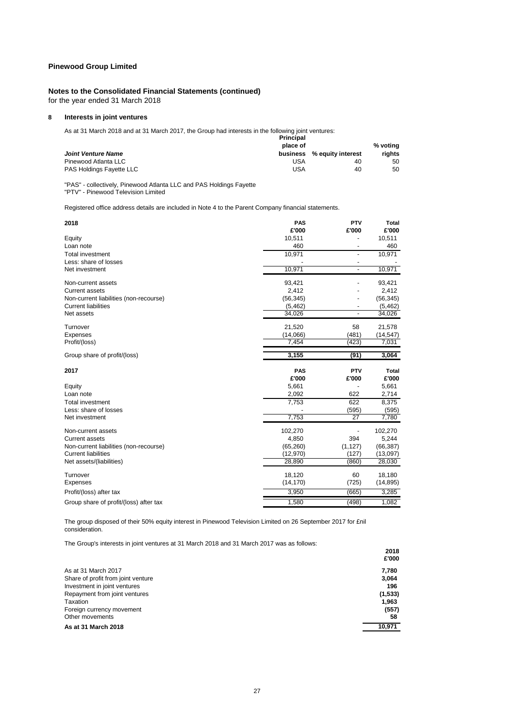**Pinewood Group Limited**

**Notes to the Consolidated Financial Statements (continued)**
for the year ended 31 March 2018

## 8 Interests in joint ventures

As at 31 March 2018 and at 31 March 2017, the Group had interests in the following joint ventures:

| *Joint Venture Name* | Principal place of business | % equity interest | % voting rights |
|---|---|---|---|
| Pinewood Atlanta LLC | USA | 40 | 50 |
| PAS Holdings Fayette LLC | USA | 40 | 50 |

"PAS" - collectively, Pinewood Atlanta LLC and PAS Holdings Fayette
"PTV" - Pinewood Television Limited

Registered office address details are included in Note 4 to the Parent Company financial statements.

| 2018 | PAS £'000 | PTV £'000 | Total £'000 |
|---|---|---|---|
| Equity | 10,511 | - | 10,511 |
| Loan note | 460 | - | 460 |
| Total investment | 10,971 | - | 10,971 |
| Less: share of losses | - | - | - |
| Net investment | 10,971 | - | 10,971 |
| | | | |
| Non-current assets | 93,421 | - | 93,421 |
| Current assets | 2,412 | - | 2,412 |
| Non-current liabilities (non-recourse) | (56,345) | - | (56,345) |
| Current liabilities | (5,462) | - | (5,462) |
| Net assets | 34,026 | - | 34,026 |
| | | | |
| Turnover | 21,520 | 58 | 21,578 |
| Expenses | (14,066) | (481) | (14,547) |
| Profit/(loss) | 7,454 | (423) | 7,031 |
| | | | |
| Group share of profit/(loss) | **3,155** | **(91)** | **3,064** |

| 2017 | PAS £'000 | PTV £'000 | Total £'000 |
|---|---|---|---|
| Equity | 5,661 | - | 5,661 |
| Loan note | 2,092 | 622 | 2,714 |
| Total investment | 7,753 | 622 | 8,375 |
| Less: share of losses | - | (595) | (595) |
| Net investment | 7,753 | 27 | 7,780 |
| | | | |
| Non-current assets | 102,270 | - | 102,270 |
| Current assets | 4,850 | 394 | 5,244 |
| Non-current liabilities (non-recourse) | (65,260) | (1,127) | (66,387) |
| Current liabilities | (12,970) | (127) | (13,097) |
| Net assets/(liabilities) | 28,890 | (860) | 28,030 |
| | | | |
| Turnover | 18,120 | 60 | 18,180 |
| Expenses | (14,170) | (725) | (14,895) |
| Profit/(loss) after tax | 3,950 | (665) | 3,285 |
| Group share of profit/(loss) after tax | 1,580 | (498) | 1,082 |

The group disposed of their 50% equity interest in Pinewood Television Limited on 26 September 2017 for £nil consideration.

The Group's interests in joint ventures at 31 March 2018 and 31 March 2017 was as follows:

| | 2018 £'000 |
|---|---|
| As at 31 March 2017 | **7,780** |
| Share of profit from joint venture | **3,064** |
| Investment in joint ventures | **196** |
| Repayment from joint ventures | **(1,533)** |
| Taxation | **1,963** |
| Foreign currency movement | **(557)** |
| Other movements | **58** |
| **As at 31 March 2018** | **10,971** |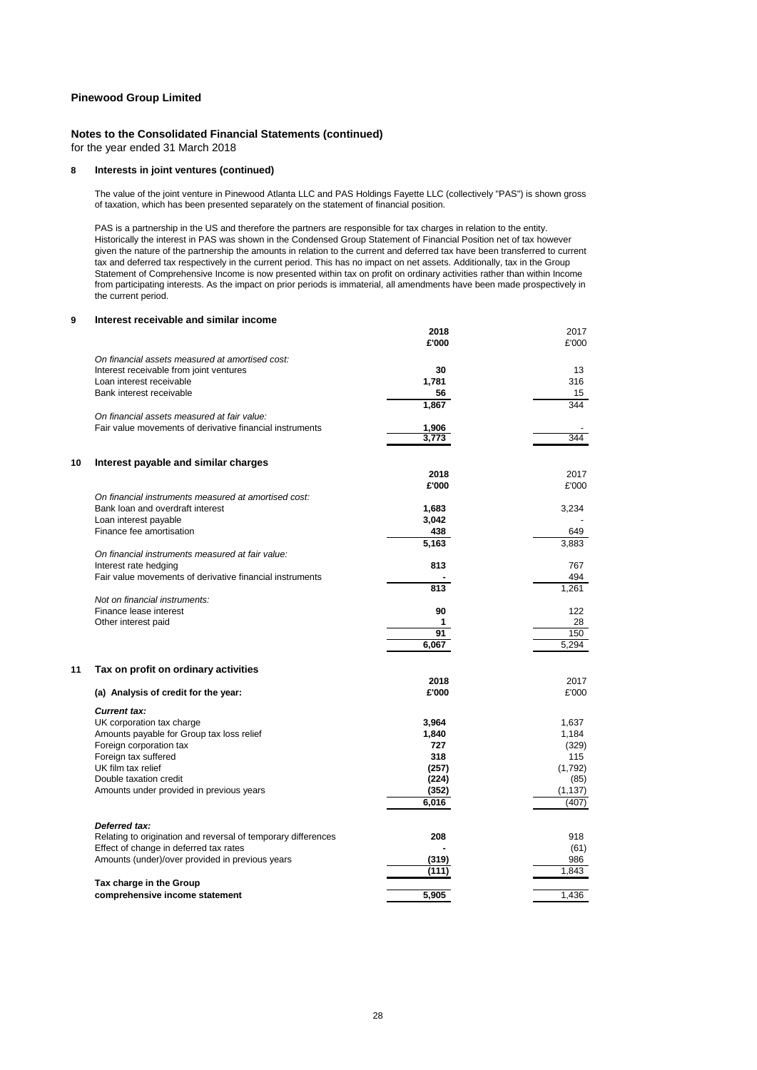**Pinewood Group Limited**

**Notes to the Consolidated Financial Statements (continued)**
for the year ended 31 March 2018

## 8 Interests in joint ventures (continued)

The value of the joint venture in Pinewood Atlanta LLC and PAS Holdings Fayette LLC (collectively "PAS") is shown gross of taxation, which has been presented separately on the statement of financial position.

PAS is a partnership in the US and therefore the partners are responsible for tax charges in relation to the entity. Historically the interest in PAS was shown in the Condensed Group Statement of Financial Position net of tax however given the nature of the partnership the amounts in relation to the current and deferred tax have been transferred to current tax and deferred tax respectively in the current period. This has no impact on net assets. Additionally, tax in the Group Statement of Comprehensive Income is now presented within tax on profit on ordinary activities rather than within Income from participating interests. As the impact on prior periods is immaterial, all amendments have been made prospectively in the current period.

## 9 Interest receivable and similar income

| | 2018 £'000 | 2017 £'000 |
|---|---|---|
| *On financial assets measured at amortised cost:* | | |
| Interest receivable from joint ventures | 30 | 13 |
| Loan interest receivable | 1,781 | 316 |
| Bank interest receivable | 56 | 15 |
| | 1,867 | 344 |
| *On financial assets measured at fair value:* | | |
| Fair value movements of derivative financial instruments | 1,906 | - |
| | 3,773 | 344 |

## 10 Interest payable and similar charges

| | 2018 £'000 | 2017 £'000 |
|---|---|---|
| *On financial instruments measured at amortised cost:* | | |
| Bank loan and overdraft interest | 1,683 | 3,234 |
| Loan interest payable | 3,042 | - |
| Finance fee amortisation | 438 | 649 |
| | 5,163 | 3,883 |
| *On financial instruments measured at fair value:* | | |
| Interest rate hedging | 813 | 767 |
| Fair value movements of derivative financial instruments | - | 494 |
| | 813 | 1,261 |
| *Not on financial instruments:* | | |
| Finance lease interest | 90 | 122 |
| Other interest paid | 1 | 28 |
| | 91 | 150 |
| | 6,067 | 5,294 |

## 11 Tax on profit on ordinary activities

| **(a) Analysis of credit for the year:** | 2018 £'000 | 2017 £'000 |
|---|---|---|
| ***Current tax:*** | | |
| UK corporation tax charge | 3,964 | 1,637 |
| Amounts payable for Group tax loss relief | 1,840 | 1,184 |
| Foreign corporation tax | 727 | (329) |
| Foreign tax suffered | 318 | 115 |
| UK film tax relief | (257) | (1,792) |
| Double taxation credit | (224) | (85) |
| Amounts under provided in previous years | (352) | (1,137) |
| | 6,016 | (407) |
| ***Deferred tax:*** | | |
| Relating to origination and reversal of temporary differences | 208 | 918 |
| Effect of change in deferred tax rates | - | (61) |
| Amounts (under)/over provided in previous years | (319) | 986 |
| | (111) | 1,843 |
| **Tax charge in the Group comprehensive income statement** | 5,905 | 1,436 |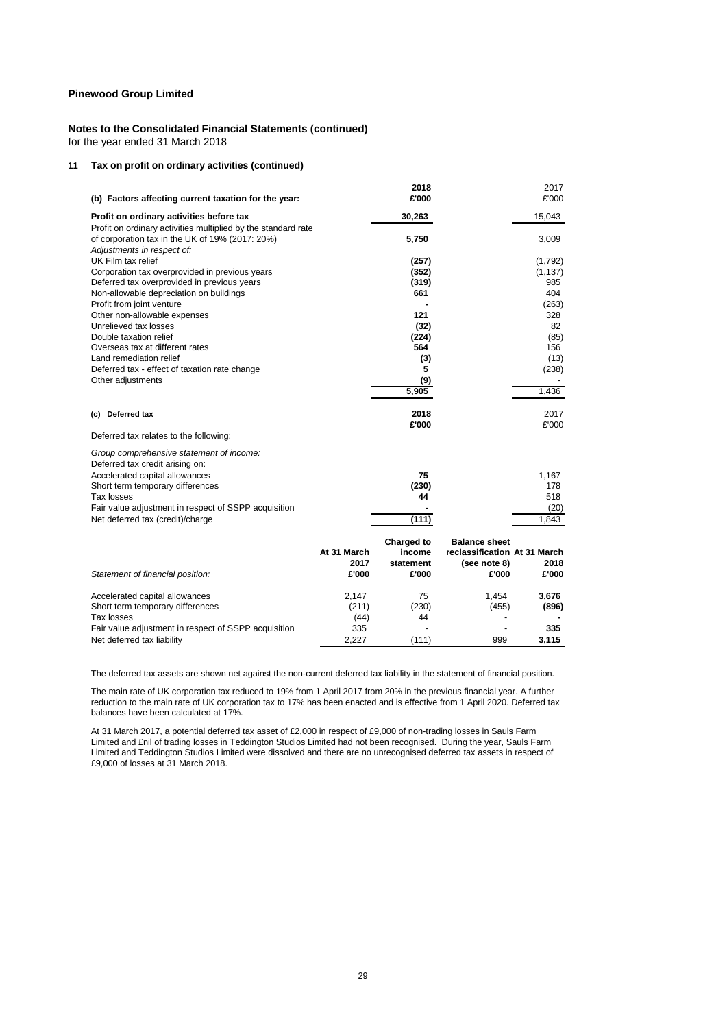**Pinewood Group Limited**

**Notes to the Consolidated Financial Statements (continued)**
for the year ended 31 March 2018

### 11 Tax on profit on ordinary activities (continued)

| (b) Factors affecting current taxation for the year: | 2018 £'000 | 2017 £'000 |
|---|---|---|
| **Profit on ordinary activities before tax** | **30,263** | 15,043 |
| Profit on ordinary activities multiplied by the standard rate of corporation tax in the UK of 19% (2017: 20%) | **5,750** | 3,009 |
| *Adjustments in respect of:* | | |
| UK Film tax relief | **(257)** | (1,792) |
| Corporation tax overprovided in previous years | **(352)** | (1,137) |
| Deferred tax overprovided in previous years | **(319)** | 985 |
| Non-allowable depreciation on buildings | **661** | 404 |
| Profit from joint venture | **-** | (263) |
| Other non-allowable expenses | **121** | 328 |
| Unrelieved tax losses | **(32)** | 82 |
| Double taxation relief | **(224)** | (85) |
| Overseas tax at different rates | **564** | 156 |
| Land remediation relief | **(3)** | (13) |
| Deferred tax - effect of taxation rate change | **5** | (238) |
| Other adjustments | **(9)** | - |
| | **5,905** | 1,436 |

| (c) Deferred tax | 2018 £'000 | 2017 £'000 |
|---|---|---|
| Deferred tax relates to the following: | | |
| *Group comprehensive statement of income:* | | |
| Deferred tax credit arising on: | | |
| Accelerated capital allowances | **75** | 1,167 |
| Short term temporary differences | **(230)** | 178 |
| Tax losses | **44** | 518 |
| Fair value adjustment in respect of SSPP acquisition | **-** | (20) |
| Net deferred tax (credit)/charge | **(111)** | 1,843 |

| *Statement of financial position:* | At 31 March 2017 £'000 | Charged to income statement £'000 | Balance sheet reclassification (see note 8) £'000 | At 31 March 2018 £'000 |
|---|---|---|---|---|
| Accelerated capital allowances | 2,147 | 75 | 1,454 | **3,676** |
| Short term temporary differences | (211) | (230) | (455) | **(896)** |
| Tax losses | (44) | 44 | - | **-** |
| Fair value adjustment in respect of SSPP acquisition | 335 | - | - | **335** |
| Net deferred tax liability | 2,227 | (111) | 999 | **3,115** |

The deferred tax assets are shown net against the non-current deferred tax liability in the statement of financial position.

The main rate of UK corporation tax reduced to 19% from 1 April 2017 from 20% in the previous financial year. A further reduction to the main rate of UK corporation tax to 17% has been enacted and is effective from 1 April 2020. Deferred tax balances have been calculated at 17%.

At 31 March 2017, a potential deferred tax asset of £2,000 in respect of £9,000 of non-trading losses in Sauls Farm Limited and £nil of trading losses in Teddington Studios Limited had not been recognised. During the year, Sauls Farm Limited and Teddington Studios Limited were dissolved and there are no unrecognised deferred tax assets in respect of £9,000 of losses at 31 March 2018.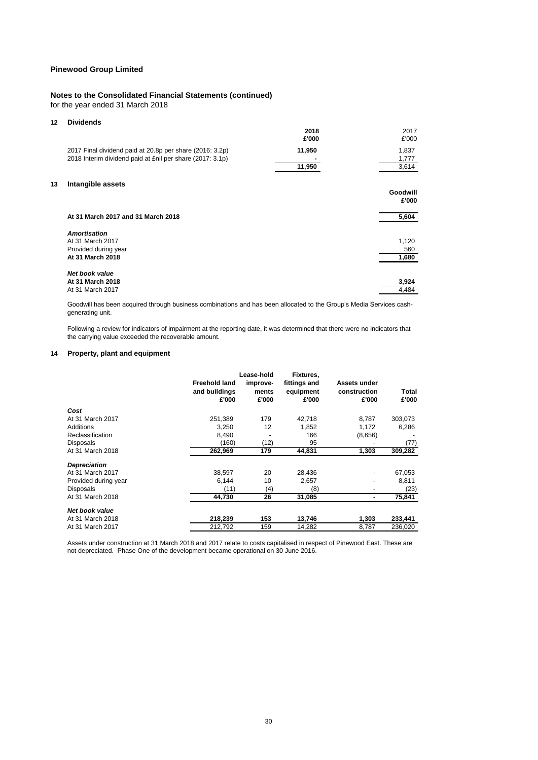**Pinewood Group Limited**

**Notes to the Consolidated Financial Statements (continued)**
for the year ended 31 March 2018

## 12 Dividends

| | **2018** | 2017 |
|---|---|---|
| | **£'000** | £'000 |
| 2017 Final dividend paid at 20.8p per share (2016: 3.2p) | **11,950** | 1,837 |
| 2018 Interim dividend paid at £nil per share (2017: 3.1p) | **-** | 1,777 |
| | **11,950** | 3,614 |

## 13 Intangible assets

| | **Goodwill** |
|---|---|
| | **£'000** |
| **At 31 March 2017 and 31 March 2018** | **5,604** |
| ***Amortisation*** | |
| At 31 March 2017 | 1,120 |
| Provided during year | 560 |
| **At 31 March 2018** | **1,680** |
| ***Net book value*** | |
| **At 31 March 2018** | **3,924** |
| At 31 March 2017 | 4,484 |

Goodwill has been acquired through business combinations and has been allocated to the Group's Media Services cash-generating unit.

Following a review for indicators of impairment at the reporting date, it was determined that there were no indicators that the carrying value exceeded the recoverable amount.

## 14 Property, plant and equipment

| | **Freehold land and buildings £'000** | **Lease-hold improve-ments £'000** | **Fixtures, fittings and equipment £'000** | **Assets under construction £'000** | **Total £'000** |
|---|---|---|---|---|---|
| ***Cost*** | | | | | |
| At 31 March 2017 | 251,389 | 179 | 42,718 | 8,787 | 303,073 |
| Additions | 3,250 | 12 | 1,852 | 1,172 | 6,286 |
| Reclassification | 8,490 | - | 166 | (8,656) | - |
| Disposals | (160) | (12) | 95 | - | (77) |
| At 31 March 2018 | **262,969** | **179** | **44,831** | **1,303** | **309,282** |
| ***Depreciation*** | | | | | |
| At 31 March 2017 | 38,597 | 20 | 28,436 | - | 67,053 |
| Provided during year | 6,144 | 10 | 2,657 | - | 8,811 |
| Disposals | (11) | (4) | (8) | - | (23) |
| At 31 March 2018 | **44,730** | **26** | **31,085** | **-** | **75,841** |
| ***Net book value*** | | | | | |
| At 31 March 2018 | **218,239** | **153** | **13,746** | **1,303** | **233,441** |
| At 31 March 2017 | 212,792 | 159 | 14,282 | 8,787 | 236,020 |

Assets under construction at 31 March 2018 and 2017 relate to costs capitalised in respect of Pinewood East. These are not depreciated. Phase One of the development became operational on 30 June 2016.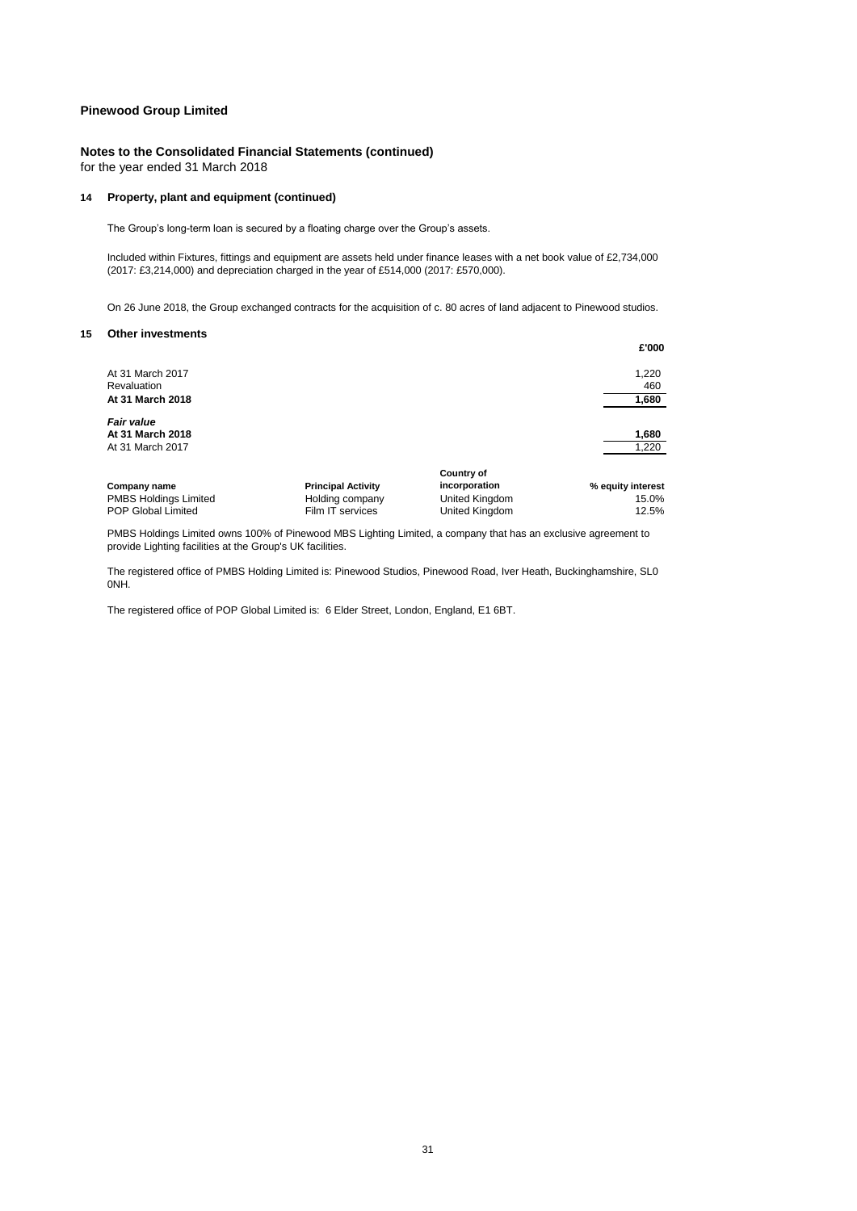**Pinewood Group Limited**

**Notes to the Consolidated Financial Statements (continued)**
for the year ended 31 March 2018

### 14 Property, plant and equipment (continued)

The Group's long-term loan is secured by a floating charge over the Group's assets.

Included within Fixtures, fittings and equipment are assets held under finance leases with a net book value of £2,734,000 (2017: £3,214,000) and depreciation charged in the year of £514,000 (2017: £570,000).

On 26 June 2018, the Group exchanged contracts for the acquisition of c. 80 acres of land adjacent to Pinewood studios.

### 15 Other investments

| | £'000 |
|---|---|
| At 31 March 2017 | 1,220 |
| Revaluation | 460 |
| **At 31 March 2018** | **1,680** |
| ***Fair value*** | |
| **At 31 March 2018** | **1,680** |
| At 31 March 2017 | 1,220 |

| Company name | Principal Activity | Country of incorporation | % equity interest |
|---|---|---|---|
| PMBS Holdings Limited | Holding company | United Kingdom | 15.0% |
| POP Global Limited | Film IT services | United Kingdom | 12.5% |

PMBS Holdings Limited owns 100% of Pinewood MBS Lighting Limited, a company that has an exclusive agreement to provide Lighting facilities at the Group's UK facilities.

The registered office of PMBS Holding Limited is: Pinewood Studios, Pinewood Road, Iver Heath, Buckinghamshire, SL0 0NH.

The registered office of POP Global Limited is: 6 Elder Street, London, England, E1 6BT.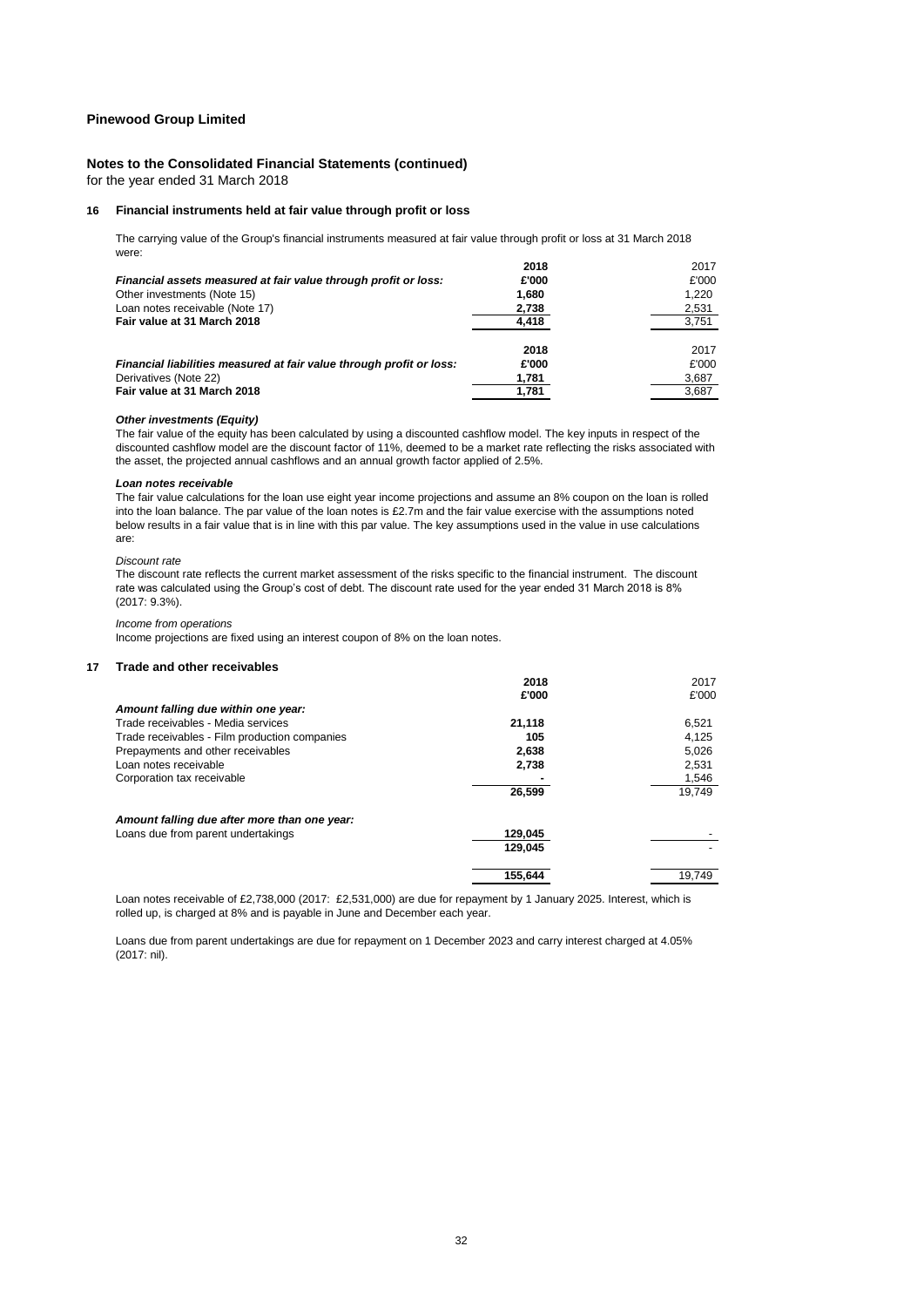**Pinewood Group Limited**

**Notes to the Consolidated Financial Statements (continued)**
for the year ended 31 March 2018

### 16 Financial instruments held at fair value through profit or loss

The carrying value of the Group's financial instruments measured at fair value through profit or loss at 31 March 2018 were:

| | 2018 | 2017 |
|---|---|---|
| ***Financial assets measured at fair value through profit or loss:*** | **£'000** | £'000 |
| Other investments (Note 15) | **1,680** | 1,220 |
| Loan notes receivable (Note 17) | **2,738** | 2,531 |
| **Fair value at 31 March 2018** | **4,418** | 3,751 |

| | 2018 | 2017 |
|---|---|---|
| ***Financial liabilities measured at fair value through profit or loss:*** | **£'000** | £'000 |
| Derivatives (Note 22) | **1,781** | 3,687 |
| **Fair value at 31 March 2018** | **1,781** | 3,687 |

***Other investments (Equity)***

The fair value of the equity has been calculated by using a discounted cashflow model. The key inputs in respect of the discounted cashflow model are the discount factor of 11%, deemed to be a market rate reflecting the risks associated with the asset, the projected annual cashflows and an annual growth factor applied of 2.5%.

***Loan notes receivable***

The fair value calculations for the loan use eight year income projections and assume an 8% coupon on the loan is rolled into the loan balance. The par value of the loan notes is £2.7m and the fair value exercise with the assumptions noted below results in a fair value that is in line with this par value. The key assumptions used in the value in use calculations are:

*Discount rate*

The discount rate reflects the current market assessment of the risks specific to the financial instrument. The discount rate was calculated using the Group's cost of debt. The discount rate used for the year ended 31 March 2018 is 8% (2017: 9.3%).

*Income from operations*

Income projections are fixed using an interest coupon of 8% on the loan notes.

### 17 Trade and other receivables

| | 2018 | 2017 |
|---|---|---|
| | **£'000** | £'000 |
| ***Amount falling due within one year:*** | | |
| Trade receivables - Media services | **21,118** | 6,521 |
| Trade receivables - Film production companies | **105** | 4,125 |
| Prepayments and other receivables | **2,638** | 5,026 |
| Loan notes receivable | **2,738** | 2,531 |
| Corporation tax receivable | **-** | 1,546 |
| | **26,599** | 19,749 |
| ***Amount falling due after more than one year:*** | | |
| Loans due from parent undertakings | **129,045** | - |
| | **129,045** | - |
| | **155,644** | 19,749 |

Loan notes receivable of £2,738,000 (2017: £2,531,000) are due for repayment by 1 January 2025. Interest, which is rolled up, is charged at 8% and is payable in June and December each year.

Loans due from parent undertakings are due for repayment on 1 December 2023 and carry interest charged at 4.05% (2017: nil).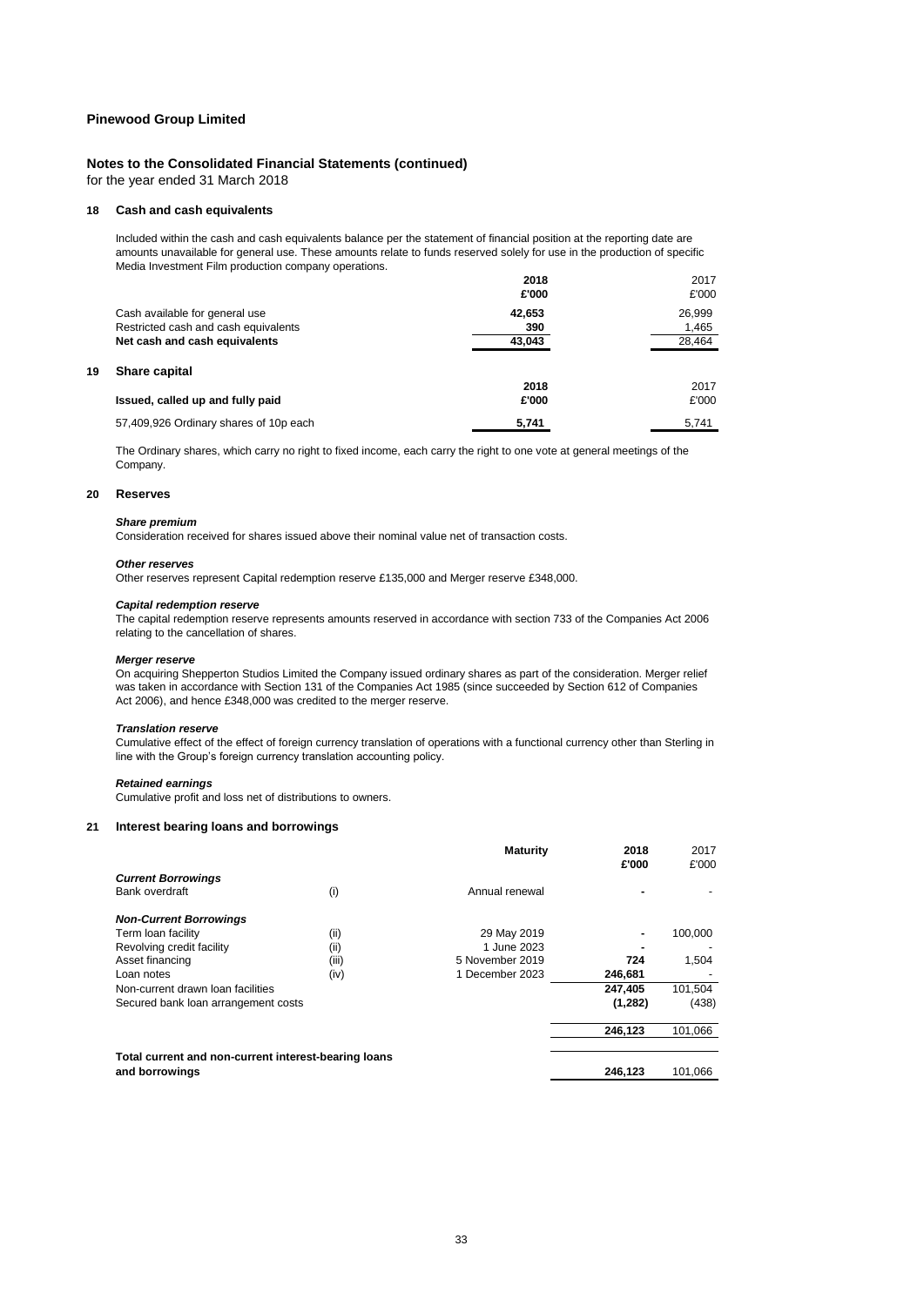**Pinewood Group Limited**

**Notes to the Consolidated Financial Statements (continued)**
for the year ended 31 March 2018

## 18 Cash and cash equivalents

Included within the cash and cash equivalents balance per the statement of financial position at the reporting date are amounts unavailable for general use. These amounts relate to funds reserved solely for use in the production of specific Media Investment Film production company operations.

| | 2018 £'000 | 2017 £'000 |
|---|---|---|
| Cash available for general use | 42,653 | 26,999 |
| Restricted cash and cash equivalents | 390 | 1,465 |
| **Net cash and cash equivalents** | **43,043** | 28,464 |

## 19 Share capital

| **Issued, called up and fully paid** | 2018 £'000 | 2017 £'000 |
|---|---|---|
| 57,409,926 Ordinary shares of 10p each | 5,741 | 5,741 |

The Ordinary shares, which carry no right to fixed income, each carry the right to one vote at general meetings of the Company.

## 20 Reserves

***Share premium***
Consideration received for shares issued above their nominal value net of transaction costs.

***Other reserves***
Other reserves represent Capital redemption reserve £135,000 and Merger reserve £348,000.

***Capital redemption reserve***
The capital redemption reserve represents amounts reserved in accordance with section 733 of the Companies Act 2006 relating to the cancellation of shares.

***Merger reserve***
On acquiring Shepperton Studios Limited the Company issued ordinary shares as part of the consideration. Merger relief was taken in accordance with Section 131 of the Companies Act 1985 (since succeeded by Section 612 of Companies Act 2006), and hence £348,000 was credited to the merger reserve.

***Translation reserve***
Cumulative effect of the effect of foreign currency translation of operations with a functional currency other than Sterling in line with the Group's foreign currency translation accounting policy.

***Retained earnings***
Cumulative profit and loss net of distributions to owners.

## 21 Interest bearing loans and borrowings

| | | Maturity | 2018 £'000 | 2017 £'000 |
|---|---|---|---|---|
| ***Current Borrowings*** | | | | |
| Bank overdraft | (i) | Annual renewal | - | - |
| ***Non-Current Borrowings*** | | | | |
| Term loan facility | (ii) | 29 May 2019 | - | 100,000 |
| Revolving credit facility | (ii) | 1 June 2023 | - | - |
| Asset financing | (iii) | 5 November 2019 | 724 | 1,504 |
| Loan notes | (iv) | 1 December 2023 | 246,681 | - |
| Non-current drawn loan facilities | | | 247,405 | 101,504 |
| Secured bank loan arrangement costs | | | (1,282) | (438) |
| | | | 246,123 | 101,066 |
| **Total current and non-current interest-bearing loans and borrowings** | | | **246,123** | 101,066 |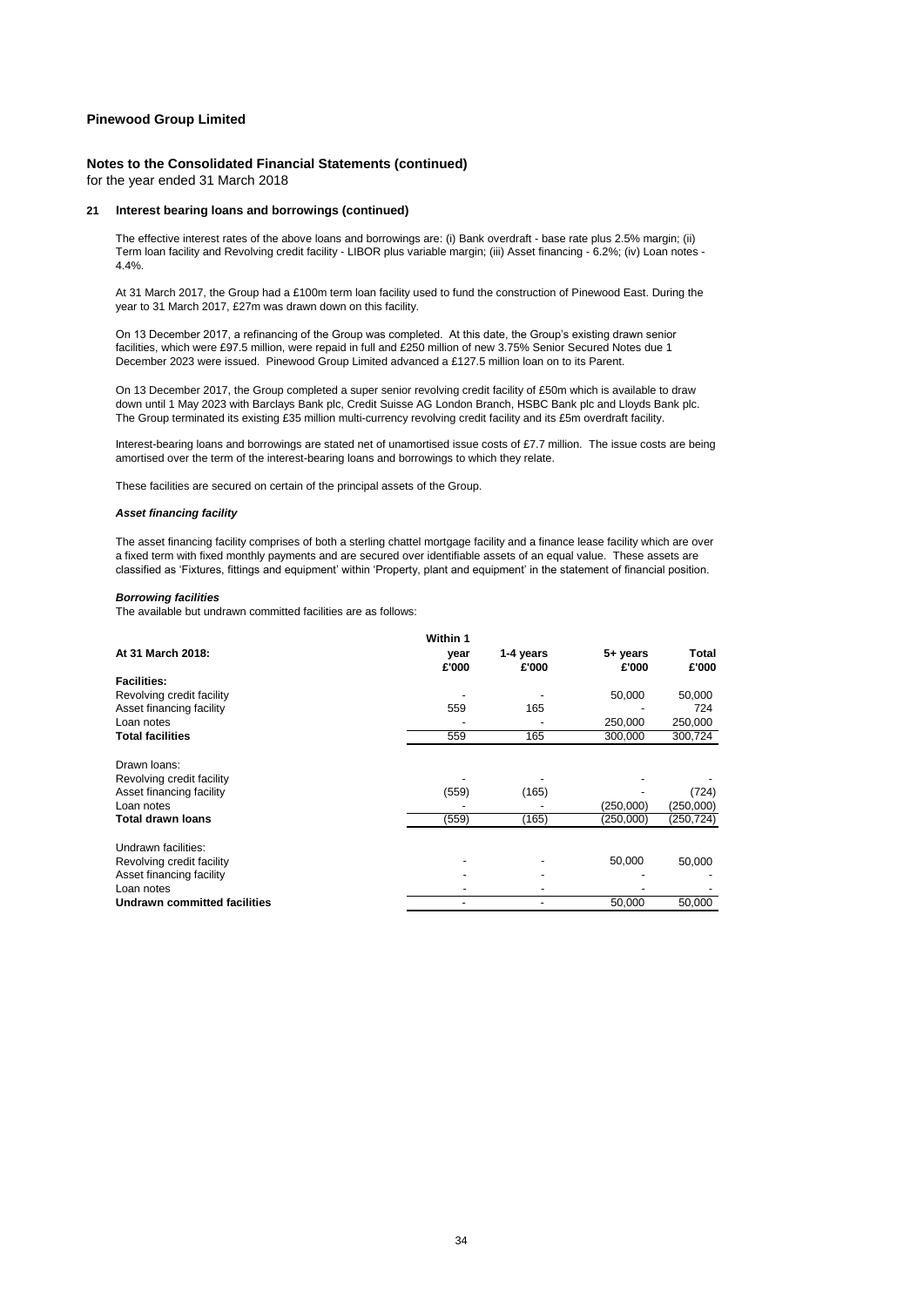**Pinewood Group Limited**

**Notes to the Consolidated Financial Statements (continued)**
for the year ended 31 March 2018

**21 Interest bearing loans and borrowings (continued)**

The effective interest rates of the above loans and borrowings are: (i) Bank overdraft - base rate plus 2.5% margin; (ii) Term loan facility and Revolving credit facility - LIBOR plus variable margin; (iii) Asset financing - 6.2%; (iv) Loan notes - 4.4%.

At 31 March 2017, the Group had a £100m term loan facility used to fund the construction of Pinewood East. During the year to 31 March 2017, £27m was drawn down on this facility.

On 13 December 2017, a refinancing of the Group was completed. At this date, the Group's existing drawn senior facilities, which were £97.5 million, were repaid in full and £250 million of new 3.75% Senior Secured Notes due 1 December 2023 were issued. Pinewood Group Limited advanced a £127.5 million loan on to its Parent.

On 13 December 2017, the Group completed a super senior revolving credit facility of £50m which is available to draw down until 1 May 2023 with Barclays Bank plc, Credit Suisse AG London Branch, HSBC Bank plc and Lloyds Bank plc. The Group terminated its existing £35 million multi-currency revolving credit facility and its £5m overdraft facility.

Interest-bearing loans and borrowings are stated net of unamortised issue costs of £7.7 million. The issue costs are being amortised over the term of the interest-bearing loans and borrowings to which they relate.

These facilities are secured on certain of the principal assets of the Group.

***Asset financing facility***

The asset financing facility comprises of both a sterling chattel mortgage facility and a finance lease facility which are over a fixed term with fixed monthly payments and are secured over identifiable assets of an equal value. These assets are classified as 'Fixtures, fittings and equipment' within 'Property, plant and equipment' in the statement of financial position.

***Borrowing facilities***

The available but undrawn committed facilities are as follows:

| At 31 March 2018: | Within 1 year £'000 | 1-4 years £'000 | 5+ years £'000 | Total £'000 |
|---|---|---|---|---|
| **Facilities:** | | | | |
| Revolving credit facility | - | - | 50,000 | 50,000 |
| Asset financing facility | 559 | 165 | - | 724 |
| Loan notes | - | - | 250,000 | 250,000 |
| **Total facilities** | 559 | 165 | 300,000 | 300,724 |
| Drawn loans: | | | | |
| Revolving credit facility | - | - | - | - |
| Asset financing facility | (559) | (165) | - | (724) |
| Loan notes | - | - | (250,000) | (250,000) |
| **Total drawn loans** | (559) | (165) | (250,000) | (250,724) |
| Undrawn facilities: | | | | |
| Revolving credit facility | - | - | 50,000 | 50,000 |
| Asset financing facility | - | - | - | - |
| Loan notes | - | - | - | - |
| **Undrawn committed facilities** | - | - | 50,000 | 50,000 |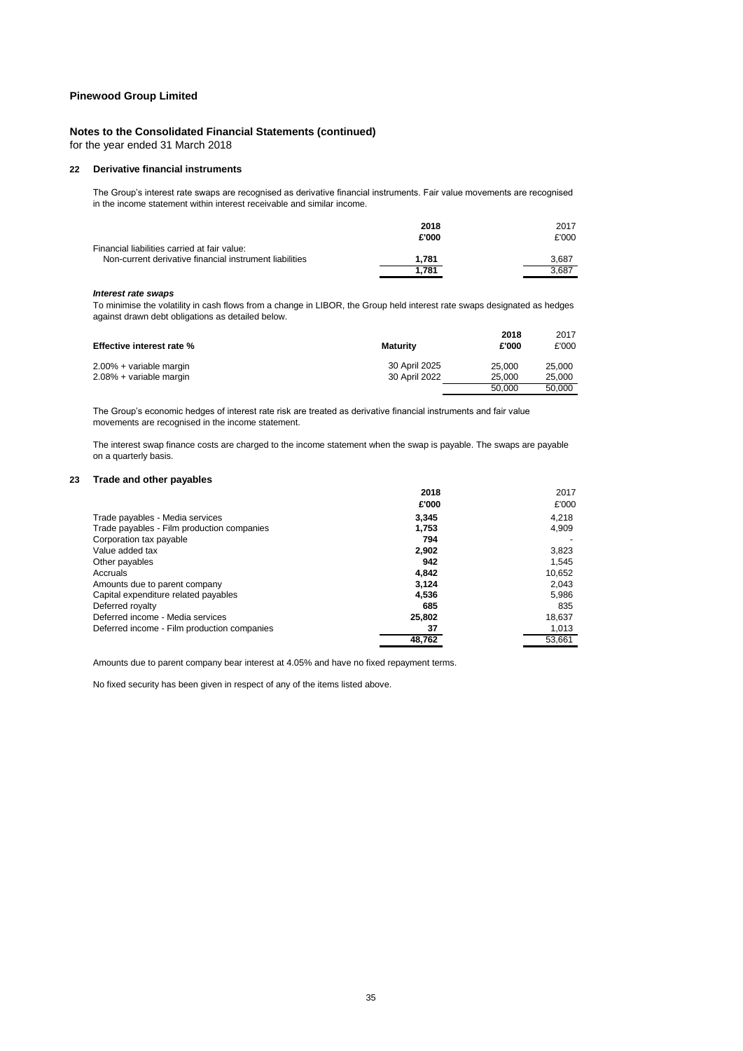# Pinewood Group Limited

## Notes to the Consolidated Financial Statements (continued)

for the year ended 31 March 2018

### 22 Derivative financial instruments

The Group's interest rate swaps are recognised as derivative financial instruments. Fair value movements are recognised in the income statement within interest receivable and similar income.

| | **2018** | 2017 |
|---|---|---|
| | **£'000** | £'000 |
| Financial liabilities carried at fair value: | | |
| Non-current derivative financial instrument liabilities | **1,781** | 3,687 |
| | **1,781** | 3,687 |

***Interest rate swaps***

To minimise the volatility in cash flows from a change in LIBOR, the Group held interest rate swaps designated as hedges against drawn debt obligations as detailed below.

| **Effective interest rate %** | **Maturity** | **2018 £'000** | 2017 £'000 |
|---|---|---|---|
| 2.00% + variable margin | 30 April 2025 | 25,000 | 25,000 |
| 2.08% + variable margin | 30 April 2022 | 25,000 | 25,000 |
| | | 50,000 | 50,000 |

The Group's economic hedges of interest rate risk are treated as derivative financial instruments and fair value movements are recognised in the income statement.

The interest swap finance costs are charged to the income statement when the swap is payable. The swaps are payable on a quarterly basis.

### 23 Trade and other payables

| | **2018** | 2017 |
|---|---|---|
| | **£'000** | £'000 |
| Trade payables - Media services | **3,345** | 4,218 |
| Trade payables - Film production companies | **1,753** | 4,909 |
| Corporation tax payable | **794** | - |
| Value added tax | **2,902** | 3,823 |
| Other payables | **942** | 1,545 |
| Accruals | **4,842** | 10,652 |
| Amounts due to parent company | **3,124** | 2,043 |
| Capital expenditure related payables | **4,536** | 5,986 |
| Deferred royalty | **685** | 835 |
| Deferred income - Media services | **25,802** | 18,637 |
| Deferred income - Film production companies | **37** | 1,013 |
| | **48,762** | 53,661 |

Amounts due to parent company bear interest at 4.05% and have no fixed repayment terms.

No fixed security has been given in respect of any of the items listed above.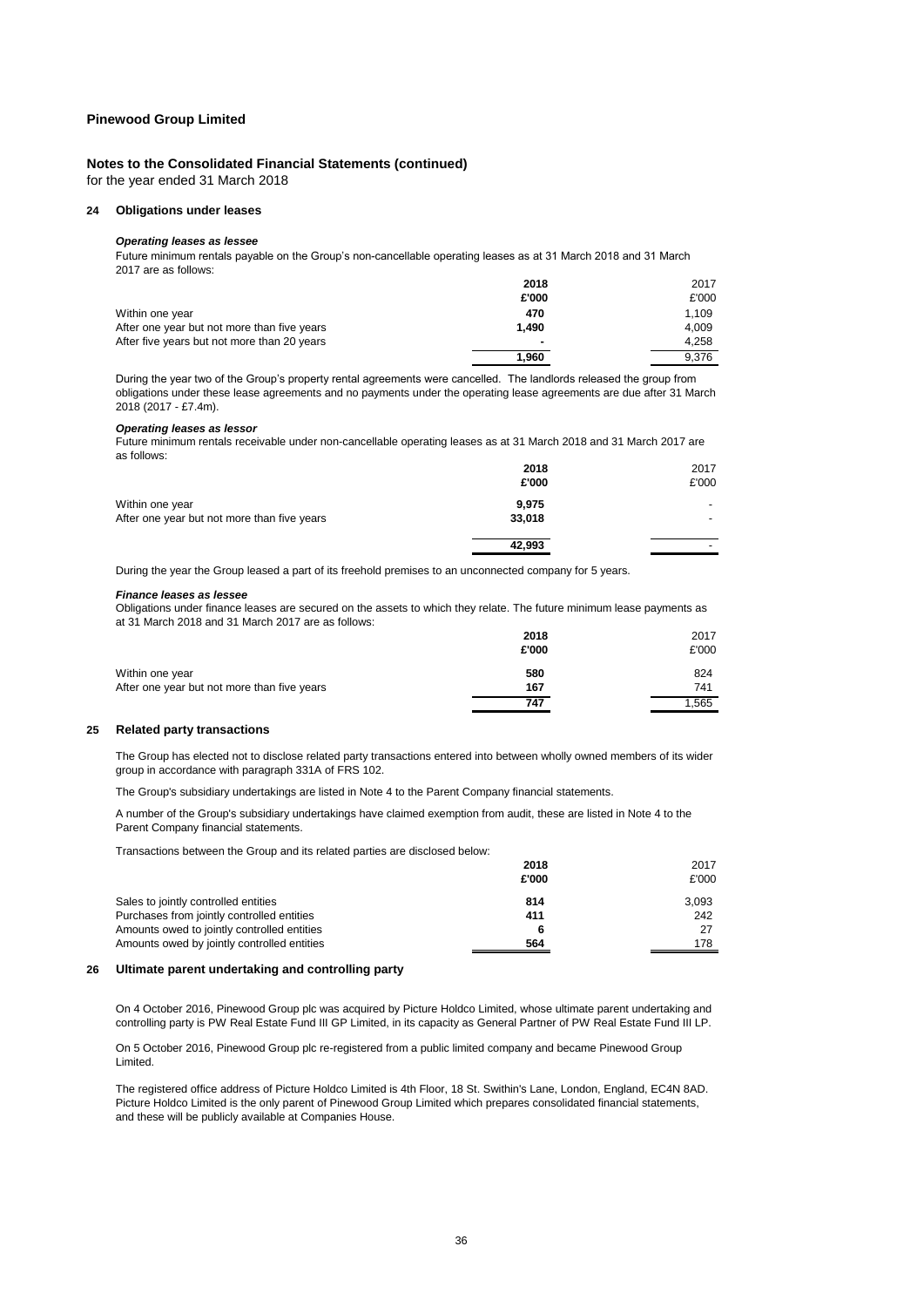**Pinewood Group Limited**

## Notes to the Consolidated Financial Statements (continued)

for the year ended 31 March 2018

### 24 Obligations under leases

***Operating leases as lessee***

Future minimum rentals payable on the Group's non-cancellable operating leases as at 31 March 2018 and 31 March 2017 are as follows:

| | **2018** | 2017 |
|---|---|---|
| | **£'000** | £'000 |
| Within one year | **470** | 1,109 |
| After one year but not more than five years | **1,490** | 4,009 |
| After five years but not more than 20 years | **-** | 4,258 |
| | **1,960** | 9,376 |

During the year two of the Group's property rental agreements were cancelled. The landlords released the group from obligations under these lease agreements and no payments under the operating lease agreements are due after 31 March 2018 (2017 - £7.4m).

***Operating leases as lessor***

Future minimum rentals receivable under non-cancellable operating leases as at 31 March 2018 and 31 March 2017 are as follows:

| | **2018** | 2017 |
|---|---|---|
| | **£'000** | £'000 |
| Within one year | **9,975** | - |
| After one year but not more than five years | **33,018** | - |
| | **42,993** | - |

During the year the Group leased a part of its freehold premises to an unconnected company for 5 years.

***Finance leases as lessee***

Obligations under finance leases are secured on the assets to which they relate. The future minimum lease payments as at 31 March 2018 and 31 March 2017 are as follows:

| | **2018** | 2017 |
|---|---|---|
| | **£'000** | £'000 |
| Within one year | **580** | 824 |
| After one year but not more than five years | **167** | 741 |
| | **747** | 1,565 |

### 25 Related party transactions

The Group has elected not to disclose related party transactions entered into between wholly owned members of its wider group in accordance with paragraph 331A of FRS 102.

The Group's subsidiary undertakings are listed in Note 4 to the Parent Company financial statements.

A number of the Group's subsidiary undertakings have claimed exemption from audit, these are listed in Note 4 to the Parent Company financial statements.

Transactions between the Group and its related parties are disclosed below:

| | **2018** | 2017 |
|---|---|---|
| | **£'000** | £'000 |
| Sales to jointly controlled entities | **814** | 3,093 |
| Purchases from jointly controlled entities | **411** | 242 |
| Amounts owed to jointly controlled entities | **6** | 27 |
| Amounts owed by jointly controlled entities | **564** | 178 |

### 26 Ultimate parent undertaking and controlling party

On 4 October 2016, Pinewood Group plc was acquired by Picture Holdco Limited, whose ultimate parent undertaking and controlling party is PW Real Estate Fund III GP Limited, in its capacity as General Partner of PW Real Estate Fund III LP.

On 5 October 2016, Pinewood Group plc re-registered from a public limited company and became Pinewood Group Limited.

The registered office address of Picture Holdco Limited is 4th Floor, 18 St. Swithin's Lane, London, England, EC4N 8AD. Picture Holdco Limited is the only parent of Pinewood Group Limited which prepares consolidated financial statements, and these will be publicly available at Companies House.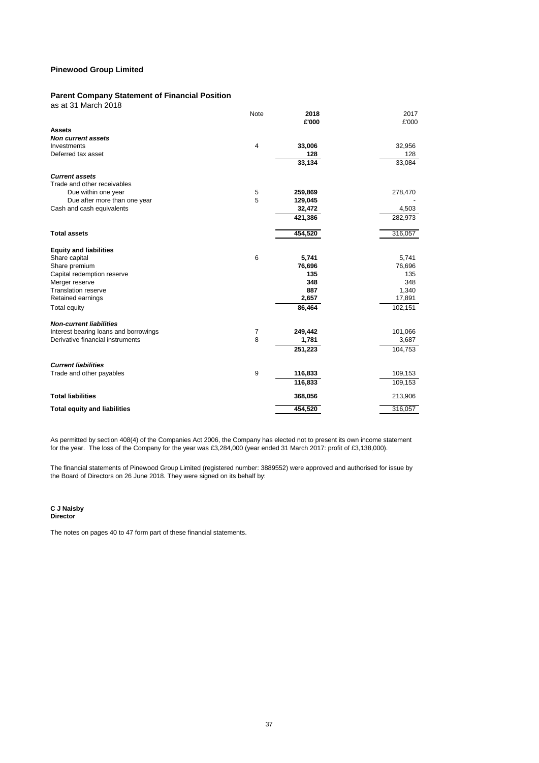**Pinewood Group Limited**

**Parent Company Statement of Financial Position**
as at 31 March 2018

| | Note | **2018** | 2017 |
|---|---|---|---|
| | | **£'000** | £'000 |
| **Assets** | | | |
| ***Non current assets*** | | | |
| Investments | 4 | **33,006** | 32,956 |
| Deferred tax asset | | **128** | 128 |
| | | **33,134** | 33,084 |
| ***Current assets*** | | | |
| Trade and other receivables | | | |
| Due within one year | 5 | **259,869** | 278,470 |
| Due after more than one year | 5 | **129,045** | - |
| Cash and cash equivalents | | **32,472** | 4,503 |
| | | **421,386** | 282,973 |
| **Total assets** | | **454,520** | 316,057 |
| **Equity and liabilities** | | | |
| Share capital | 6 | **5,741** | 5,741 |
| Share premium | | **76,696** | 76,696 |
| Capital redemption reserve | | **135** | 135 |
| Merger reserve | | **348** | 348 |
| Translation reserve | | **887** | 1,340 |
| Retained earnings | | **2,657** | 17,891 |
| Total equity | | **86,464** | 102,151 |
| ***Non-current liabilities*** | | | |
| Interest bearing loans and borrowings | 7 | **249,442** | 101,066 |
| Derivative financial instruments | 8 | **1,781** | 3,687 |
| | | **251,223** | 104,753 |
| ***Current liabilities*** | | | |
| Trade and other payables | 9 | **116,833** | 109,153 |
| | | **116,833** | 109,153 |
| **Total liabilities** | | **368,056** | 213,906 |
| **Total equity and liabilities** | | **454,520** | 316,057 |

As permitted by section 408(4) of the Companies Act 2006, the Company has elected not to present its own income statement for the year. The loss of the Company for the year was £3,284,000 (year ended 31 March 2017: profit of £3,138,000).

The financial statements of Pinewood Group Limited (registered number: 3889552) were approved and authorised for issue by the Board of Directors on 26 June 2018. They were signed on its behalf by:

**C J Naisby**
**Director**

The notes on pages 40 to 47 form part of these financial statements.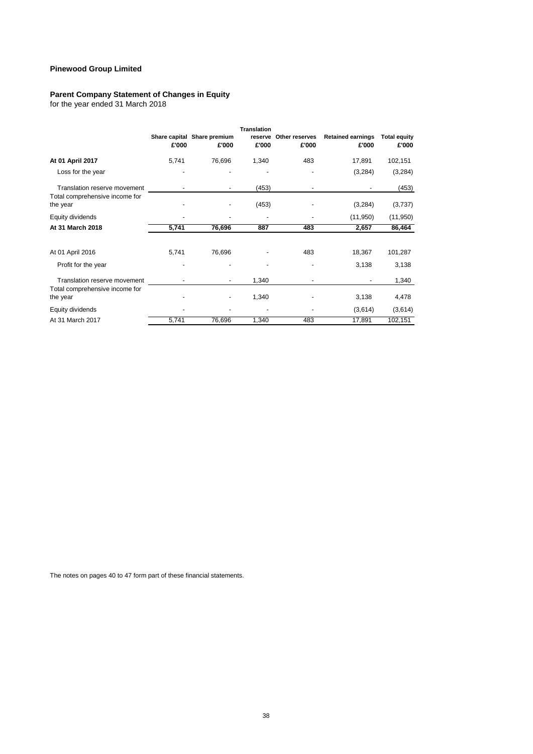**Pinewood Group Limited**

**Parent Company Statement of Changes in Equity**
for the year ended 31 March 2018

| | Share capital £'000 | Share premium £'000 | Translation reserve £'000 | Other reserves £'000 | Retained earnings £'000 | Total equity £'000 |
|---|---|---|---|---|---|---|
| **At 01 April 2017** | 5,741 | 76,696 | 1,340 | 483 | 17,891 | 102,151 |
| Loss for the year | - | - | - | - | (3,284) | (3,284) |
| Translation reserve movement | - | - | (453) | - | - | (453) |
| Total comprehensive income for the year | - | - | (453) | - | (3,284) | (3,737) |
| Equity dividends | - | - | - | - | (11,950) | (11,950) |
| **At 31 March 2018** | **5,741** | **76,696** | **887** | **483** | **2,657** | **86,464** |
| | | | | | | |
| At 01 April 2016 | 5,741 | 76,696 | - | 483 | 18,367 | 101,287 |
| Profit for the year | - | - | - | - | 3,138 | 3,138 |
| Translation reserve movement | - | - | 1,340 | - | - | 1,340 |
| Total comprehensive income for the year | - | - | 1,340 | - | 3,138 | 4,478 |
| Equity dividends | - | - | - | - | (3,614) | (3,614) |
| At 31 March 2017 | 5,741 | 76,696 | 1,340 | 483 | 17,891 | 102,151 |

The notes on pages 40 to 47 form part of these financial statements.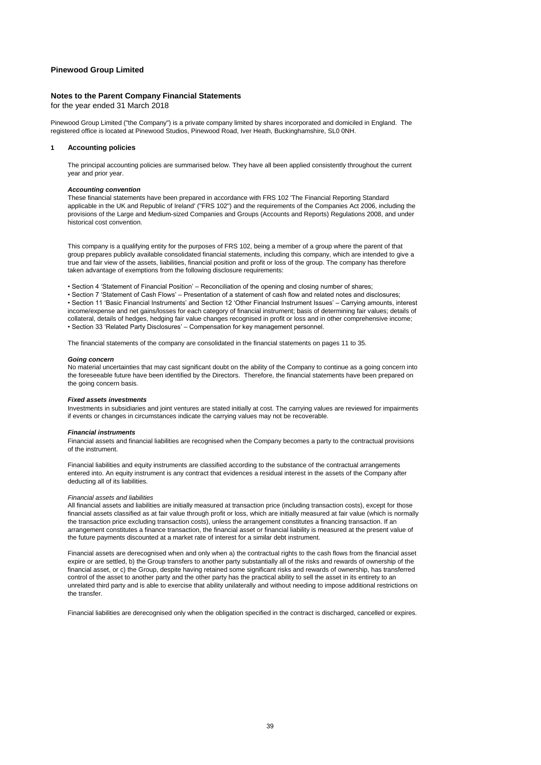**Pinewood Group Limited**

## Notes to the Parent Company Financial Statements

for the year ended 31 March 2018

Pinewood Group Limited ("the Company") is a private company limited by shares incorporated and domiciled in England. The registered office is located at Pinewood Studios, Pinewood Road, Iver Heath, Buckinghamshire, SL0 0NH.

### 1 Accounting policies

The principal accounting policies are summarised below. They have all been applied consistently throughout the current year and prior year.

***Accounting convention***

These financial statements have been prepared in accordance with FRS 102 'The Financial Reporting Standard applicable in the UK and Republic of Ireland' ("FRS 102") and the requirements of the Companies Act 2006, including the provisions of the Large and Medium-sized Companies and Groups (Accounts and Reports) Regulations 2008, and under historical cost convention.

This company is a qualifying entity for the purposes of FRS 102, being a member of a group where the parent of that group prepares publicly available consolidated financial statements, including this company, which are intended to give a true and fair view of the assets, liabilities, financial position and profit or loss of the group. The company has therefore taken advantage of exemptions from the following disclosure requirements:

- Section 4 'Statement of Financial Position' – Reconciliation of the opening and closing number of shares;
- Section 7 'Statement of Cash Flows' – Presentation of a statement of cash flow and related notes and disclosures;
- Section 11 'Basic Financial Instruments' and Section 12 'Other Financial Instrument Issues' – Carrying amounts, interest income/expense and net gains/losses for each category of financial instrument; basis of determining fair values; details of collateral, details of hedges, hedging fair value changes recognised in profit or loss and in other comprehensive income;
- Section 33 'Related Party Disclosures' – Compensation for key management personnel.

The financial statements of the company are consolidated in the financial statements on pages 11 to 35.

***Going concern***

No material uncertainties that may cast significant doubt on the ability of the Company to continue as a going concern into the foreseeable future have been identified by the Directors. Therefore, the financial statements have been prepared on the going concern basis.

***Fixed assets investments***

Investments in subsidiaries and joint ventures are stated initially at cost. The carrying values are reviewed for impairments if events or changes in circumstances indicate the carrying values may not be recoverable.

***Financial instruments***

Financial assets and financial liabilities are recognised when the Company becomes a party to the contractual provisions of the instrument.

Financial liabilities and equity instruments are classified according to the substance of the contractual arrangements entered into. An equity instrument is any contract that evidences a residual interest in the assets of the Company after deducting all of its liabilities.

*Financial assets and liabilities*

All financial assets and liabilities are initially measured at transaction price (including transaction costs), except for those financial assets classified as at fair value through profit or loss, which are initially measured at fair value (which is normally the transaction price excluding transaction costs), unless the arrangement constitutes a financing transaction. If an arrangement constitutes a finance transaction, the financial asset or financial liability is measured at the present value of the future payments discounted at a market rate of interest for a similar debt instrument.

Financial assets are derecognised when and only when a) the contractual rights to the cash flows from the financial asset expire or are settled, b) the Group transfers to another party substantially all of the risks and rewards of ownership of the financial asset, or c) the Group, despite having retained some significant risks and rewards of ownership, has transferred control of the asset to another party and the other party has the practical ability to sell the asset in its entirety to an unrelated third party and is able to exercise that ability unilaterally and without needing to impose additional restrictions on the transfer.

Financial liabilities are derecognised only when the obligation specified in the contract is discharged, cancelled or expires.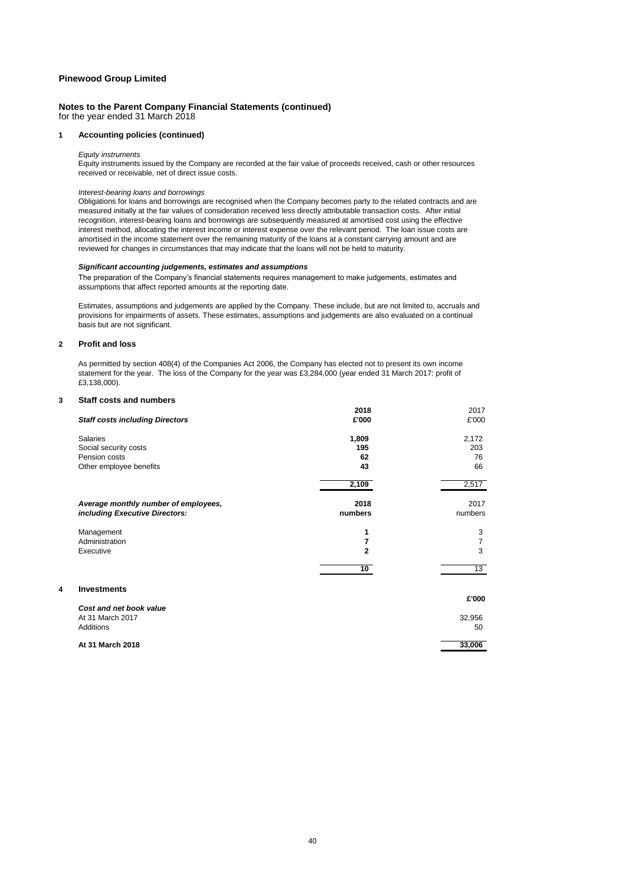**Pinewood Group Limited**

**Notes to the Parent Company Financial Statements (continued)**
for the year ended 31 March 2018

**1 Accounting policies (continued)**

*Equity instruments*
Equity instruments issued by the Company are recorded at the fair value of proceeds received, cash or other resources received or receivable, net of direct issue costs.

*Interest-bearing loans and borrowings*
Obligations for loans and borrowings are recognised when the Company becomes party to the related contracts and are measured initially at the fair values of consideration received less directly attributable transaction costs. After initial recognition, interest-bearing loans and borrowings are subsequently measured at amortised cost using the effective interest method, allocating the interest income or interest expense over the relevant period. The loan issue costs are amortised in the income statement over the remaining maturity of the loans at a constant carrying amount and are reviewed for changes in circumstances that may indicate that the loans will not be held to maturity.

***Significant accounting judgements, estimates and assumptions***
The preparation of the Company's financial statements requires management to make judgements, estimates and assumptions that affect reported amounts at the reporting date.

Estimates, assumptions and judgements are applied by the Company. These include, but are not limited to, accruals and provisions for impairments of assets. These estimates, assumptions and judgements are also evaluated on a continual basis but are not significant.

**2 Profit and loss**

As permitted by section 408(4) of the Companies Act 2006, the Company has elected not to present its own income statement for the year. The loss of the Company for the year was £3,284,000 (year ended 31 March 2017: profit of £3,138,000).

**3 Staff costs and numbers**

| ***Staff costs including Directors*** | **2018 £'000** | 2017 £'000 |
|---|---|---|
| Salaries | **1,809** | 2,172 |
| Social security costs | **195** | 203 |
| Pension costs | **62** | 76 |
| Other employee benefits | **43** | 66 |
| | **2,109** | 2,517 |

| ***Average monthly number of employees, including Executive Directors:*** | **2018 numbers** | 2017 numbers |
|---|---|---|
| Management | **1** | 3 |
| Administration | **7** | 7 |
| Executive | **2** | 3 |
| | **10** | 13 |

**4 Investments**

| | **£'000** |
|---|---|
| ***Cost and net book value*** | |
| At 31 March 2017 | 32,956 |
| Additions | 50 |
| **At 31 March 2018** | **33,006** |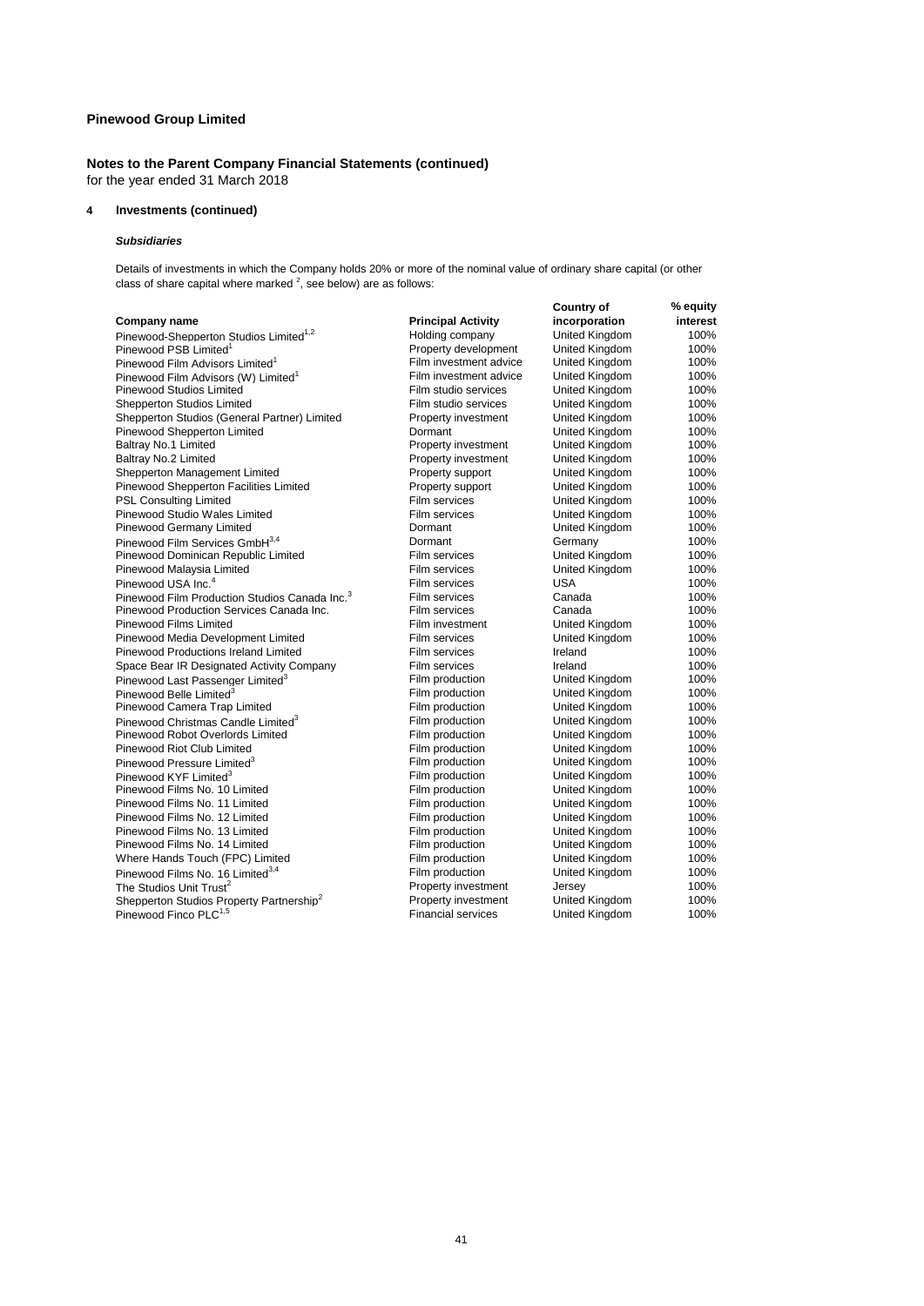**Pinewood Group Limited**

**Notes to the Parent Company Financial Statements (continued)**
for the year ended 31 March 2018

**4 Investments (continued)**

***Subsidiaries***

Details of investments in which the Company holds 20% or more of the nominal value of ordinary share capital (or other class of share capital where marked [2], see below) are as follows:

| Company name | Principal Activity | Country of incorporation | % equity interest |
|---|---|---|---|
| Pinewood-Shepperton Studios Limited[1,2] | Holding company | United Kingdom | 100% |
| Pinewood PSB Limited[1] | Property development | United Kingdom | 100% |
| Pinewood Film Advisors Limited[1] | Film investment advice | United Kingdom | 100% |
| Pinewood Film Advisors (W) Limited[1] | Film investment advice | United Kingdom | 100% |
| Pinewood Studios Limited | Film studio services | United Kingdom | 100% |
| Shepperton Studios Limited | Film studio services | United Kingdom | 100% |
| Shepperton Studios (General Partner) Limited | Property investment | United Kingdom | 100% |
| Pinewood Shepperton Limited | Dormant | United Kingdom | 100% |
| Baltray No.1 Limited | Property investment | United Kingdom | 100% |
| Baltray No.2 Limited | Property investment | United Kingdom | 100% |
| Shepperton Management Limited | Property support | United Kingdom | 100% |
| Pinewood Shepperton Facilities Limited | Property support | United Kingdom | 100% |
| PSL Consulting Limited | Film services | United Kingdom | 100% |
| Pinewood Studio Wales Limited | Film services | United Kingdom | 100% |
| Pinewood Germany Limited | Dormant | United Kingdom | 100% |
| Pinewood Film Services GmbH[3,4] | Dormant | Germany | 100% |
| Pinewood Dominican Republic Limited | Film services | United Kingdom | 100% |
| Pinewood Malaysia Limited | Film services | United Kingdom | 100% |
| Pinewood USA Inc.[4] | Film services | USA | 100% |
| Pinewood Film Production Studios Canada Inc.[3] | Film services | Canada | 100% |
| Pinewood Production Services Canada Inc. | Film services | Canada | 100% |
| Pinewood Films Limited | Film investment | United Kingdom | 100% |
| Pinewood Media Development Limited | Film services | United Kingdom | 100% |
| Pinewood Productions Ireland Limited | Film services | Ireland | 100% |
| Space Bear IR Designated Activity Company | Film services | Ireland | 100% |
| Pinewood Last Passenger Limited[3] | Film production | United Kingdom | 100% |
| Pinewood Belle Limited[3] | Film production | United Kingdom | 100% |
| Pinewood Camera Trap Limited | Film production | United Kingdom | 100% |
| Pinewood Christmas Candle Limited[3] | Film production | United Kingdom | 100% |
| Pinewood Robot Overlords Limited | Film production | United Kingdom | 100% |
| Pinewood Riot Club Limited | Film production | United Kingdom | 100% |
| Pinewood Pressure Limited[3] | Film production | United Kingdom | 100% |
| Pinewood KYF Limited[3] | Film production | United Kingdom | 100% |
| Pinewood Films No. 10 Limited | Film production | United Kingdom | 100% |
| Pinewood Films No. 11 Limited | Film production | United Kingdom | 100% |
| Pinewood Films No. 12 Limited | Film production | United Kingdom | 100% |
| Pinewood Films No. 13 Limited | Film production | United Kingdom | 100% |
| Pinewood Films No. 14 Limited | Film production | United Kingdom | 100% |
| Where Hands Touch (FPC) Limited | Film production | United Kingdom | 100% |
| Pinewood Films No. 16 Limited[3,4] | Film production | United Kingdom | 100% |
| The Studios Unit Trust[2] | Property investment | Jersey | 100% |
| Shepperton Studios Property Partnership[2] | Property investment | United Kingdom | 100% |
| Pinewood Finco PLC[1,5] | Financial services | United Kingdom | 100% |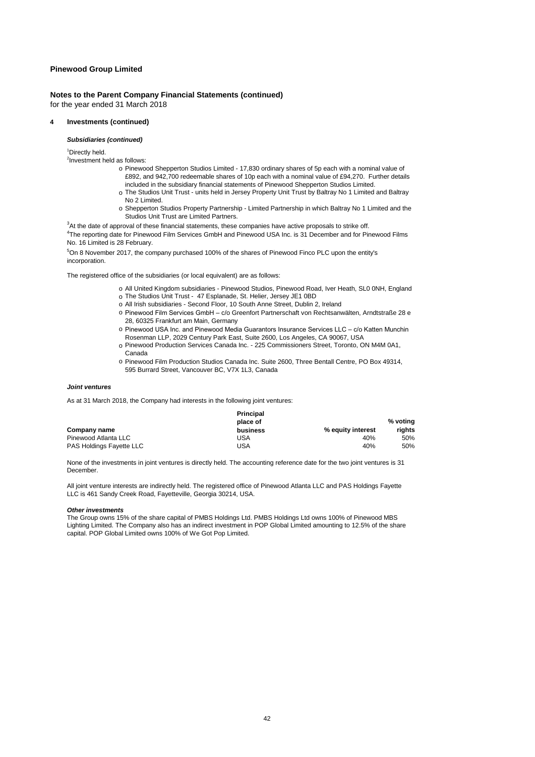**Pinewood Group Limited**

**Notes to the Parent Company Financial Statements (continued)**
for the year ended 31 March 2018

**4 Investments (continued)**

***Subsidiaries (continued)***

[1]Directly held.
[2]Investment held as follows:

- Pinewood Shepperton Studios Limited - 17,830 ordinary shares of 5p each with a nominal value of £892, and 942,700 redeemable shares of 10p each with a nominal value of £94,270. Further details included in the subsidiary financial statements of Pinewood Shepperton Studios Limited.
- The Studios Unit Trust - units held in Jersey Property Unit Trust by Baltray No 1 Limited and Baltray No 2 Limited.
- Shepperton Studios Property Partnership - Limited Partnership in which Baltray No 1 Limited and the Studios Unit Trust are Limited Partners.

[3]At the date of approval of these financial statements, these companies have active proposals to strike off.
[4]The reporting date for Pinewood Film Services GmbH and Pinewood USA Inc. is 31 December and for Pinewood Films No. 16 Limited is 28 February.

[5]On 8 November 2017, the company purchased 100% of the shares of Pinewood Finco PLC upon the entity's incorporation.

The registered office of the subsidiaries (or local equivalent) are as follows:

- All United Kingdom subsidiaries - Pinewood Studios, Pinewood Road, Iver Heath, SL0 0NH, England
- The Studios Unit Trust - 47 Esplanade, St. Helier, Jersey JE1 0BD
- All Irish subsidiaries - Second Floor, 10 South Anne Street, Dublin 2, Ireland
- Pinewood Film Services GmbH – c/o Greenfort Partnerschaft von Rechtsanwälten, Arndtstraße 28 e 28, 60325 Frankfurt am Main, Germany
- Pinewood USA Inc. and Pinewood Media Guarantors Insurance Services LLC – c/o Katten Munchin Rosenman LLP, 2029 Century Park East, Suite 2600, Los Angeles, CA 90067, USA
- Pinewood Production Services Canada Inc. - 225 Commissioners Street, Toronto, ON M4M 0A1, Canada
- Pinewood Film Production Studios Canada Inc. Suite 2600, Three Bentall Centre, PO Box 49314, 595 Burrard Street, Vancouver BC, V7X 1L3, Canada

***Joint ventures***

As at 31 March 2018, the Company had interests in the following joint ventures:

| Company name | Principal place of business | % equity interest | % voting rights |
|---|---|---|---|
| Pinewood Atlanta LLC | USA | 40% | 50% |
| PAS Holdings Fayette LLC | USA | 40% | 50% |

None of the investments in joint ventures is directly held. The accounting reference date for the two joint ventures is 31 December.

All joint venture interests are indirectly held. The registered office of Pinewood Atlanta LLC and PAS Holdings Fayette LLC is 461 Sandy Creek Road, Fayetteville, Georgia 30214, USA.

***Other investments***
The Group owns 15% of the share capital of PMBS Holdings Ltd. PMBS Holdings Ltd owns 100% of Pinewood MBS Lighting Limited. The Company also has an indirect investment in POP Global Limited amounting to 12.5% of the share capital. POP Global Limited owns 100% of We Got Pop Limited.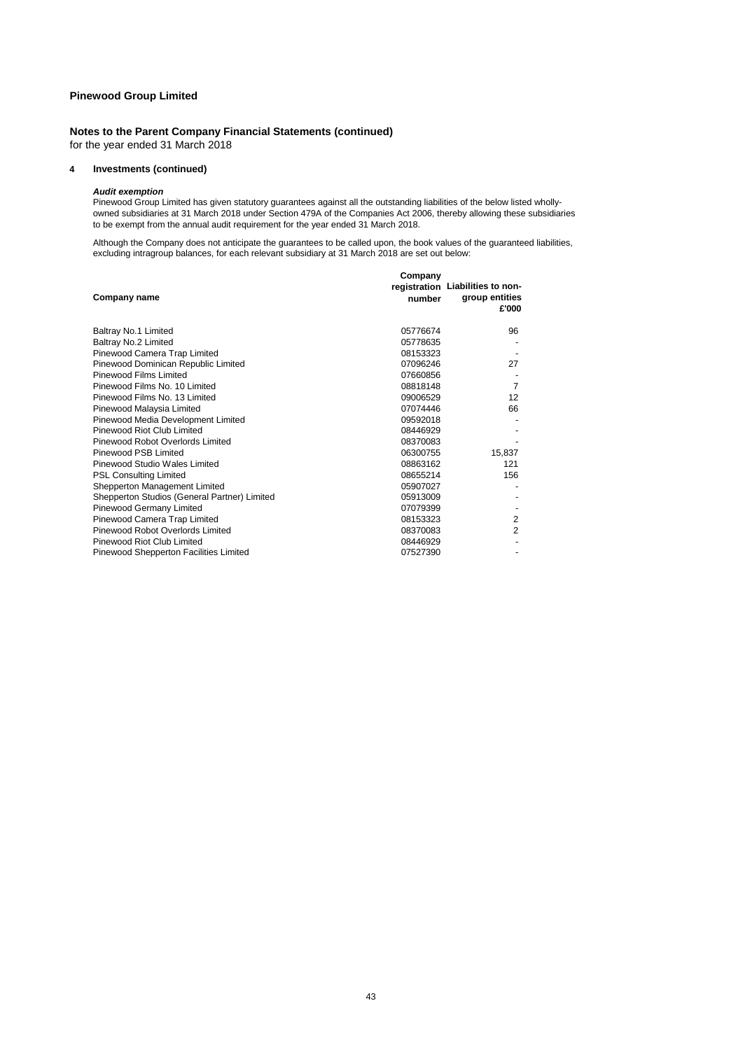## Pinewood Group Limited

### Notes to the Parent Company Financial Statements (continued)

for the year ended 31 March 2018

### 4 Investments (continued)

***Audit exemption***

Pinewood Group Limited has given statutory guarantees against all the outstanding liabilities of the below listed wholly-owned subsidiaries at 31 March 2018 under Section 479A of the Companies Act 2006, thereby allowing these subsidiaries to be exempt from the annual audit requirement for the year ended 31 March 2018.

Although the Company does not anticipate the guarantees to be called upon, the book values of the guaranteed liabilities, excluding intragroup balances, for each relevant subsidiary at 31 March 2018 are set out below:

| Company name | Company registration number | Liabilities to non-group entities £'000 |
|---|---|---|
| Baltray No.1 Limited | 05776674 | 96 |
| Baltray No.2 Limited | 05778635 | - |
| Pinewood Camera Trap Limited | 08153323 | - |
| Pinewood Dominican Republic Limited | 07096246 | 27 |
| Pinewood Films Limited | 07660856 | - |
| Pinewood Films No. 10 Limited | 08818148 | 7 |
| Pinewood Films No. 13 Limited | 09006529 | 12 |
| Pinewood Malaysia Limited | 07074446 | 66 |
| Pinewood Media Development Limited | 09592018 | - |
| Pinewood Riot Club Limited | 08446929 | - |
| Pinewood Robot Overlords Limited | 08370083 | - |
| Pinewood PSB Limited | 06300755 | 15,837 |
| Pinewood Studio Wales Limited | 08863162 | 121 |
| PSL Consulting Limited | 08655214 | 156 |
| Shepperton Management Limited | 05907027 | - |
| Shepperton Studios (General Partner) Limited | 05913009 | - |
| Pinewood Germany Limited | 07079399 | - |
| Pinewood Camera Trap Limited | 08153323 | 2 |
| Pinewood Robot Overlords Limited | 08370083 | 2 |
| Pinewood Riot Club Limited | 08446929 | - |
| Pinewood Shepperton Facilities Limited | 07527390 | - |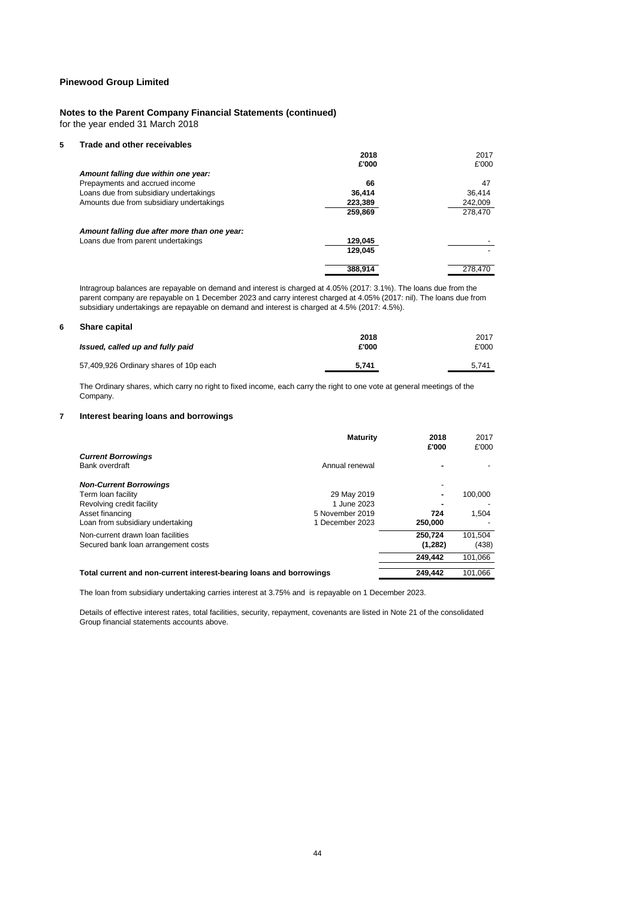**Pinewood Group Limited**

**Notes to the Parent Company Financial Statements (continued)**
for the year ended 31 March 2018

### 5 Trade and other receivables

| | 2018 £'000 | 2017 £'000 |
|---|---|---|
| ***Amount falling due within one year:*** | | |
| Prepayments and accrued income | **66** | 47 |
| Loans due from subsidiary undertakings | **36,414** | 36,414 |
| Amounts due from subsidiary undertakings | **223,389** | 242,009 |
| | **259,869** | 278,470 |
| ***Amount falling due after more than one year:*** | | |
| Loans due from parent undertakings | **129,045** | - |
| | **129,045** | - |
| | **388,914** | 278,470 |

Intragroup balances are repayable on demand and interest is charged at 4.05% (2017: 3.1%). The loans due from the parent company are repayable on 1 December 2023 and carry interest charged at 4.05% (2017: nil). The loans due from subsidiary undertakings are repayable on demand and interest is charged at 4.5% (2017: 4.5%).

### 6 Share capital

| ***Issued, called up and fully paid*** | 2018 £'000 | 2017 £'000 |
|---|---|---|
| 57,409,926 Ordinary shares of 10p each | **5,741** | 5,741 |

The Ordinary shares, which carry no right to fixed income, each carry the right to one vote at general meetings of the Company.

### 7 Interest bearing loans and borrowings

| | Maturity | 2018 £'000 | 2017 £'000 |
|---|---|---|---|
| ***Current Borrowings*** | | | |
| Bank overdraft | Annual renewal | **-** | - |
| ***Non-Current Borrowings*** | | - | |
| Term loan facility | 29 May 2019 | **-** | 100,000 |
| Revolving credit facility | 1 June 2023 | **-** | - |
| Asset financing | 5 November 2019 | **724** | 1,504 |
| Loan from subsidiary undertaking | 1 December 2023 | **250,000** | - |
| Non-current drawn loan facilities | | **250,724** | 101,504 |
| Secured bank loan arrangement costs | | **(1,282)** | (438) |
| | | **249,442** | 101,066 |
| **Total current and non-current interest-bearing loans and borrowings** | | **249,442** | 101,066 |

The loan from subsidiary undertaking carries interest at 3.75% and is repayable on 1 December 2023.

Details of effective interest rates, total facilities, security, repayment, covenants are listed in Note 21 of the consolidated Group financial statements accounts above.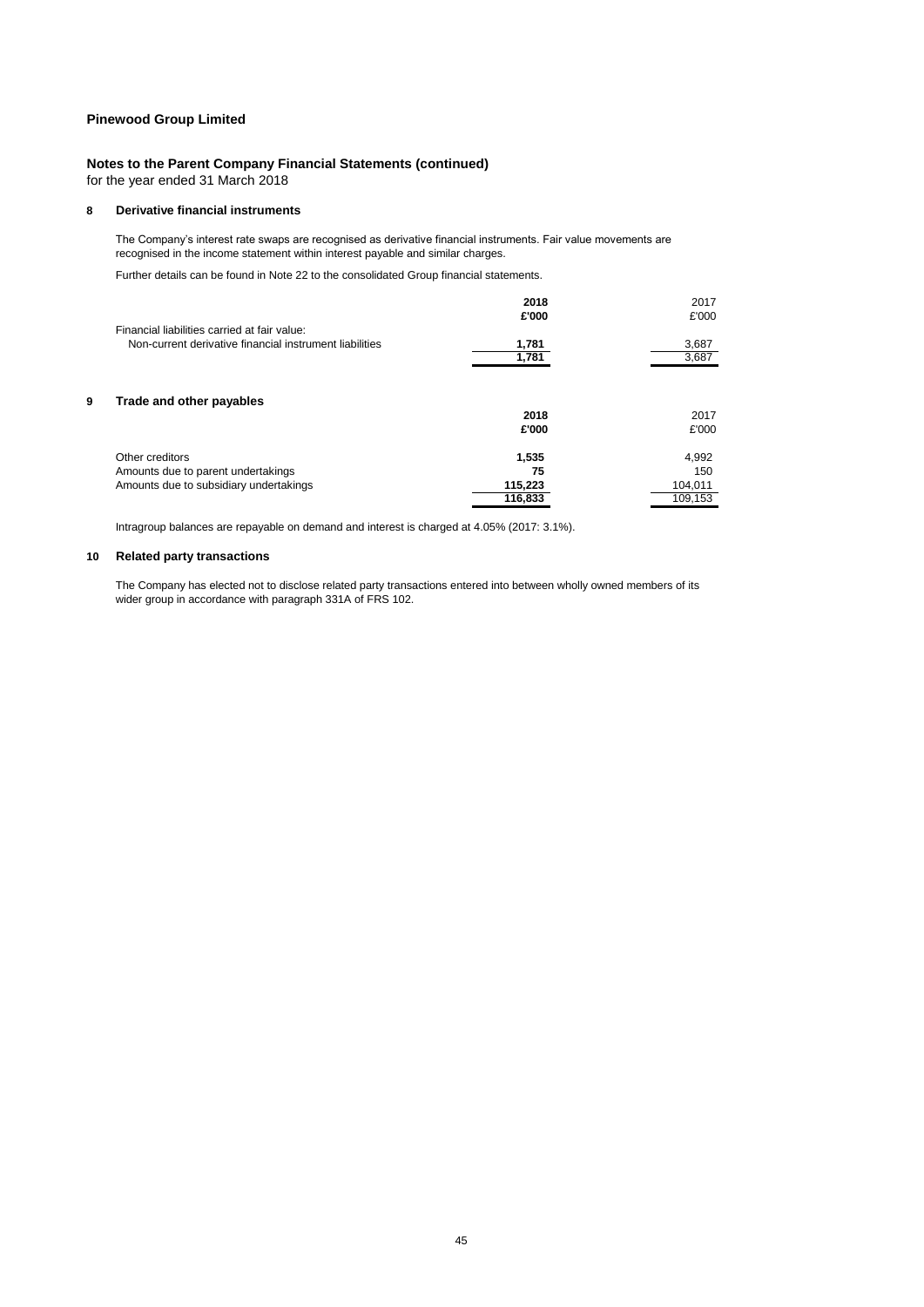**Pinewood Group Limited**

**Notes to the Parent Company Financial Statements (continued)**
for the year ended 31 March 2018

## 8 Derivative financial instruments

The Company's interest rate swaps are recognised as derivative financial instruments. Fair value movements are recognised in the income statement within interest payable and similar charges.

Further details can be found in Note 22 to the consolidated Group financial statements.

| | **2018** | 2017 |
|---|---|---|
| | **£'000** | £'000 |
| Financial liabilities carried at fair value: | | |
| Non-current derivative financial instrument liabilities | **1,781** | 3,687 |
| | **1,781** | 3,687 |

## 9 Trade and other payables

| | **2018** | 2017 |
|---|---|---|
| | **£'000** | £'000 |
| Other creditors | **1,535** | 4,992 |
| Amounts due to parent undertakings | **75** | 150 |
| Amounts due to subsidiary undertakings | **115,223** | 104,011 |
| | **116,833** | 109,153 |

Intragroup balances are repayable on demand and interest is charged at 4.05% (2017: 3.1%).

## 10 Related party transactions

The Company has elected not to disclose related party transactions entered into between wholly owned members of its wider group in accordance with paragraph 331A of FRS 102.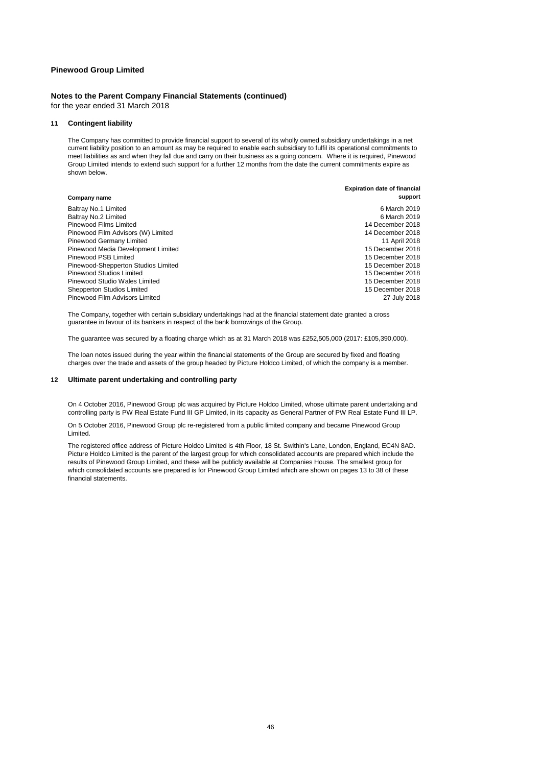**Pinewood Group Limited**

**Notes to the Parent Company Financial Statements (continued)**
for the year ended 31 March 2018

### 11 Contingent liability

The Company has committed to provide financial support to several of its wholly owned subsidiary undertakings in a net current liability position to an amount as may be required to enable each subsidiary to fulfil its operational commitments to meet liabilities as and when they fall due and carry on their business as a going concern. Where it is required, Pinewood Group Limited intends to extend such support for a further 12 months from the date the current commitments expire as shown below.

| Company name | Expiration date of financial support |
|---|---|
| Baltray No.1 Limited | 6 March 2019 |
| Baltray No.2 Limited | 6 March 2019 |
| Pinewood Films Limited | 14 December 2018 |
| Pinewood Film Advisors (W) Limited | 14 December 2018 |
| Pinewood Germany Limited | 11 April 2018 |
| Pinewood Media Development Limited | 15 December 2018 |
| Pinewood PSB Limited | 15 December 2018 |
| Pinewood-Shepperton Studios Limited | 15 December 2018 |
| Pinewood Studios Limited | 15 December 2018 |
| Pinewood Studio Wales Limited | 15 December 2018 |
| Shepperton Studios Limited | 15 December 2018 |
| Pinewood Film Advisors Limited | 27 July 2018 |

The Company, together with certain subsidiary undertakings had at the financial statement date granted a cross guarantee in favour of its bankers in respect of the bank borrowings of the Group.

The guarantee was secured by a floating charge which as at 31 March 2018 was £252,505,000 (2017: £105,390,000).

The loan notes issued during the year within the financial statements of the Group are secured by fixed and floating charges over the trade and assets of the group headed by Picture Holdco Limited, of which the company is a member.

### 12 Ultimate parent undertaking and controlling party

On 4 October 2016, Pinewood Group plc was acquired by Picture Holdco Limited, whose ultimate parent undertaking and controlling party is PW Real Estate Fund III GP Limited, in its capacity as General Partner of PW Real Estate Fund III LP.

On 5 October 2016, Pinewood Group plc re-registered from a public limited company and became Pinewood Group Limited.

The registered office address of Picture Holdco Limited is 4th Floor, 18 St. Swithin's Lane, London, England, EC4N 8AD. Picture Holdco Limited is the parent of the largest group for which consolidated accounts are prepared which include the results of Pinewood Group Limited, and these will be publicly available at Companies House. The smallest group for which consolidated accounts are prepared is for Pinewood Group Limited which are shown on pages 13 to 38 of these financial statements.